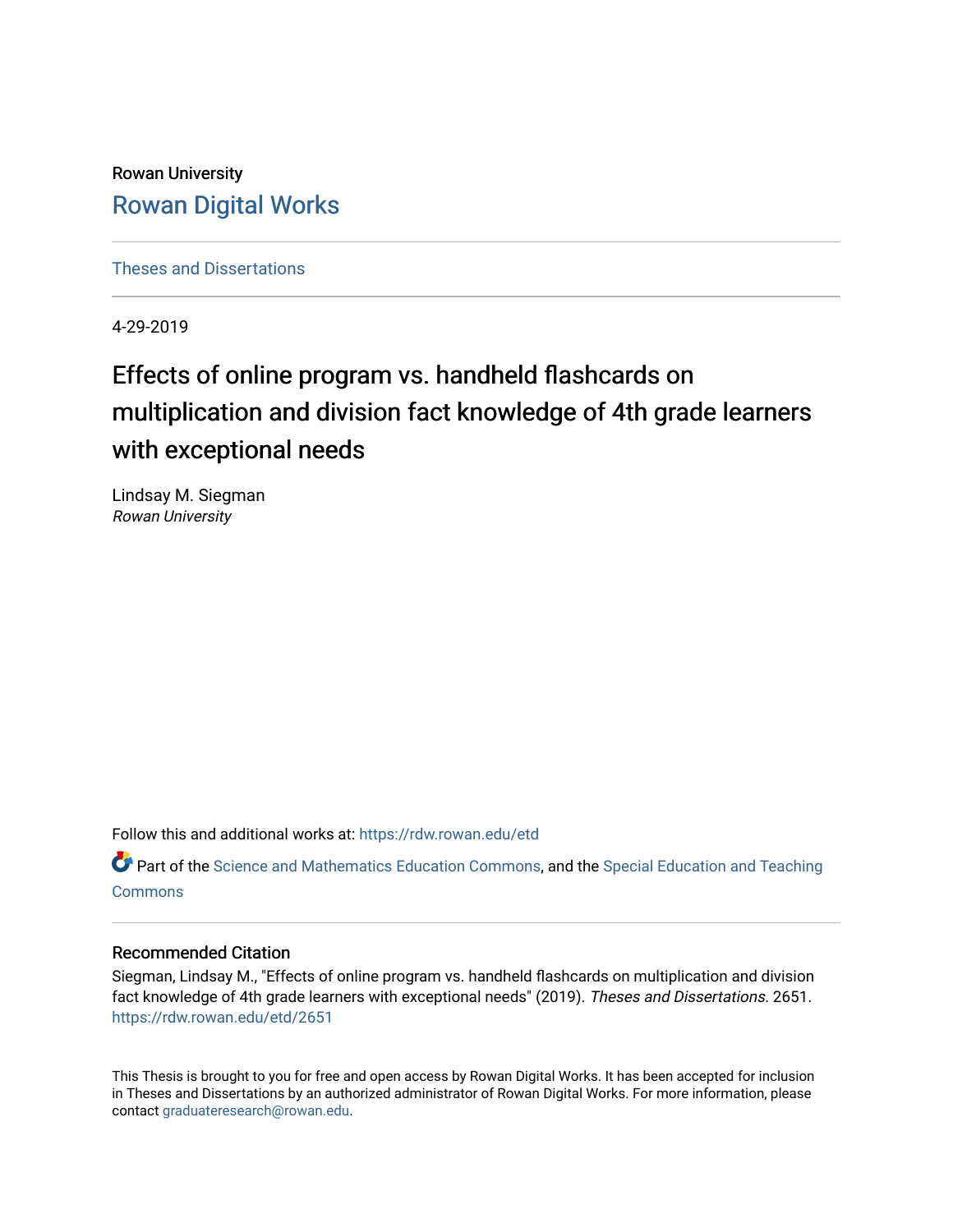Rowan University

# Rowan Digital Works

Theses and Dissertations

4-29-2019

# Effects of online program vs. handheld flashcards on multiplication and division fact knowledge of 4th grade learners with exceptional needs

Lindsay M. Siegman
*Rowan University*

Follow this and additional works at: https://rdw.rowan.edu/etd

Part of the Science and Mathematics Education Commons, and the Special Education and Teaching Commons

## Recommended Citation

Siegman, Lindsay M., "Effects of online program vs. handheld flashcards on multiplication and division fact knowledge of 4th grade learners with exceptional needs" (2019). *Theses and Dissertations*. 2651. https://rdw.rowan.edu/etd/2651

This Thesis is brought to you for free and open access by Rowan Digital Works. It has been accepted for inclusion in Theses and Dissertations by an authorized administrator of Rowan Digital Works. For more information, please contact graduateresearch@rowan.edu.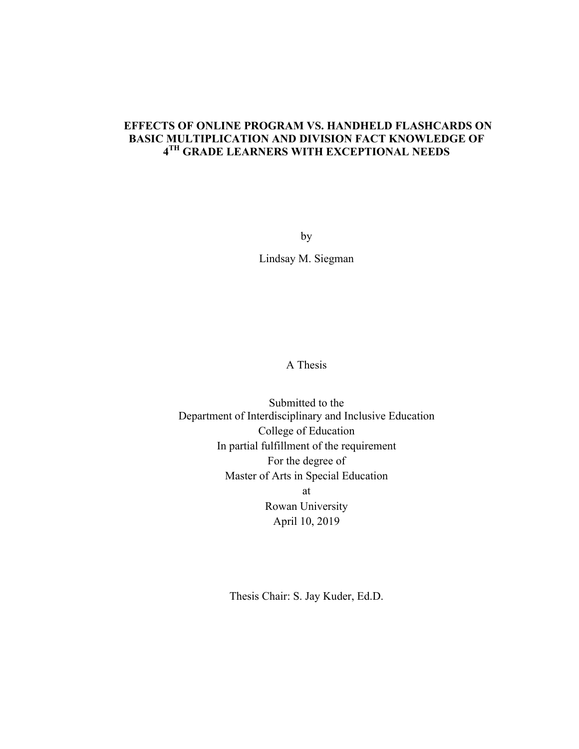# EFFECTS OF ONLINE PROGRAM VS. HANDHELD FLASHCARDS ON BASIC MULTIPLICATION AND DIVISION FACT KNOWLEDGE OF 4TH GRADE LEARNERS WITH EXCEPTIONAL NEEDS

by

Lindsay M. Siegman

A Thesis

Submitted to the
Department of Interdisciplinary and Inclusive Education
College of Education
In partial fulfillment of the requirement
For the degree of
Master of Arts in Special Education
at
Rowan University
April 10, 2019

Thesis Chair: S. Jay Kuder, Ed.D.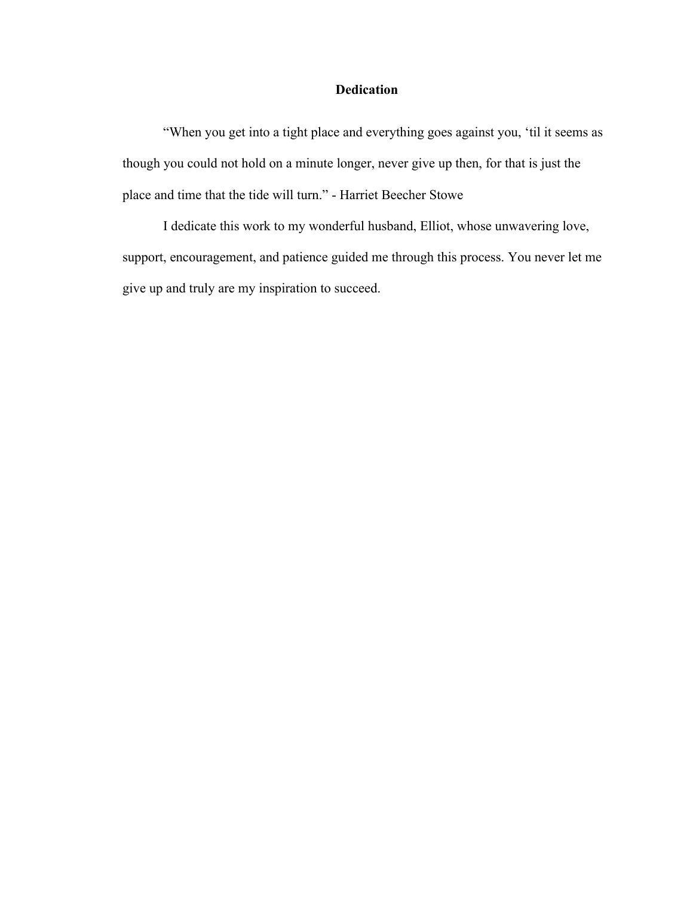# Dedication

"When you get into a tight place and everything goes against you, 'til it seems as though you could not hold on a minute longer, never give up then, for that is just the place and time that the tide will turn." - Harriet Beecher Stowe

I dedicate this work to my wonderful husband, Elliot, whose unwavering love, support, encouragement, and patience guided me through this process. You never let me give up and truly are my inspiration to succeed.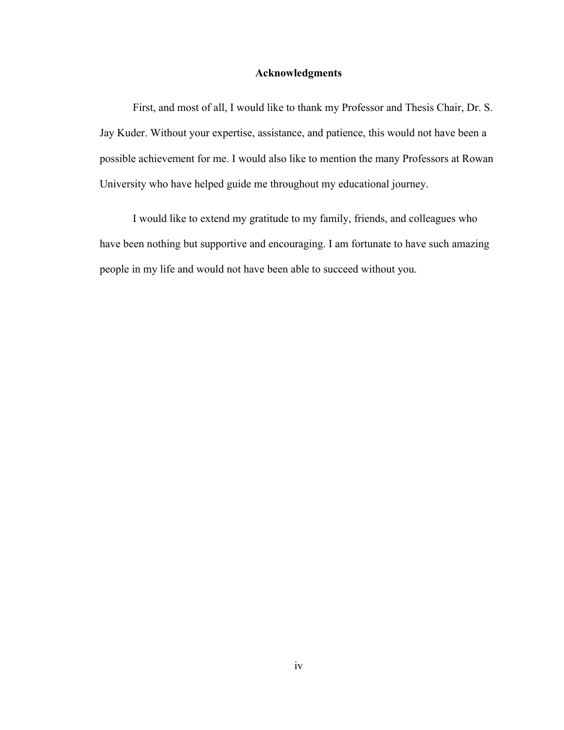## Acknowledgments

First, and most of all, I would like to thank my Professor and Thesis Chair, Dr. S. Jay Kuder. Without your expertise, assistance, and patience, this would not have been a possible achievement for me. I would also like to mention the many Professors at Rowan University who have helped guide me throughout my educational journey.

I would like to extend my gratitude to my family, friends, and colleagues who have been nothing but supportive and encouraging. I am fortunate to have such amazing people in my life and would not have been able to succeed without you.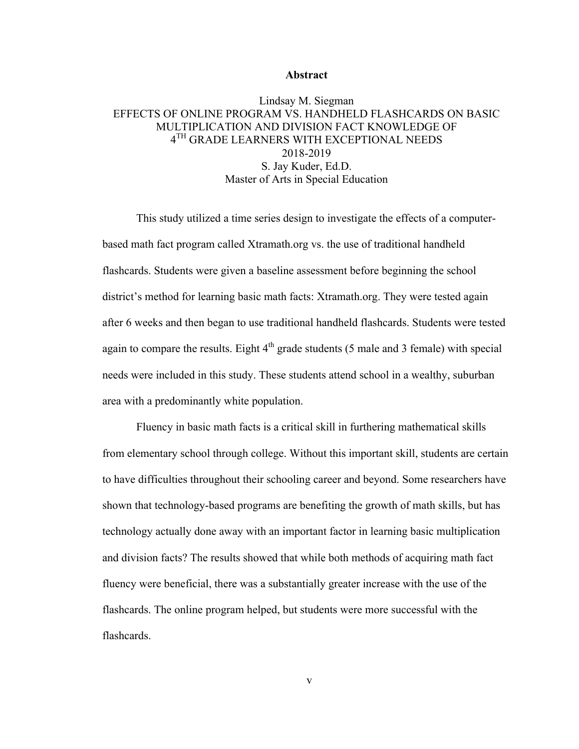# Abstract

Lindsay M. Siegman
EFFECTS OF ONLINE PROGRAM VS. HANDHELD FLASHCARDS ON BASIC MULTIPLICATION AND DIVISION FACT KNOWLEDGE OF 4TH GRADE LEARNERS WITH EXCEPTIONAL NEEDS
2018-2019
S. Jay Kuder, Ed.D.
Master of Arts in Special Education

This study utilized a time series design to investigate the effects of a computer-based math fact program called Xtramath.org vs. the use of traditional handheld flashcards. Students were given a baseline assessment before beginning the school district's method for learning basic math facts: Xtramath.org. They were tested again after 6 weeks and then began to use traditional handheld flashcards. Students were tested again to compare the results. Eight 4th grade students (5 male and 3 female) with special needs were included in this study. These students attend school in a wealthy, suburban area with a predominantly white population.

Fluency in basic math facts is a critical skill in furthering mathematical skills from elementary school through college. Without this important skill, students are certain to have difficulties throughout their schooling career and beyond. Some researchers have shown that technology-based programs are benefiting the growth of math skills, but has technology actually done away with an important factor in learning basic multiplication and division facts? The results showed that while both methods of acquiring math fact fluency were beneficial, there was a substantially greater increase with the use of the flashcards. The online program helped, but students were more successful with the flashcards.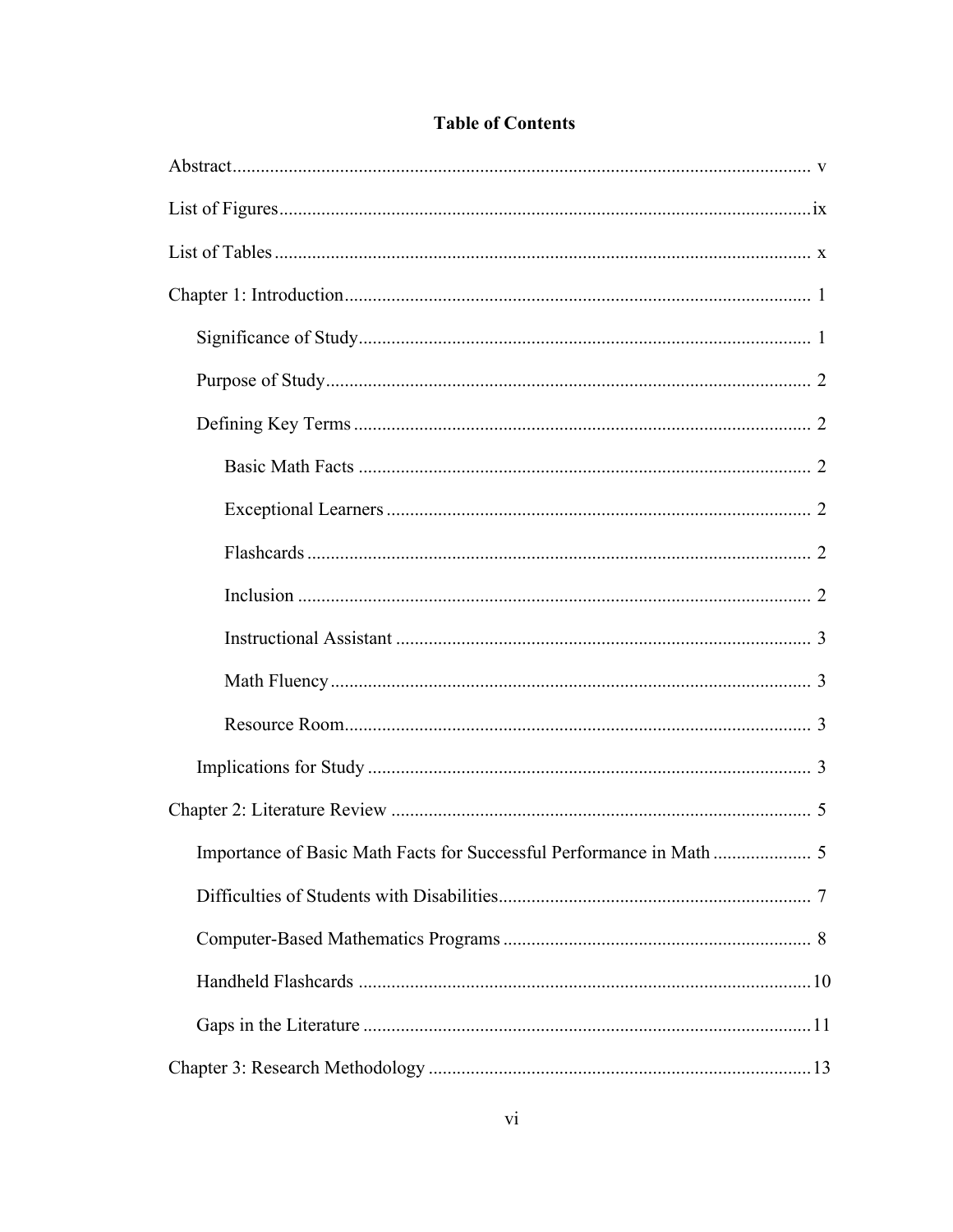# Table of Contents

Abstract ........................................................................................................................ v

List of Figures ..............................................................................................................ix

List of Tables ................................................................................................................ x

Chapter 1: Introduction ................................................................................................ 1

  Significance of Study ............................................................................................. 1

  Purpose of Study .................................................................................................... 2

  Defining Key Terms ............................................................................................... 2

    Basic Math Facts ............................................................................................... 2

    Exceptional Learners ......................................................................................... 2

    Flashcards ......................................................................................................... 2

    Inclusion ........................................................................................................... 2

    Instructional Assistant ....................................................................................... 3

    Math Fluency ..................................................................................................... 3

    Resource Room .................................................................................................. 3

  Implications for Study ............................................................................................ 3

Chapter 2: Literature Review ....................................................................................... 5

  Importance of Basic Math Facts for Successful Performance in Math .................... 5

  Difficulties of Students with Disabilities ................................................................ 7

  Computer-Based Mathematics Programs ................................................................ 8

  Handheld Flashcards .............................................................................................. 10

  Gaps in the Literature ............................................................................................. 11

Chapter 3: Research Methodology ............................................................................... 13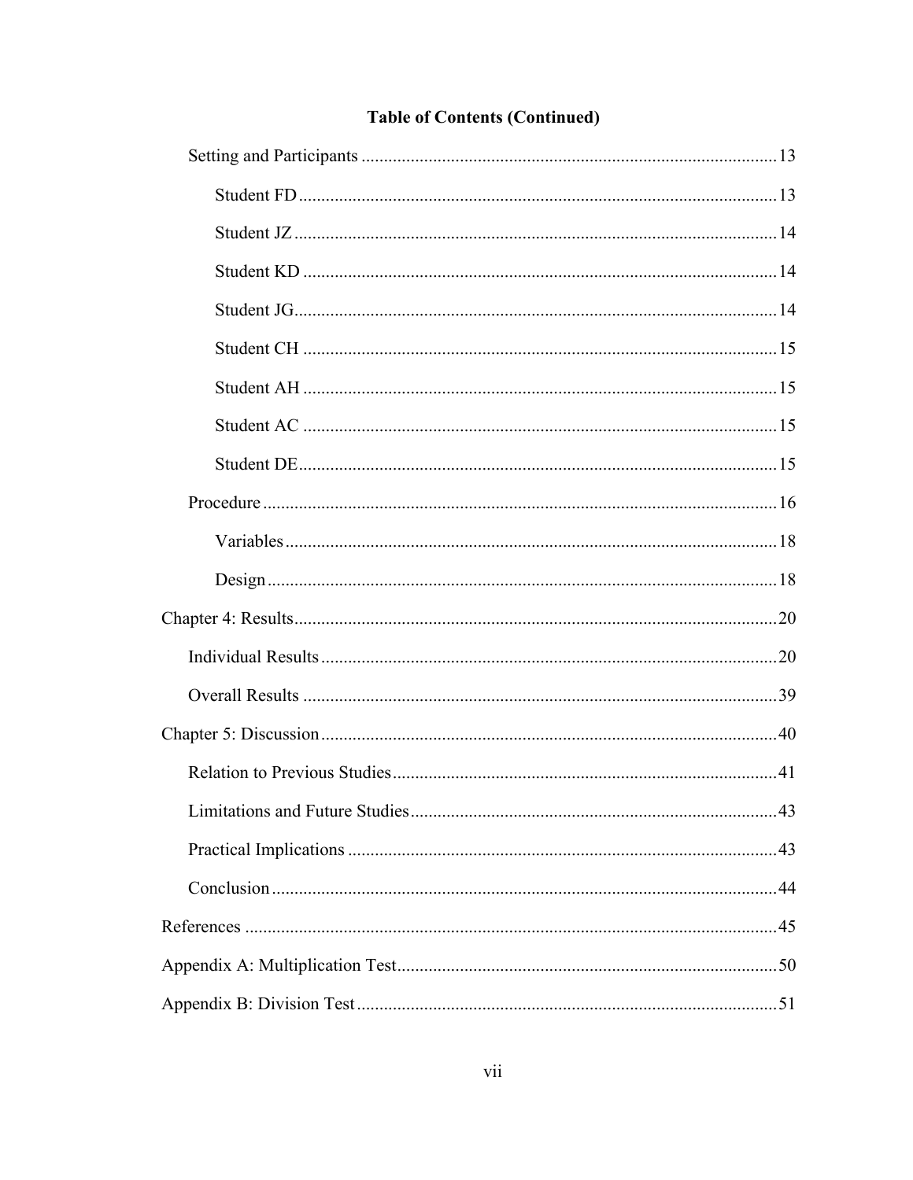**Table of Contents (Continued)**

- Setting and Participants .......... 13
  - Student FD .......... 13
  - Student JZ .......... 14
  - Student KD .......... 14
  - Student JG .......... 14
  - Student CH .......... 15
  - Student AH .......... 15
  - Student AC .......... 15
  - Student DE .......... 15
- Procedure .......... 16
  - Variables .......... 18
  - Design .......... 18

Chapter 4: Results .......... 20

- Individual Results .......... 20
- Overall Results .......... 39

Chapter 5: Discussion .......... 40

- Relation to Previous Studies .......... 41
- Limitations and Future Studies .......... 43
- Practical Implications .......... 43
- Conclusion .......... 44

References .......... 45

Appendix A: Multiplication Test .......... 50

Appendix B: Division Test .......... 51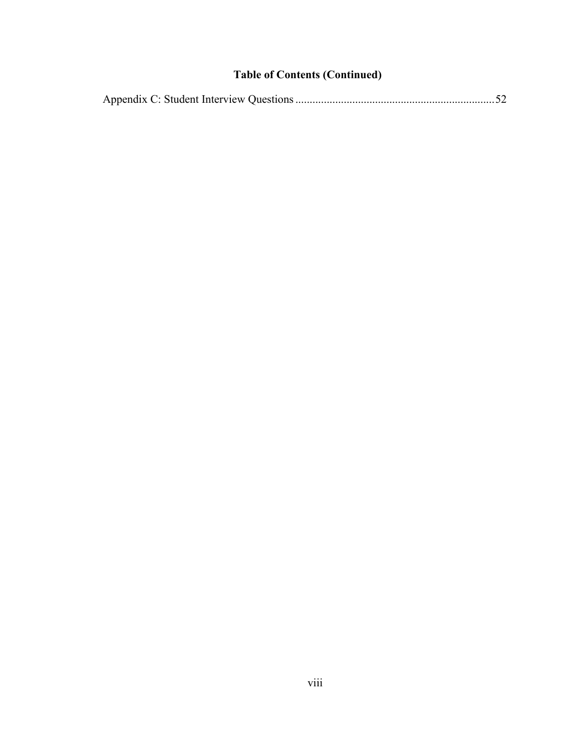**Table of Contents (Continued)**

Appendix C: Student Interview Questions ..................................................................... 52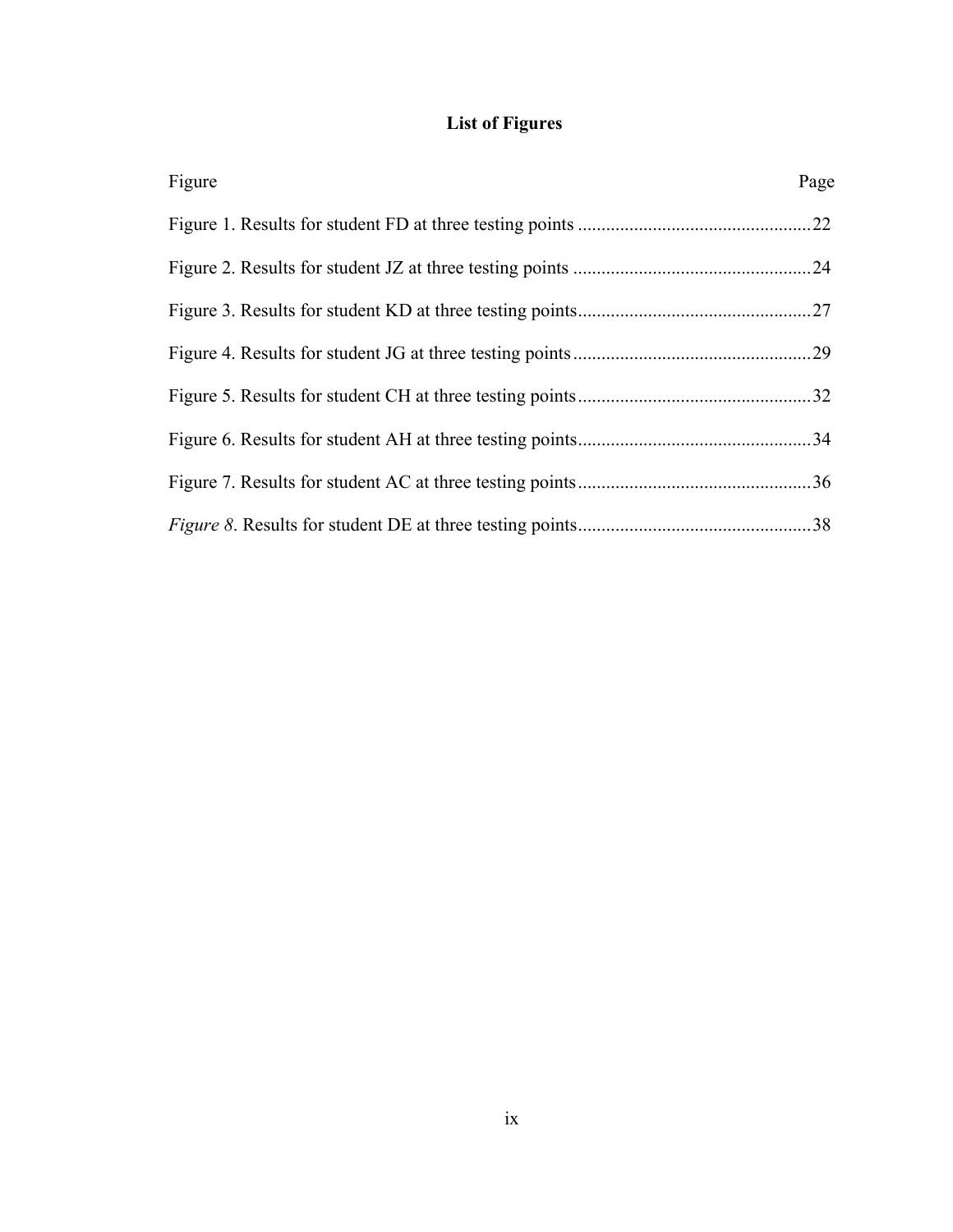## List of Figures

| Figure | Page |
|---|---|
| Figure 1. Results for student FD at three testing points | 22 |
| Figure 2. Results for student JZ at three testing points | 24 |
| Figure 3. Results for student KD at three testing points | 27 |
| Figure 4. Results for student JG at three testing points | 29 |
| Figure 5. Results for student CH at three testing points | 32 |
| Figure 6. Results for student AH at three testing points | 34 |
| Figure 7. Results for student AC at three testing points | 36 |
| *Figure 8*. Results for student DE at three testing points | 38 |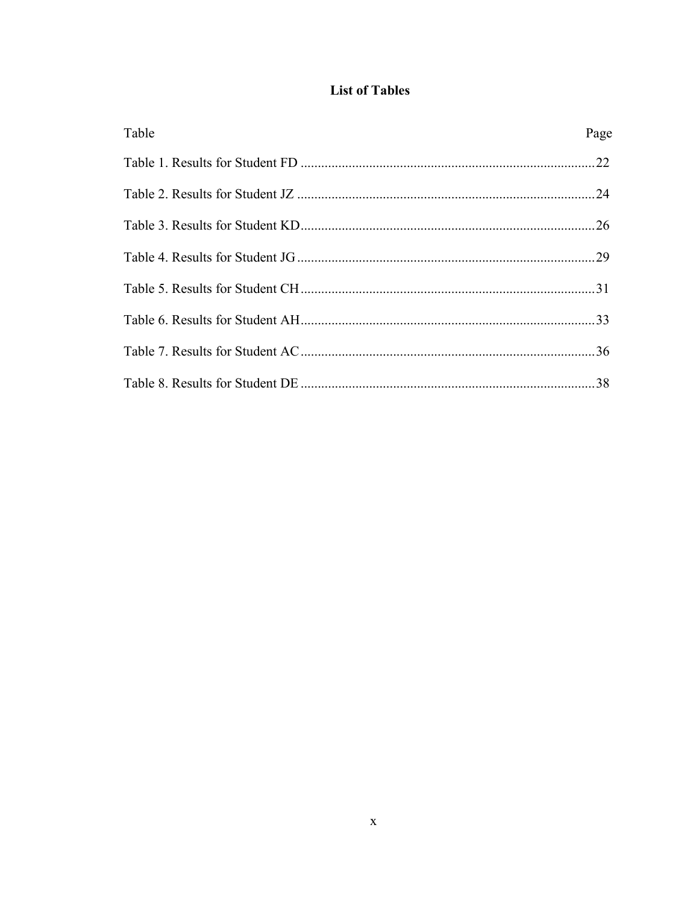# List of Tables

| Table | Page |
|---|---|
| Table 1. Results for Student FD | 22 |
| Table 2. Results for Student JZ | 24 |
| Table 3. Results for Student KD | 26 |
| Table 4. Results for Student JG | 29 |
| Table 5. Results for Student CH | 31 |
| Table 6. Results for Student AH | 33 |
| Table 7. Results for Student AC | 36 |
| Table 8. Results for Student DE | 38 |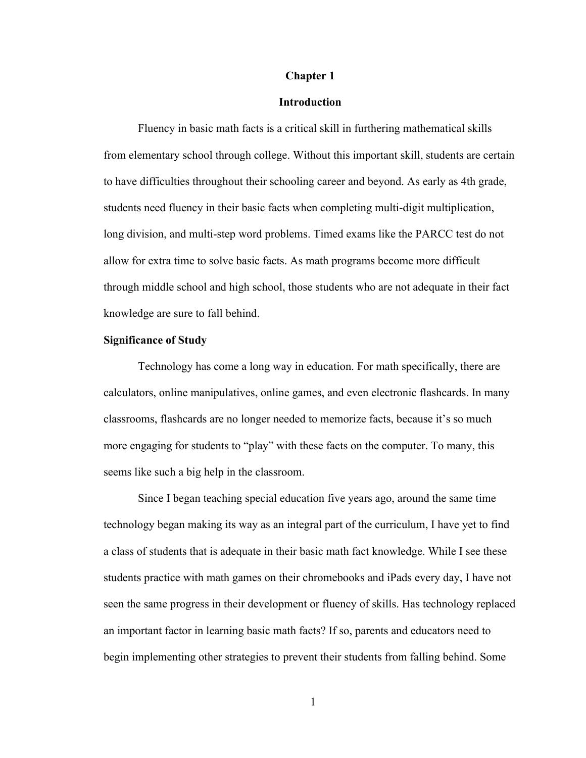# Chapter 1

# Introduction

Fluency in basic math facts is a critical skill in furthering mathematical skills from elementary school through college. Without this important skill, students are certain to have difficulties throughout their schooling career and beyond. As early as 4th grade, students need fluency in their basic facts when completing multi-digit multiplication, long division, and multi-step word problems. Timed exams like the PARCC test do not allow for extra time to solve basic facts. As math programs become more difficult through middle school and high school, those students who are not adequate in their fact knowledge are sure to fall behind.

## Significance of Study

Technology has come a long way in education. For math specifically, there are calculators, online manipulatives, online games, and even electronic flashcards. In many classrooms, flashcards are no longer needed to memorize facts, because it's so much more engaging for students to "play" with these facts on the computer. To many, this seems like such a big help in the classroom.

Since I began teaching special education five years ago, around the same time technology began making its way as an integral part of the curriculum, I have yet to find a class of students that is adequate in their basic math fact knowledge. While I see these students practice with math games on their chromebooks and iPads every day, I have not seen the same progress in their development or fluency of skills. Has technology replaced an important factor in learning basic math facts? If so, parents and educators need to begin implementing other strategies to prevent their students from falling behind. Some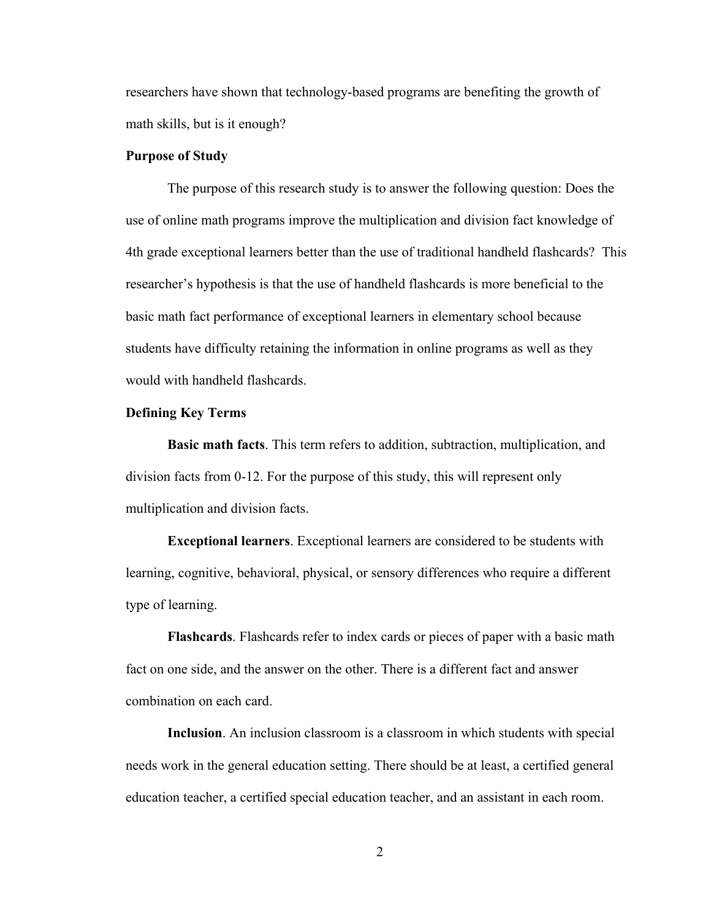researchers have shown that technology-based programs are benefiting the growth of math skills, but is it enough?

## Purpose of Study

The purpose of this research study is to answer the following question: Does the use of online math programs improve the multiplication and division fact knowledge of 4th grade exceptional learners better than the use of traditional handheld flashcards? This researcher's hypothesis is that the use of handheld flashcards is more beneficial to the basic math fact performance of exceptional learners in elementary school because students have difficulty retaining the information in online programs as well as they would with handheld flashcards.

## Defining Key Terms

**Basic math facts**. This term refers to addition, subtraction, multiplication, and division facts from 0-12. For the purpose of this study, this will represent only multiplication and division facts.

**Exceptional learners**. Exceptional learners are considered to be students with learning, cognitive, behavioral, physical, or sensory differences who require a different type of learning.

**Flashcards**. Flashcards refer to index cards or pieces of paper with a basic math fact on one side, and the answer on the other. There is a different fact and answer combination on each card.

**Inclusion**. An inclusion classroom is a classroom in which students with special needs work in the general education setting. There should be at least, a certified general education teacher, a certified special education teacher, and an assistant in each room.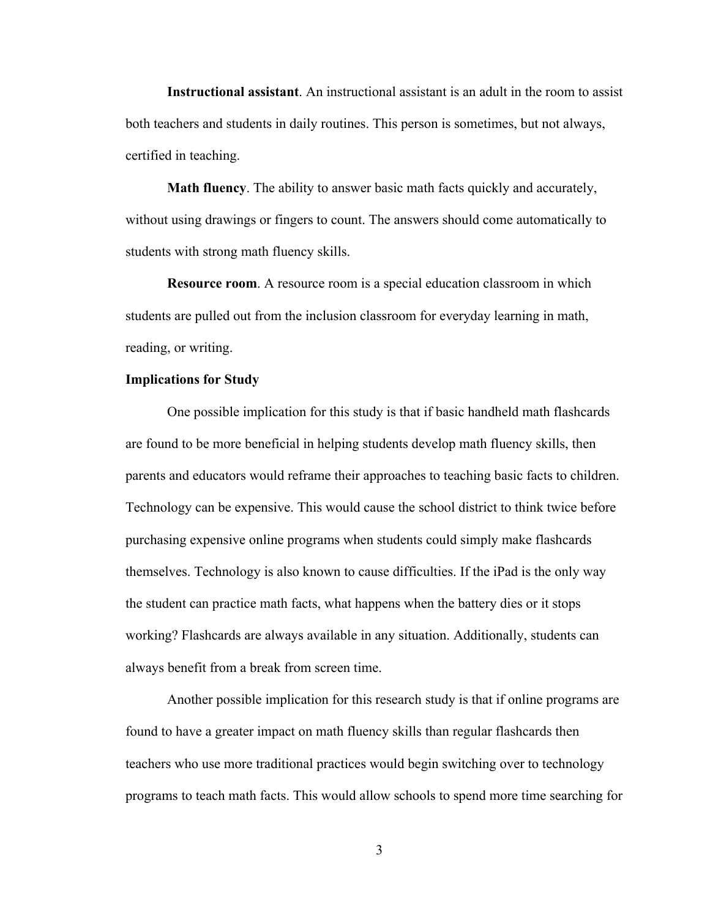**Instructional assistant**. An instructional assistant is an adult in the room to assist both teachers and students in daily routines. This person is sometimes, but not always, certified in teaching.

**Math fluency**. The ability to answer basic math facts quickly and accurately, without using drawings or fingers to count. The answers should come automatically to students with strong math fluency skills.

**Resource room**. A resource room is a special education classroom in which students are pulled out from the inclusion classroom for everyday learning in math, reading, or writing.

### Implications for Study

One possible implication for this study is that if basic handheld math flashcards are found to be more beneficial in helping students develop math fluency skills, then parents and educators would reframe their approaches to teaching basic facts to children. Technology can be expensive. This would cause the school district to think twice before purchasing expensive online programs when students could simply make flashcards themselves. Technology is also known to cause difficulties. If the iPad is the only way the student can practice math facts, what happens when the battery dies or it stops working? Flashcards are always available in any situation. Additionally, students can always benefit from a break from screen time.

Another possible implication for this research study is that if online programs are found to have a greater impact on math fluency skills than regular flashcards then teachers who use more traditional practices would begin switching over to technology programs to teach math facts. This would allow schools to spend more time searching for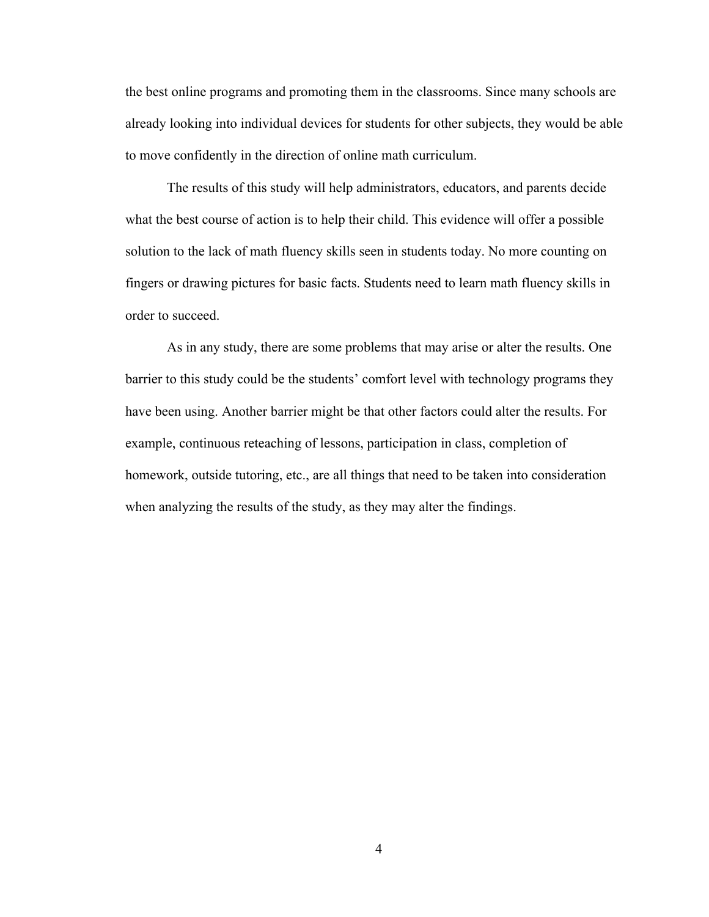the best online programs and promoting them in the classrooms. Since many schools are already looking into individual devices for students for other subjects, they would be able to move confidently in the direction of online math curriculum.

The results of this study will help administrators, educators, and parents decide what the best course of action is to help their child. This evidence will offer a possible solution to the lack of math fluency skills seen in students today. No more counting on fingers or drawing pictures for basic facts. Students need to learn math fluency skills in order to succeed.

As in any study, there are some problems that may arise or alter the results. One barrier to this study could be the students' comfort level with technology programs they have been using. Another barrier might be that other factors could alter the results. For example, continuous reteaching of lessons, participation in class, completion of homework, outside tutoring, etc., are all things that need to be taken into consideration when analyzing the results of the study, as they may alter the findings.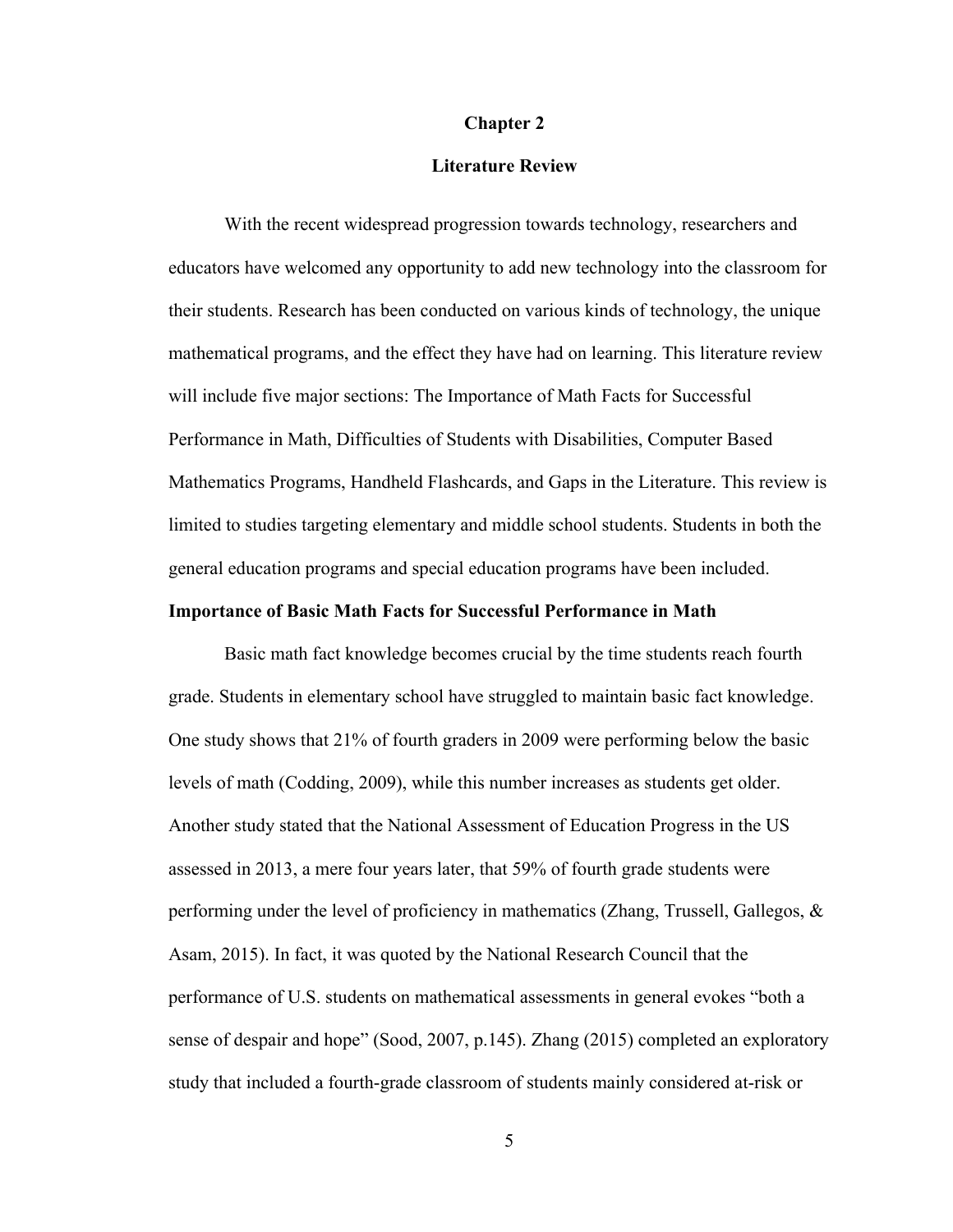# Chapter 2

## Literature Review

With the recent widespread progression towards technology, researchers and educators have welcomed any opportunity to add new technology into the classroom for their students. Research has been conducted on various kinds of technology, the unique mathematical programs, and the effect they have had on learning. This literature review will include five major sections: The Importance of Math Facts for Successful Performance in Math, Difficulties of Students with Disabilities, Computer Based Mathematics Programs, Handheld Flashcards, and Gaps in the Literature. This review is limited to studies targeting elementary and middle school students. Students in both the general education programs and special education programs have been included.

### Importance of Basic Math Facts for Successful Performance in Math

Basic math fact knowledge becomes crucial by the time students reach fourth grade. Students in elementary school have struggled to maintain basic fact knowledge. One study shows that 21% of fourth graders in 2009 were performing below the basic levels of math (Codding, 2009), while this number increases as students get older. Another study stated that the National Assessment of Education Progress in the US assessed in 2013, a mere four years later, that 59% of fourth grade students were performing under the level of proficiency in mathematics (Zhang, Trussell, Gallegos, & Asam, 2015). In fact, it was quoted by the National Research Council that the performance of U.S. students on mathematical assessments in general evokes "both a sense of despair and hope" (Sood, 2007, p.145). Zhang (2015) completed an exploratory study that included a fourth-grade classroom of students mainly considered at-risk or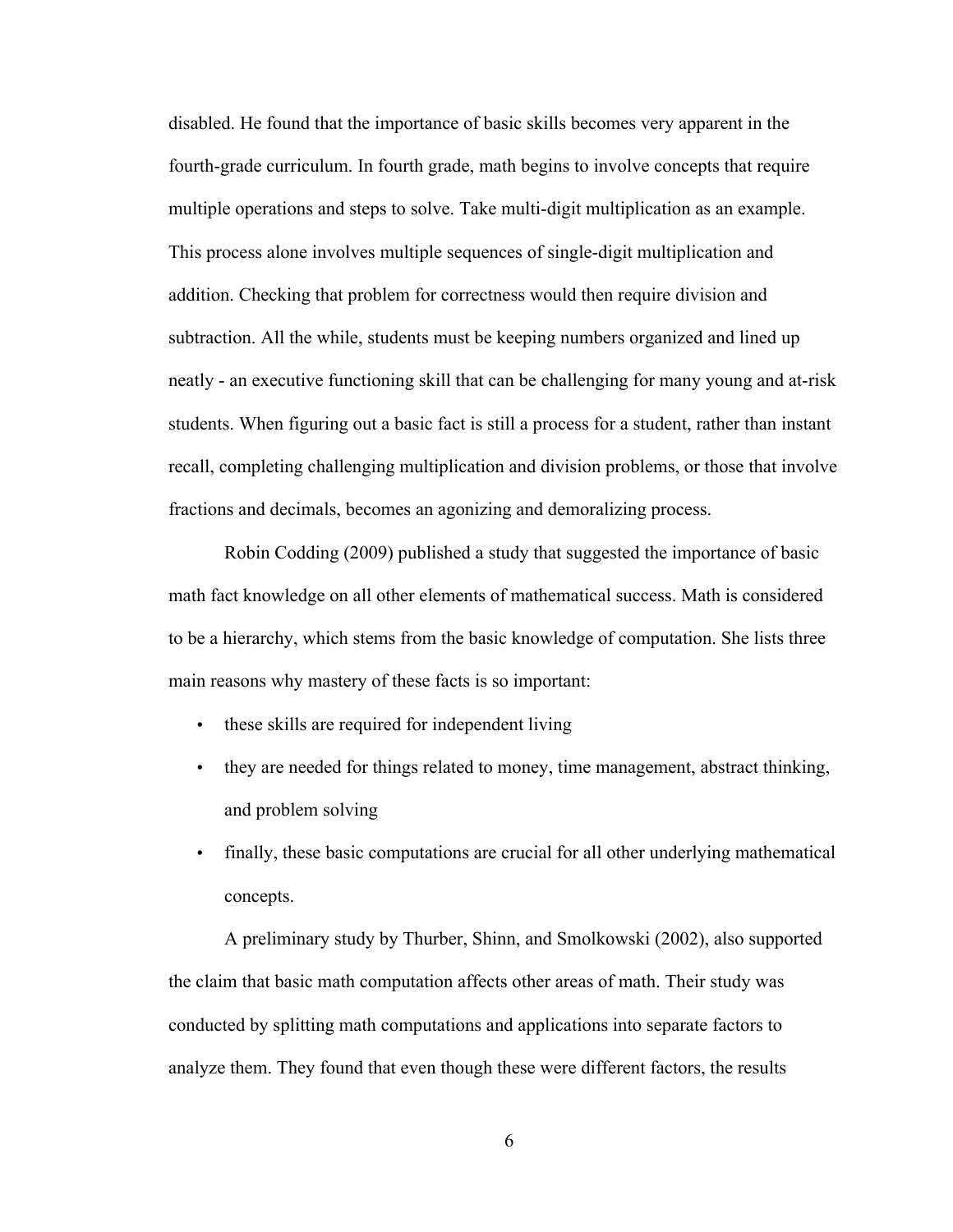disabled. He found that the importance of basic skills becomes very apparent in the fourth-grade curriculum. In fourth grade, math begins to involve concepts that require multiple operations and steps to solve. Take multi-digit multiplication as an example. This process alone involves multiple sequences of single-digit multiplication and addition. Checking that problem for correctness would then require division and subtraction. All the while, students must be keeping numbers organized and lined up neatly - an executive functioning skill that can be challenging for many young and at-risk students. When figuring out a basic fact is still a process for a student, rather than instant recall, completing challenging multiplication and division problems, or those that involve fractions and decimals, becomes an agonizing and demoralizing process.

Robin Codding (2009) published a study that suggested the importance of basic math fact knowledge on all other elements of mathematical success. Math is considered to be a hierarchy, which stems from the basic knowledge of computation. She lists three main reasons why mastery of these facts is so important:

- these skills are required for independent living
- they are needed for things related to money, time management, abstract thinking, and problem solving
- finally, these basic computations are crucial for all other underlying mathematical concepts.

A preliminary study by Thurber, Shinn, and Smolkowski (2002), also supported the claim that basic math computation affects other areas of math. Their study was conducted by splitting math computations and applications into separate factors to analyze them. They found that even though these were different factors, the results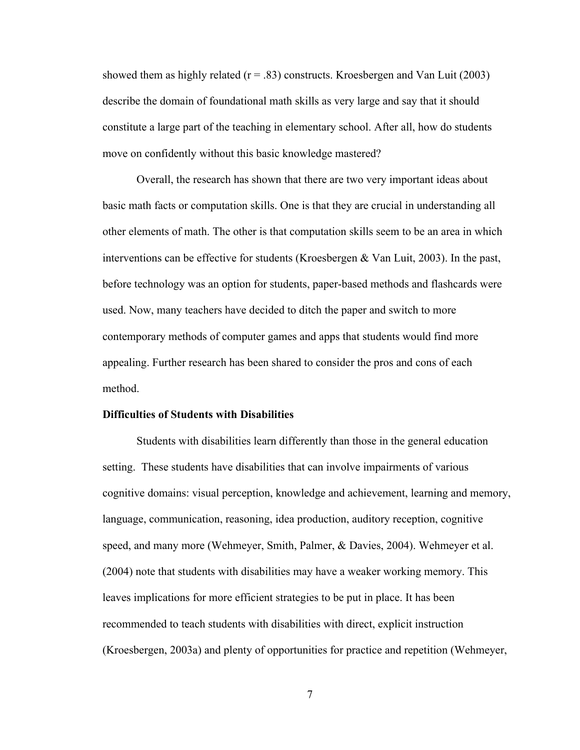showed them as highly related ($r = .83$) constructs. Kroesbergen and Van Luit (2003) describe the domain of foundational math skills as very large and say that it should constitute a large part of the teaching in elementary school. After all, how do students move on confidently without this basic knowledge mastered?

Overall, the research has shown that there are two very important ideas about basic math facts or computation skills. One is that they are crucial in understanding all other elements of math. The other is that computation skills seem to be an area in which interventions can be effective for students (Kroesbergen & Van Luit, 2003). In the past, before technology was an option for students, paper-based methods and flashcards were used. Now, many teachers have decided to ditch the paper and switch to more contemporary methods of computer games and apps that students would find more appealing. Further research has been shared to consider the pros and cons of each method.

**Difficulties of Students with Disabilities**

Students with disabilities learn differently than those in the general education setting. These students have disabilities that can involve impairments of various cognitive domains: visual perception, knowledge and achievement, learning and memory, language, communication, reasoning, idea production, auditory reception, cognitive speed, and many more (Wehmeyer, Smith, Palmer, & Davies, 2004). Wehmeyer et al. (2004) note that students with disabilities may have a weaker working memory. This leaves implications for more efficient strategies to be put in place. It has been recommended to teach students with disabilities with direct, explicit instruction (Kroesbergen, 2003a) and plenty of opportunities for practice and repetition (Wehmeyer,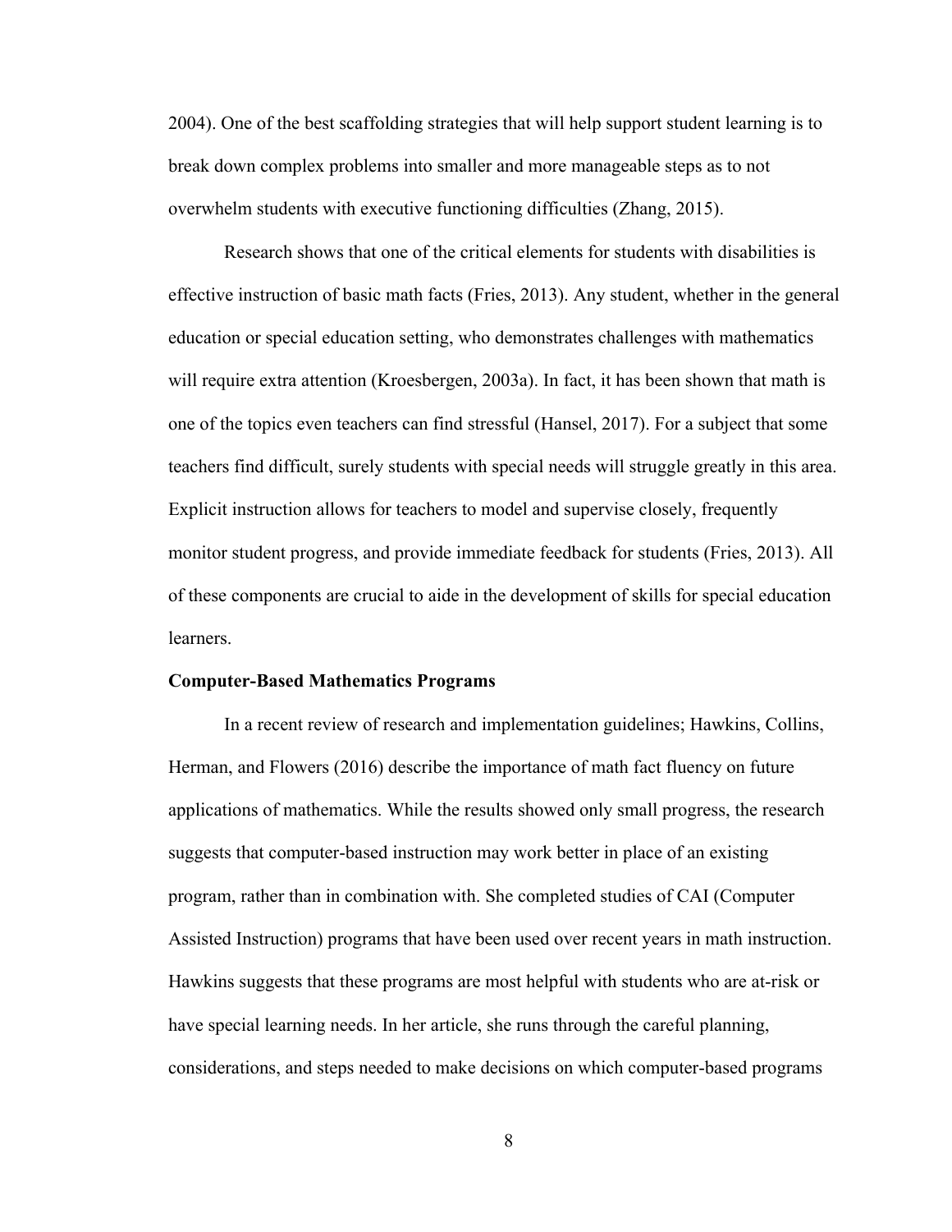2004). One of the best scaffolding strategies that will help support student learning is to break down complex problems into smaller and more manageable steps as to not overwhelm students with executive functioning difficulties (Zhang, 2015).

Research shows that one of the critical elements for students with disabilities is effective instruction of basic math facts (Fries, 2013). Any student, whether in the general education or special education setting, who demonstrates challenges with mathematics will require extra attention (Kroesbergen, 2003a). In fact, it has been shown that math is one of the topics even teachers can find stressful (Hansel, 2017). For a subject that some teachers find difficult, surely students with special needs will struggle greatly in this area. Explicit instruction allows for teachers to model and supervise closely, frequently monitor student progress, and provide immediate feedback for students (Fries, 2013). All of these components are crucial to aide in the development of skills for special education learners.

**Computer-Based Mathematics Programs**

In a recent review of research and implementation guidelines; Hawkins, Collins, Herman, and Flowers (2016) describe the importance of math fact fluency on future applications of mathematics. While the results showed only small progress, the research suggests that computer-based instruction may work better in place of an existing program, rather than in combination with. She completed studies of CAI (Computer Assisted Instruction) programs that have been used over recent years in math instruction. Hawkins suggests that these programs are most helpful with students who are at-risk or have special learning needs. In her article, she runs through the careful planning, considerations, and steps needed to make decisions on which computer-based programs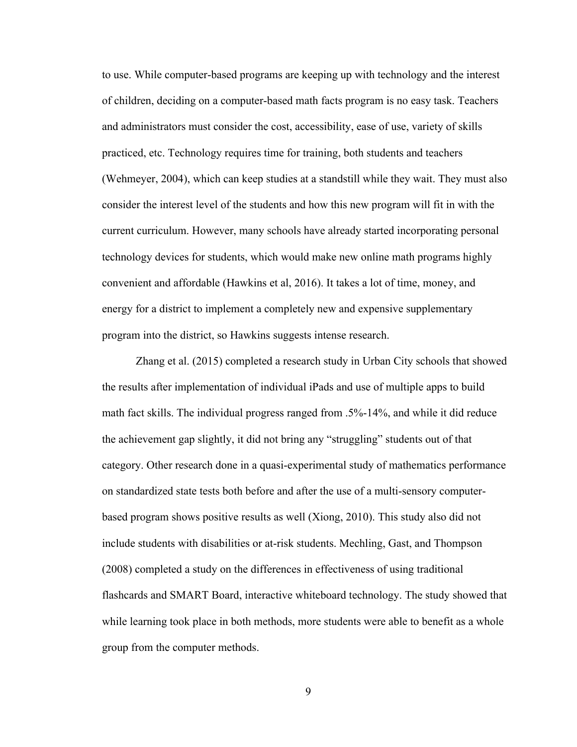to use. While computer-based programs are keeping up with technology and the interest of children, deciding on a computer-based math facts program is no easy task. Teachers and administrators must consider the cost, accessibility, ease of use, variety of skills practiced, etc. Technology requires time for training, both students and teachers (Wehmeyer, 2004), which can keep studies at a standstill while they wait. They must also consider the interest level of the students and how this new program will fit in with the current curriculum. However, many schools have already started incorporating personal technology devices for students, which would make new online math programs highly convenient and affordable (Hawkins et al, 2016). It takes a lot of time, money, and energy for a district to implement a completely new and expensive supplementary program into the district, so Hawkins suggests intense research.

Zhang et al. (2015) completed a research study in Urban City schools that showed the results after implementation of individual iPads and use of multiple apps to build math fact skills. The individual progress ranged from .5%-14%, and while it did reduce the achievement gap slightly, it did not bring any "struggling" students out of that category. Other research done in a quasi-experimental study of mathematics performance on standardized state tests both before and after the use of a multi-sensory computer-based program shows positive results as well (Xiong, 2010). This study also did not include students with disabilities or at-risk students. Mechling, Gast, and Thompson (2008) completed a study on the differences in effectiveness of using traditional flashcards and SMART Board, interactive whiteboard technology. The study showed that while learning took place in both methods, more students were able to benefit as a whole group from the computer methods.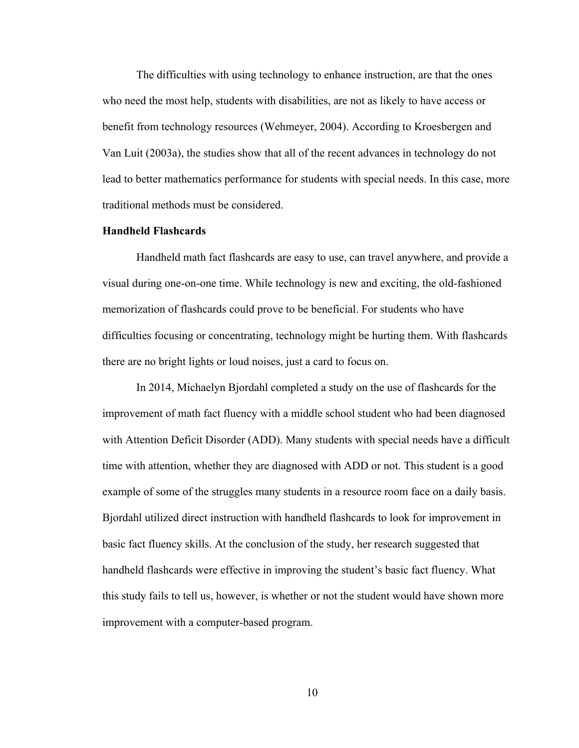The difficulties with using technology to enhance instruction, are that the ones who need the most help, students with disabilities, are not as likely to have access or benefit from technology resources (Wehmeyer, 2004). According to Kroesbergen and Van Luit (2003a), the studies show that all of the recent advances in technology do not lead to better mathematics performance for students with special needs. In this case, more traditional methods must be considered.

**Handheld Flashcards**

Handheld math fact flashcards are easy to use, can travel anywhere, and provide a visual during one-on-one time. While technology is new and exciting, the old-fashioned memorization of flashcards could prove to be beneficial. For students who have difficulties focusing or concentrating, technology might be hurting them. With flashcards there are no bright lights or loud noises, just a card to focus on.

In 2014, Michaelyn Bjordahl completed a study on the use of flashcards for the improvement of math fact fluency with a middle school student who had been diagnosed with Attention Deficit Disorder (ADD). Many students with special needs have a difficult time with attention, whether they are diagnosed with ADD or not. This student is a good example of some of the struggles many students in a resource room face on a daily basis. Bjordahl utilized direct instruction with handheld flashcards to look for improvement in basic fact fluency skills. At the conclusion of the study, her research suggested that handheld flashcards were effective in improving the student's basic fact fluency. What this study fails to tell us, however, is whether or not the student would have shown more improvement with a computer-based program.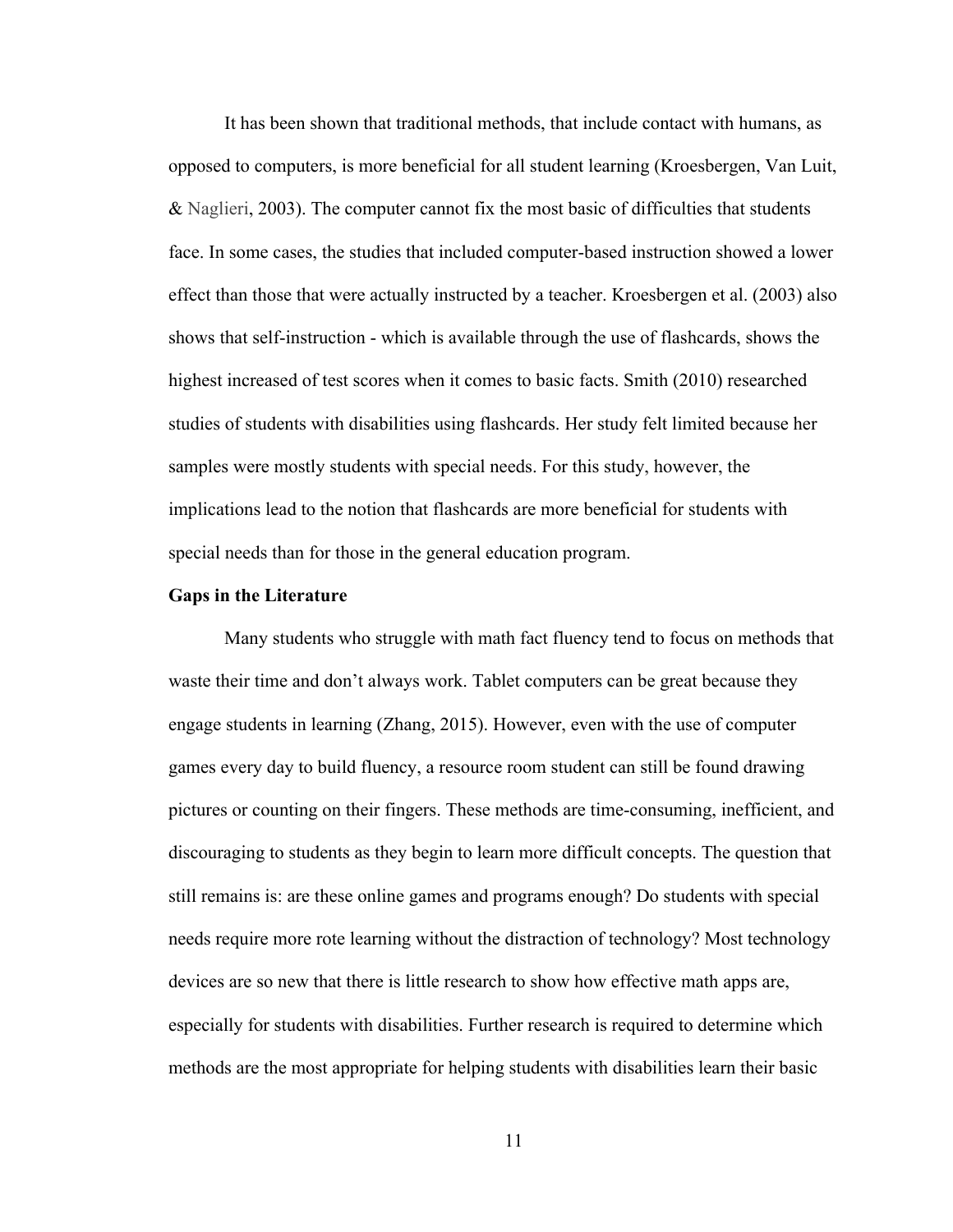It has been shown that traditional methods, that include contact with humans, as opposed to computers, is more beneficial for all student learning (Kroesbergen, Van Luit, & Naglieri, 2003). The computer cannot fix the most basic of difficulties that students face. In some cases, the studies that included computer-based instruction showed a lower effect than those that were actually instructed by a teacher. Kroesbergen et al. (2003) also shows that self-instruction - which is available through the use of flashcards, shows the highest increased of test scores when it comes to basic facts. Smith (2010) researched studies of students with disabilities using flashcards. Her study felt limited because her samples were mostly students with special needs. For this study, however, the implications lead to the notion that flashcards are more beneficial for students with special needs than for those in the general education program.

**Gaps in the Literature**

Many students who struggle with math fact fluency tend to focus on methods that waste their time and don't always work. Tablet computers can be great because they engage students in learning (Zhang, 2015). However, even with the use of computer games every day to build fluency, a resource room student can still be found drawing pictures or counting on their fingers. These methods are time-consuming, inefficient, and discouraging to students as they begin to learn more difficult concepts. The question that still remains is: are these online games and programs enough? Do students with special needs require more rote learning without the distraction of technology? Most technology devices are so new that there is little research to show how effective math apps are, especially for students with disabilities. Further research is required to determine which methods are the most appropriate for helping students with disabilities learn their basic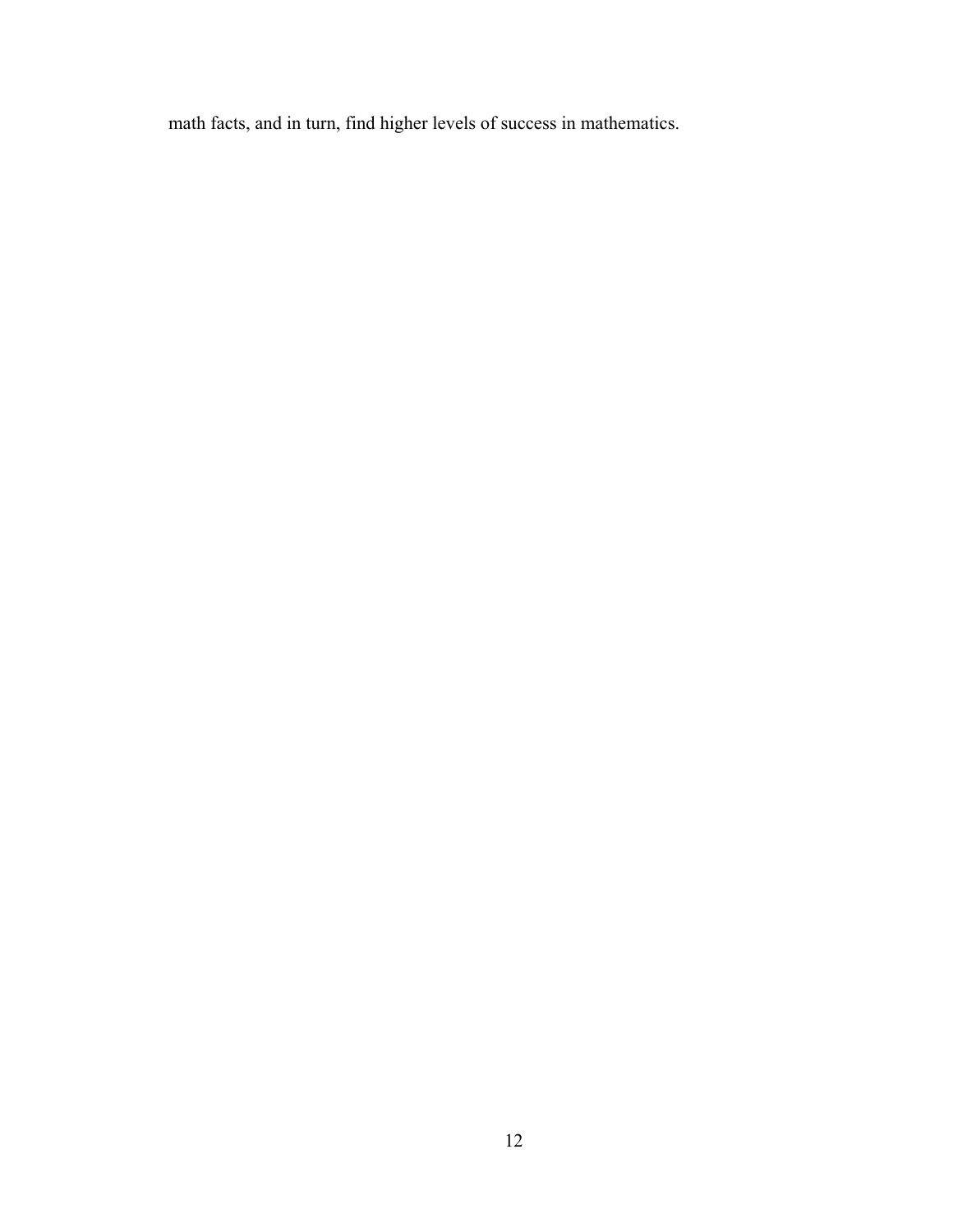math facts, and in turn, find higher levels of success in mathematics.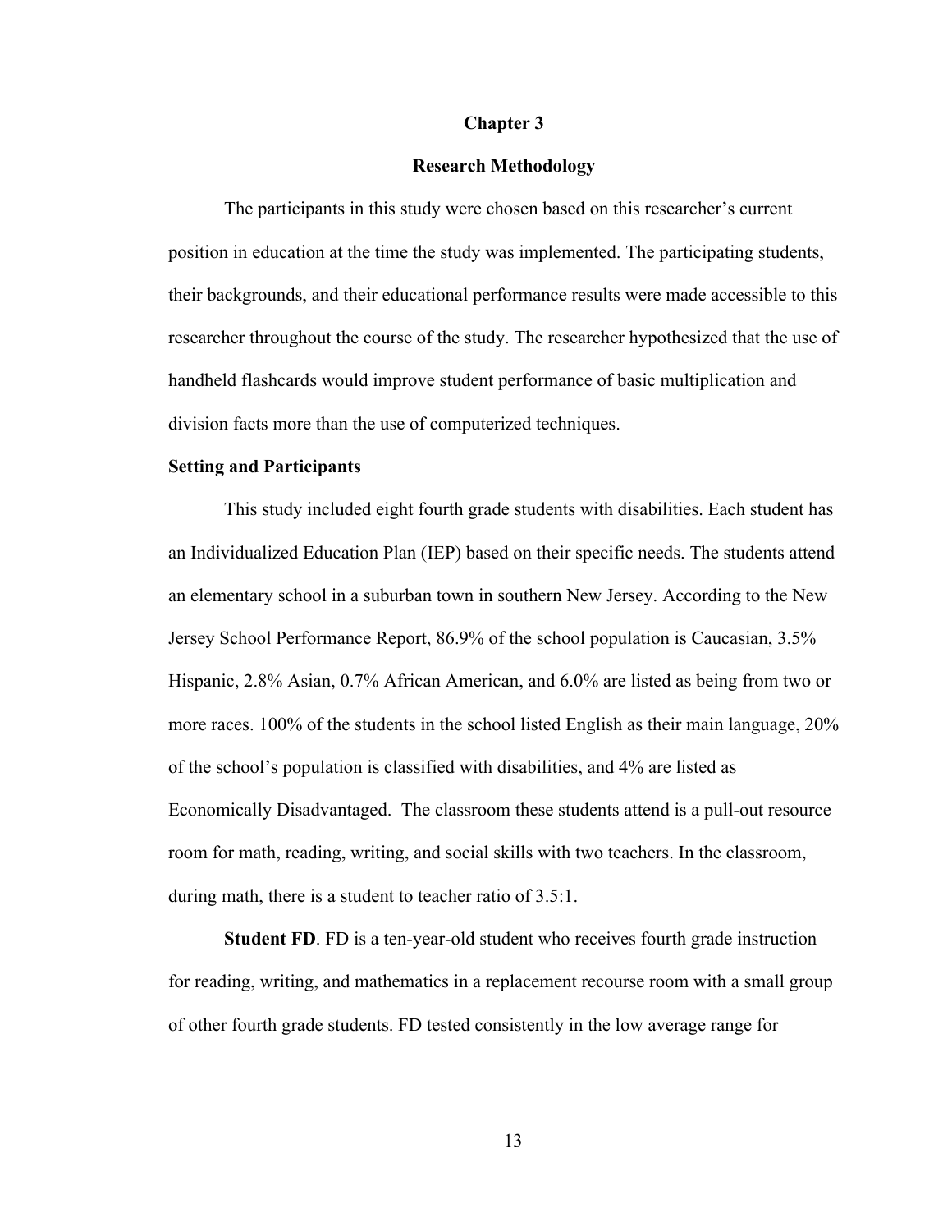# Chapter 3

## Research Methodology

The participants in this study were chosen based on this researcher's current position in education at the time the study was implemented. The participating students, their backgrounds, and their educational performance results were made accessible to this researcher throughout the course of the study. The researcher hypothesized that the use of handheld flashcards would improve student performance of basic multiplication and division facts more than the use of computerized techniques.

### Setting and Participants

This study included eight fourth grade students with disabilities. Each student has an Individualized Education Plan (IEP) based on their specific needs. The students attend an elementary school in a suburban town in southern New Jersey. According to the New Jersey School Performance Report, 86.9% of the school population is Caucasian, 3.5% Hispanic, 2.8% Asian, 0.7% African American, and 6.0% are listed as being from two or more races. 100% of the students in the school listed English as their main language, 20% of the school's population is classified with disabilities, and 4% are listed as Economically Disadvantaged. The classroom these students attend is a pull-out resource room for math, reading, writing, and social skills with two teachers. In the classroom, during math, there is a student to teacher ratio of 3.5:1.

**Student FD**. FD is a ten-year-old student who receives fourth grade instruction for reading, writing, and mathematics in a replacement recourse room with a small group of other fourth grade students. FD tested consistently in the low average range for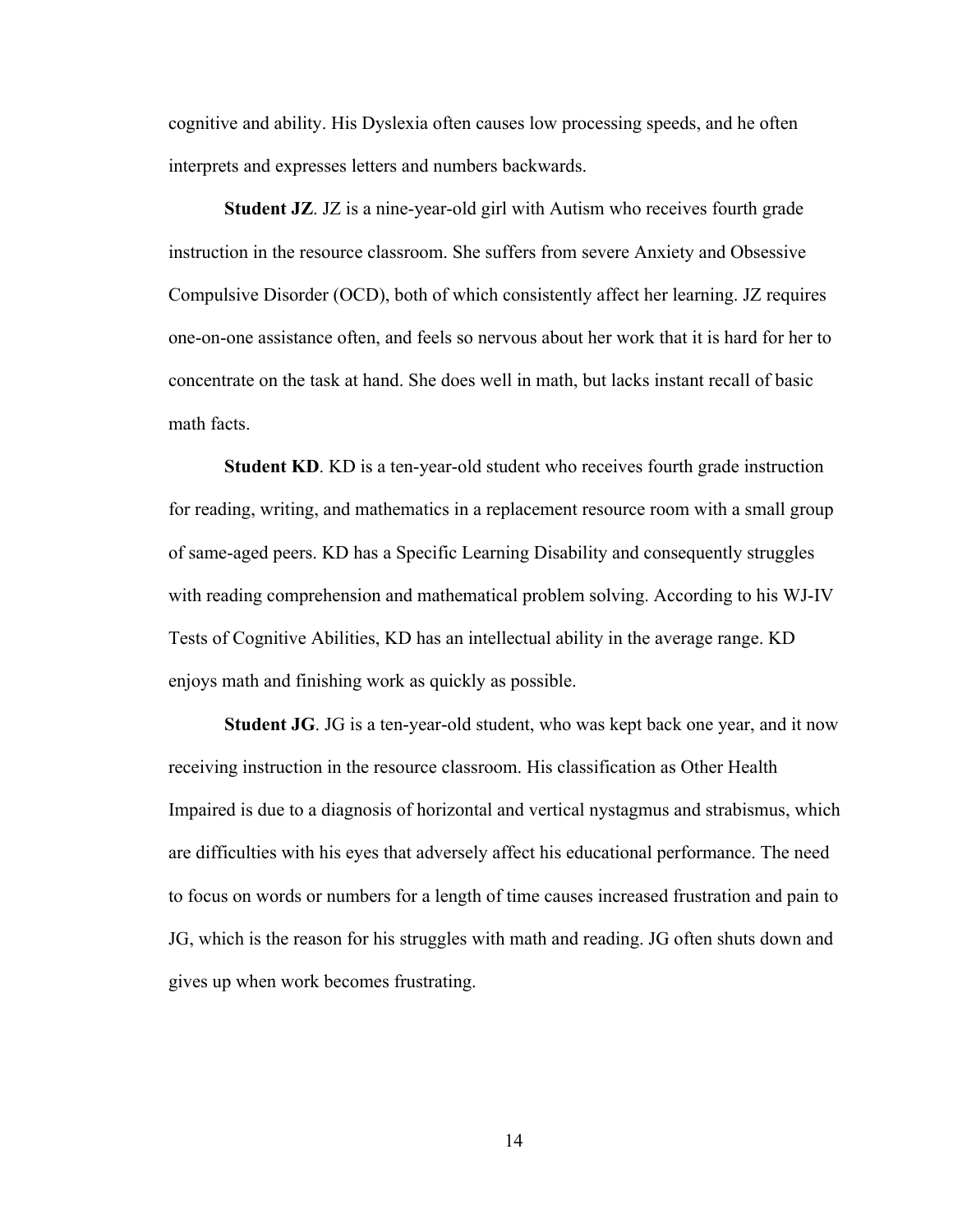cognitive and ability. His Dyslexia often causes low processing speeds, and he often interprets and expresses letters and numbers backwards.

**Student JZ**. JZ is a nine-year-old girl with Autism who receives fourth grade instruction in the resource classroom. She suffers from severe Anxiety and Obsessive Compulsive Disorder (OCD), both of which consistently affect her learning. JZ requires one-on-one assistance often, and feels so nervous about her work that it is hard for her to concentrate on the task at hand. She does well in math, but lacks instant recall of basic math facts.

**Student KD**. KD is a ten-year-old student who receives fourth grade instruction for reading, writing, and mathematics in a replacement resource room with a small group of same-aged peers. KD has a Specific Learning Disability and consequently struggles with reading comprehension and mathematical problem solving. According to his WJ-IV Tests of Cognitive Abilities, KD has an intellectual ability in the average range. KD enjoys math and finishing work as quickly as possible.

**Student JG**. JG is a ten-year-old student, who was kept back one year, and it now receiving instruction in the resource classroom. His classification as Other Health Impaired is due to a diagnosis of horizontal and vertical nystagmus and strabismus, which are difficulties with his eyes that adversely affect his educational performance. The need to focus on words or numbers for a length of time causes increased frustration and pain to JG, which is the reason for his struggles with math and reading. JG often shuts down and gives up when work becomes frustrating.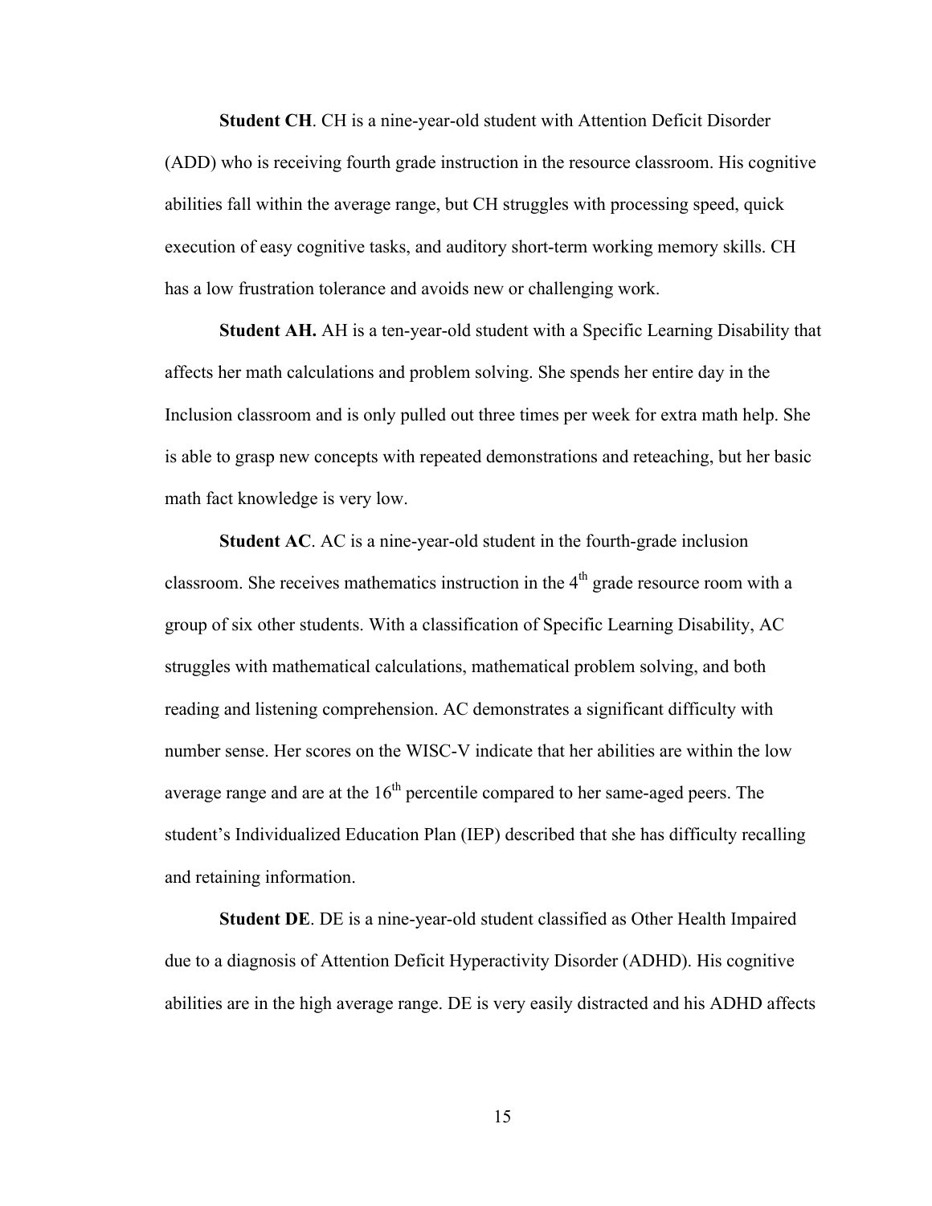**Student CH**. CH is a nine-year-old student with Attention Deficit Disorder (ADD) who is receiving fourth grade instruction in the resource classroom. His cognitive abilities fall within the average range, but CH struggles with processing speed, quick execution of easy cognitive tasks, and auditory short-term working memory skills. CH has a low frustration tolerance and avoids new or challenging work.

**Student AH.** AH is a ten-year-old student with a Specific Learning Disability that affects her math calculations and problem solving. She spends her entire day in the Inclusion classroom and is only pulled out three times per week for extra math help. She is able to grasp new concepts with repeated demonstrations and reteaching, but her basic math fact knowledge is very low.

**Student AC**. AC is a nine-year-old student in the fourth-grade inclusion classroom. She receives mathematics instruction in the 4th grade resource room with a group of six other students. With a classification of Specific Learning Disability, AC struggles with mathematical calculations, mathematical problem solving, and both reading and listening comprehension. AC demonstrates a significant difficulty with number sense. Her scores on the WISC-V indicate that her abilities are within the low average range and are at the 16th percentile compared to her same-aged peers. The student's Individualized Education Plan (IEP) described that she has difficulty recalling and retaining information.

**Student DE**. DE is a nine-year-old student classified as Other Health Impaired due to a diagnosis of Attention Deficit Hyperactivity Disorder (ADHD). His cognitive abilities are in the high average range. DE is very easily distracted and his ADHD affects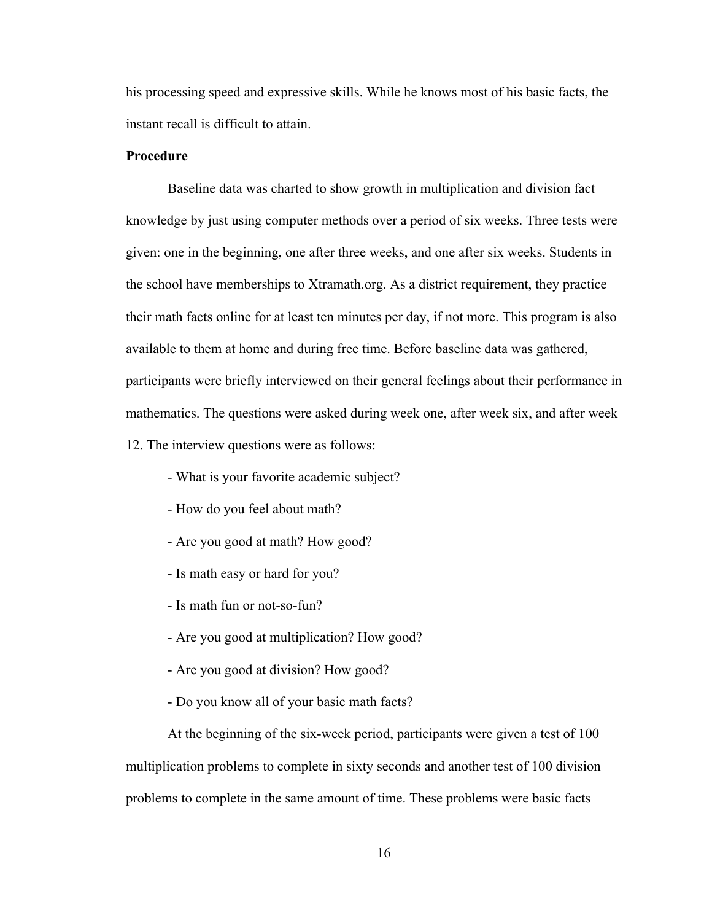his processing speed and expressive skills. While he knows most of his basic facts, the instant recall is difficult to attain.

**Procedure**

Baseline data was charted to show growth in multiplication and division fact knowledge by just using computer methods over a period of six weeks. Three tests were given: one in the beginning, one after three weeks, and one after six weeks. Students in the school have memberships to Xtramath.org. As a district requirement, they practice their math facts online for at least ten minutes per day, if not more. This program is also available to them at home and during free time. Before baseline data was gathered, participants were briefly interviewed on their general feelings about their performance in mathematics. The questions were asked during week one, after week six, and after week 12. The interview questions were as follows:

- What is your favorite academic subject?
- How do you feel about math?
- Are you good at math? How good?
- Is math easy or hard for you?
- Is math fun or not-so-fun?
- Are you good at multiplication? How good?
- Are you good at division? How good?
- Do you know all of your basic math facts?

At the beginning of the six-week period, participants were given a test of 100 multiplication problems to complete in sixty seconds and another test of 100 division problems to complete in the same amount of time. These problems were basic facts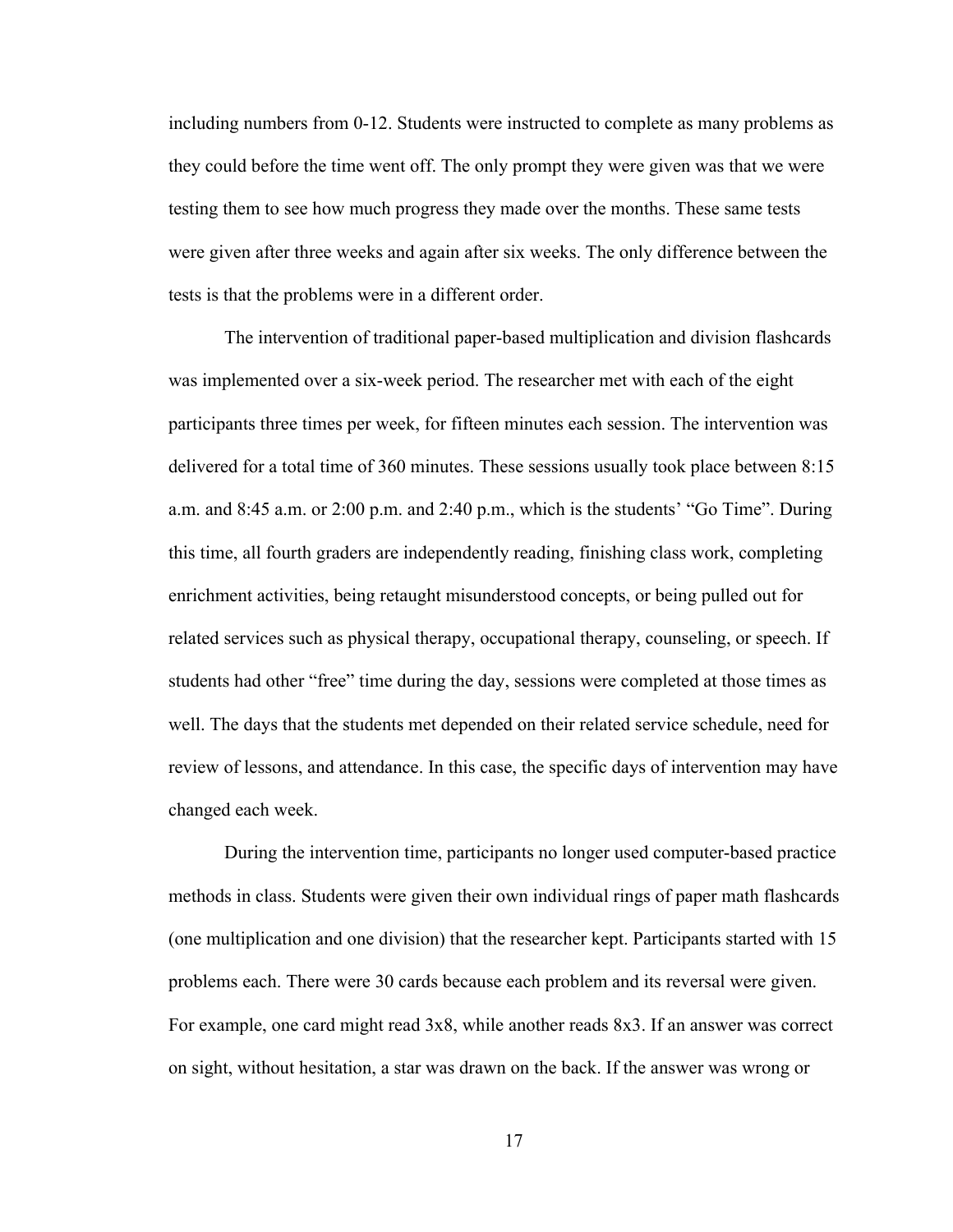including numbers from 0-12. Students were instructed to complete as many problems as they could before the time went off. The only prompt they were given was that we were testing them to see how much progress they made over the months. These same tests were given after three weeks and again after six weeks. The only difference between the tests is that the problems were in a different order.

The intervention of traditional paper-based multiplication and division flashcards was implemented over a six-week period. The researcher met with each of the eight participants three times per week, for fifteen minutes each session. The intervention was delivered for a total time of 360 minutes. These sessions usually took place between 8:15 a.m. and 8:45 a.m. or 2:00 p.m. and 2:40 p.m., which is the students' "Go Time". During this time, all fourth graders are independently reading, finishing class work, completing enrichment activities, being retaught misunderstood concepts, or being pulled out for related services such as physical therapy, occupational therapy, counseling, or speech. If students had other "free" time during the day, sessions were completed at those times as well. The days that the students met depended on their related service schedule, need for review of lessons, and attendance. In this case, the specific days of intervention may have changed each week.

During the intervention time, participants no longer used computer-based practice methods in class. Students were given their own individual rings of paper math flashcards (one multiplication and one division) that the researcher kept. Participants started with 15 problems each. There were 30 cards because each problem and its reversal were given. For example, one card might read 3x8, while another reads 8x3. If an answer was correct on sight, without hesitation, a star was drawn on the back. If the answer was wrong or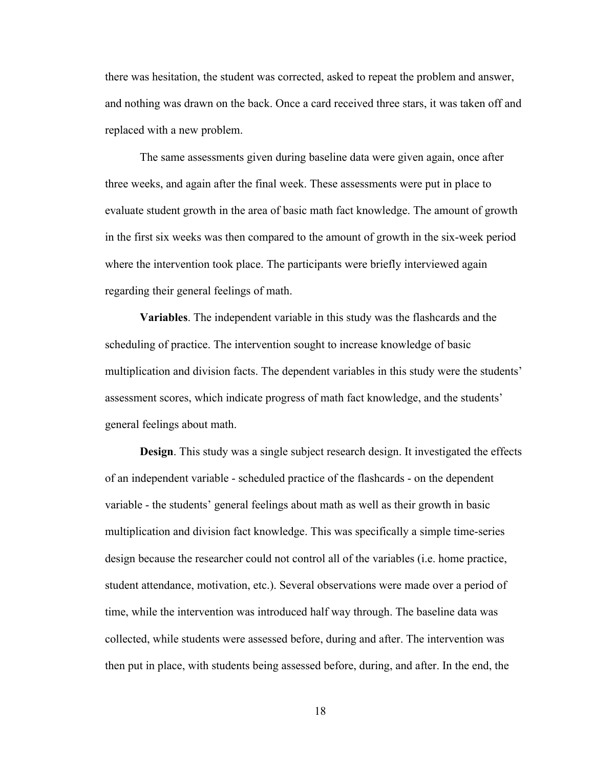there was hesitation, the student was corrected, asked to repeat the problem and answer, and nothing was drawn on the back. Once a card received three stars, it was taken off and replaced with a new problem.

The same assessments given during baseline data were given again, once after three weeks, and again after the final week. These assessments were put in place to evaluate student growth in the area of basic math fact knowledge. The amount of growth in the first six weeks was then compared to the amount of growth in the six-week period where the intervention took place. The participants were briefly interviewed again regarding their general feelings of math.

**Variables**. The independent variable in this study was the flashcards and the scheduling of practice. The intervention sought to increase knowledge of basic multiplication and division facts. The dependent variables in this study were the students' assessment scores, which indicate progress of math fact knowledge, and the students' general feelings about math.

**Design**. This study was a single subject research design. It investigated the effects of an independent variable - scheduled practice of the flashcards - on the dependent variable - the students' general feelings about math as well as their growth in basic multiplication and division fact knowledge. This was specifically a simple time-series design because the researcher could not control all of the variables (i.e. home practice, student attendance, motivation, etc.). Several observations were made over a period of time, while the intervention was introduced half way through. The baseline data was collected, while students were assessed before, during and after. The intervention was then put in place, with students being assessed before, during, and after. In the end, the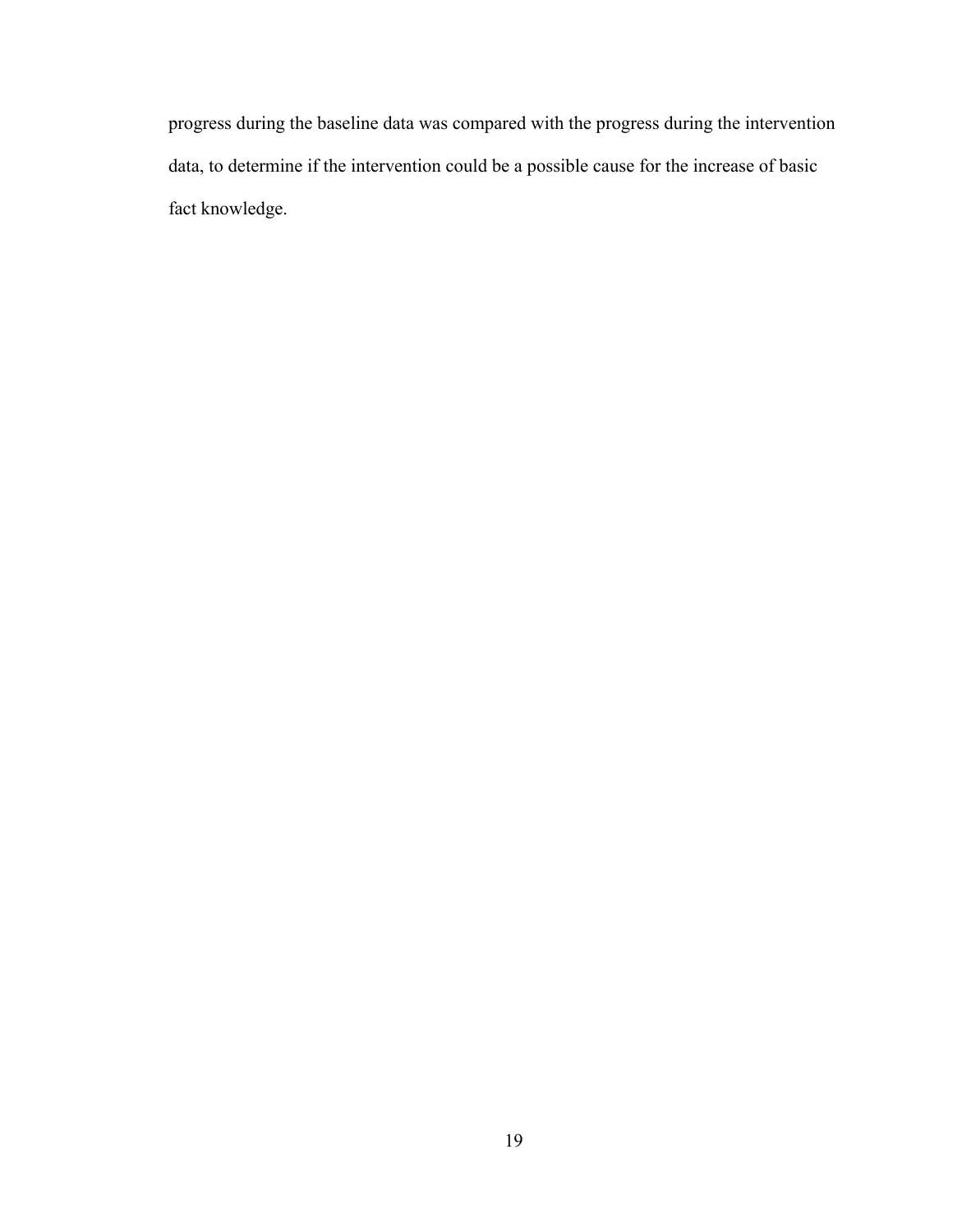progress during the baseline data was compared with the progress during the intervention data, to determine if the intervention could be a possible cause for the increase of basic fact knowledge.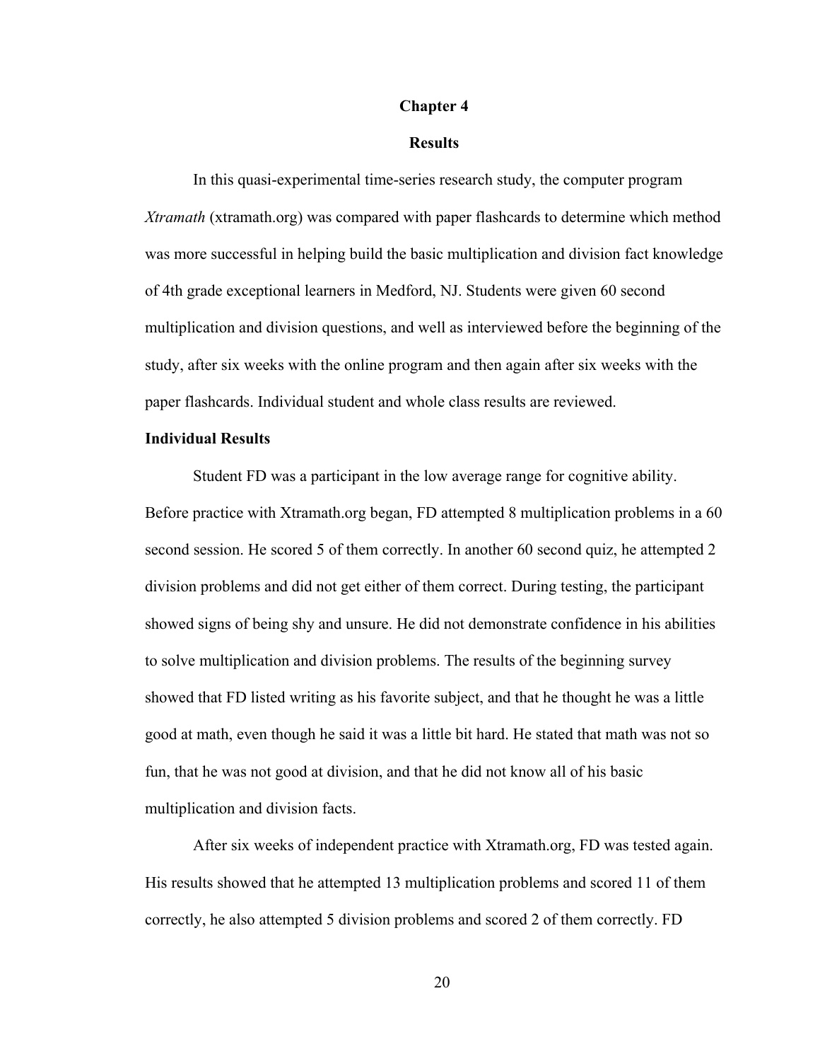# Chapter 4

## Results

In this quasi-experimental time-series research study, the computer program *Xtramath* (xtramath.org) was compared with paper flashcards to determine which method was more successful in helping build the basic multiplication and division fact knowledge of 4th grade exceptional learners in Medford, NJ. Students were given 60 second multiplication and division questions, and well as interviewed before the beginning of the study, after six weeks with the online program and then again after six weeks with the paper flashcards. Individual student and whole class results are reviewed.

### Individual Results

Student FD was a participant in the low average range for cognitive ability. Before practice with Xtramath.org began, FD attempted 8 multiplication problems in a 60 second session. He scored 5 of them correctly. In another 60 second quiz, he attempted 2 division problems and did not get either of them correct. During testing, the participant showed signs of being shy and unsure. He did not demonstrate confidence in his abilities to solve multiplication and division problems. The results of the beginning survey showed that FD listed writing as his favorite subject, and that he thought he was a little good at math, even though he said it was a little bit hard. He stated that math was not so fun, that he was not good at division, and that he did not know all of his basic multiplication and division facts.

After six weeks of independent practice with Xtramath.org, FD was tested again. His results showed that he attempted 13 multiplication problems and scored 11 of them correctly, he also attempted 5 division problems and scored 2 of them correctly. FD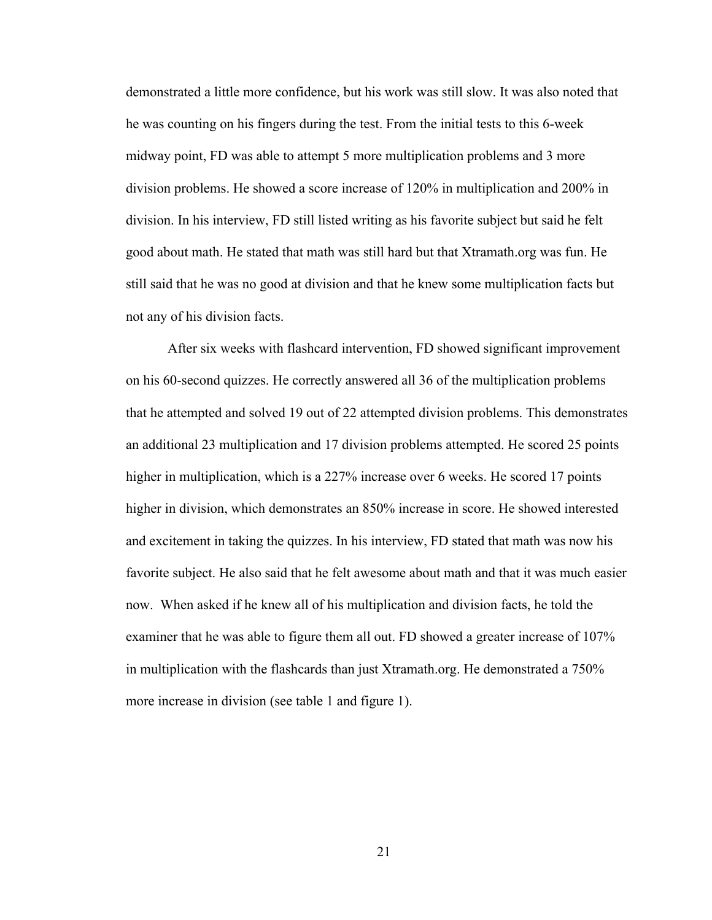demonstrated a little more confidence, but his work was still slow. It was also noted that he was counting on his fingers during the test. From the initial tests to this 6-week midway point, FD was able to attempt 5 more multiplication problems and 3 more division problems. He showed a score increase of 120% in multiplication and 200% in division. In his interview, FD still listed writing as his favorite subject but said he felt good about math. He stated that math was still hard but that Xtramath.org was fun. He still said that he was no good at division and that he knew some multiplication facts but not any of his division facts.

After six weeks with flashcard intervention, FD showed significant improvement on his 60-second quizzes. He correctly answered all 36 of the multiplication problems that he attempted and solved 19 out of 22 attempted division problems. This demonstrates an additional 23 multiplication and 17 division problems attempted. He scored 25 points higher in multiplication, which is a 227% increase over 6 weeks. He scored 17 points higher in division, which demonstrates an 850% increase in score. He showed interested and excitement in taking the quizzes. In his interview, FD stated that math was now his favorite subject. He also said that he felt awesome about math and that it was much easier now. When asked if he knew all of his multiplication and division facts, he told the examiner that he was able to figure them all out. FD showed a greater increase of 107% in multiplication with the flashcards than just Xtramath.org. He demonstrated a 750% more increase in division (see table 1 and figure 1).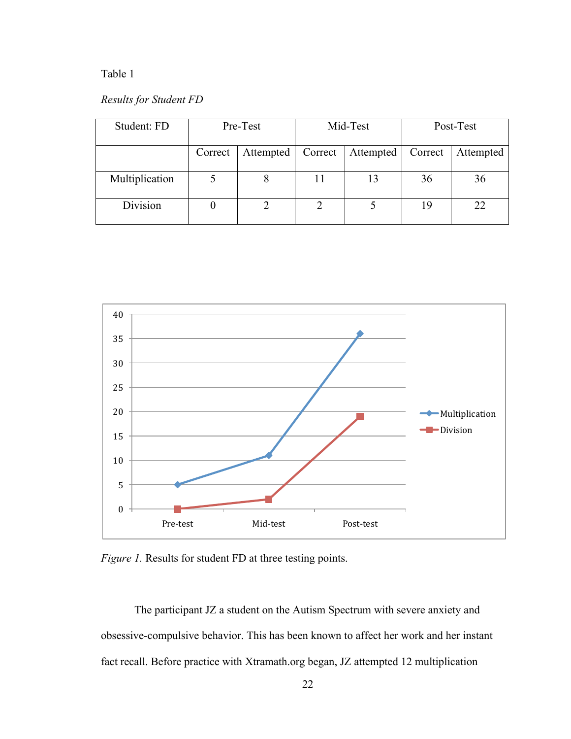Table 1

*Results for Student FD*

| Student: FD | Pre-Test | | Mid-Test | | Post-Test | |
|---|---|---|---|---|---|---|
| | Correct | Attempted | Correct | Attempted | Correct | Attempted |
| Multiplication | 5 | 8 | 11 | 13 | 36 | 36 |
| Division | 0 | 2 | 2 | 5 | 19 | 22 |

*Figure 1.* Results for student FD at three testing points.

The participant JZ a student on the Autism Spectrum with severe anxiety and obsessive-compulsive behavior. This has been known to affect her work and her instant fact recall. Before practice with Xtramath.org began, JZ attempted 12 multiplication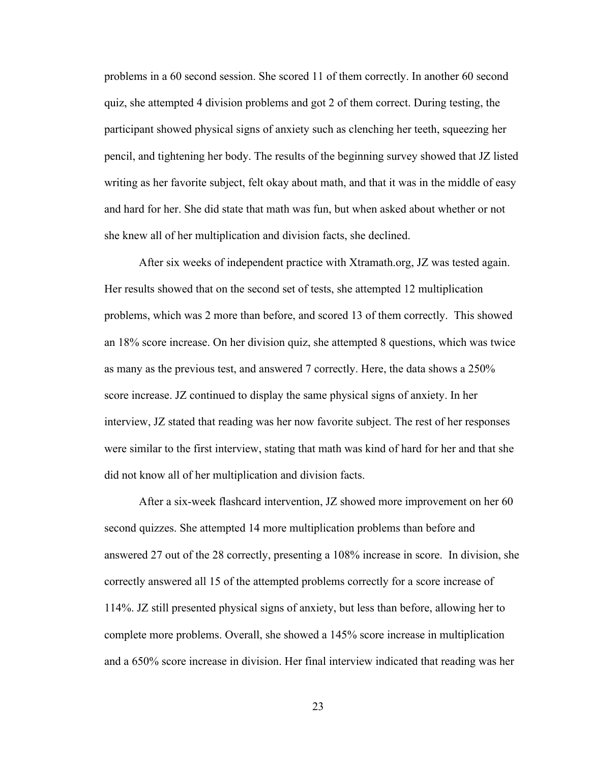problems in a 60 second session. She scored 11 of them correctly. In another 60 second quiz, she attempted 4 division problems and got 2 of them correct. During testing, the participant showed physical signs of anxiety such as clenching her teeth, squeezing her pencil, and tightening her body. The results of the beginning survey showed that JZ listed writing as her favorite subject, felt okay about math, and that it was in the middle of easy and hard for her. She did state that math was fun, but when asked about whether or not she knew all of her multiplication and division facts, she declined.

After six weeks of independent practice with Xtramath.org, JZ was tested again. Her results showed that on the second set of tests, she attempted 12 multiplication problems, which was 2 more than before, and scored 13 of them correctly. This showed an 18% score increase. On her division quiz, she attempted 8 questions, which was twice as many as the previous test, and answered 7 correctly. Here, the data shows a 250% score increase. JZ continued to display the same physical signs of anxiety. In her interview, JZ stated that reading was her now favorite subject. The rest of her responses were similar to the first interview, stating that math was kind of hard for her and that she did not know all of her multiplication and division facts.

After a six-week flashcard intervention, JZ showed more improvement on her 60 second quizzes. She attempted 14 more multiplication problems than before and answered 27 out of the 28 correctly, presenting a 108% increase in score. In division, she correctly answered all 15 of the attempted problems correctly for a score increase of 114%. JZ still presented physical signs of anxiety, but less than before, allowing her to complete more problems. Overall, she showed a 145% score increase in multiplication and a 650% score increase in division. Her final interview indicated that reading was her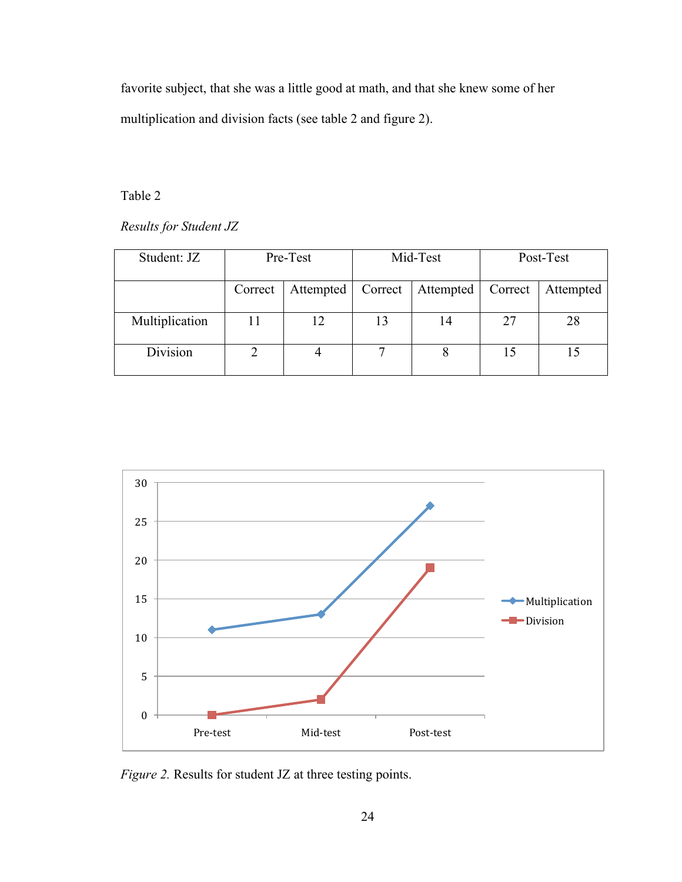favorite subject, that she was a little good at math, and that she knew some of her multiplication and division facts (see table 2 and figure 2).

Table 2

*Results for Student JZ*

| Student: JZ | Pre-Test | | Mid-Test | | Post-Test | |
|---|---|---|---|---|---|---|
| | Correct | Attempted | Correct | Attempted | Correct | Attempted |
| Multiplication | 11 | 12 | 13 | 14 | 27 | 28 |
| Division | 2 | 4 | 7 | 8 | 15 | 15 |

*Figure 2.* Results for student JZ at three testing points.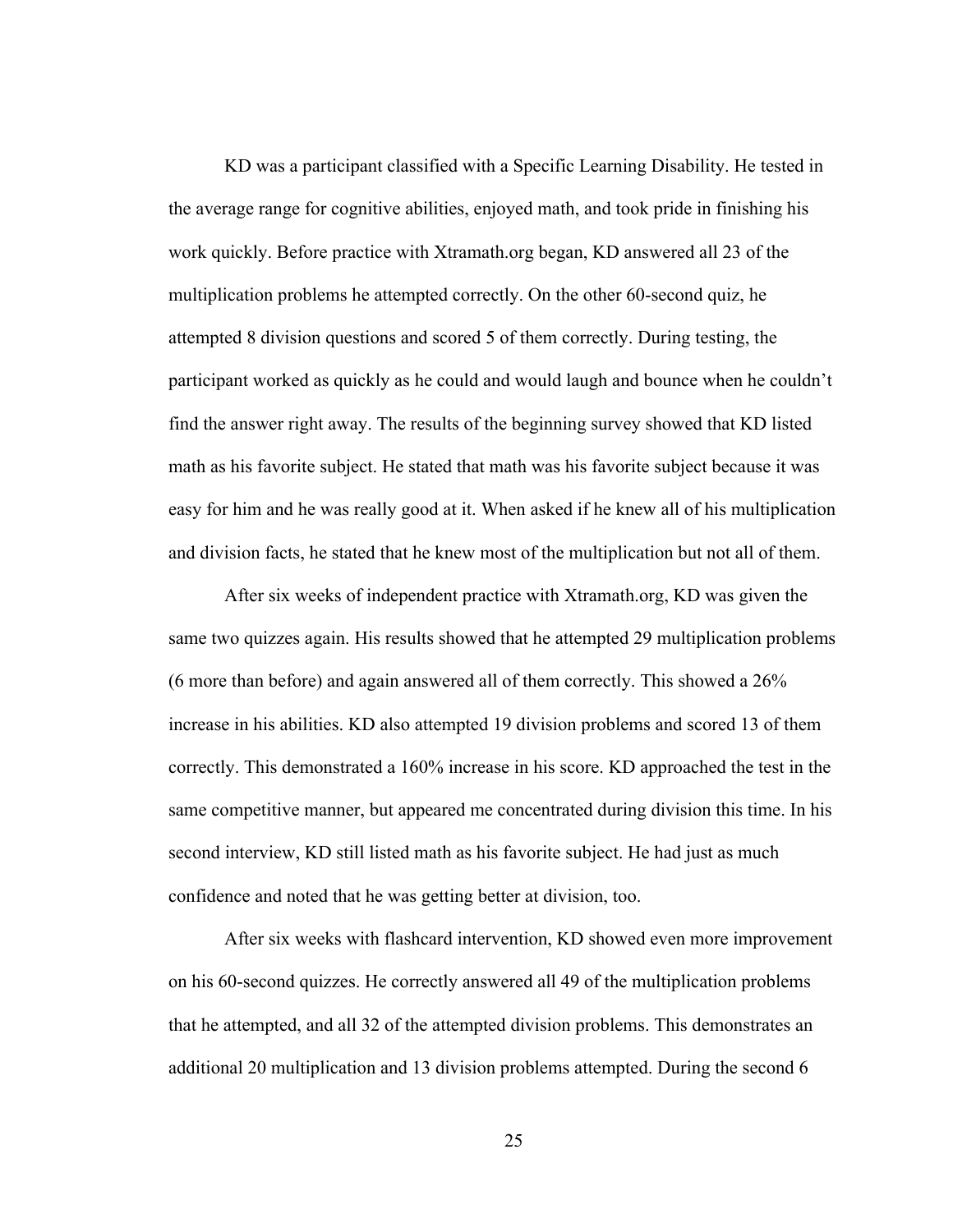KD was a participant classified with a Specific Learning Disability. He tested in the average range for cognitive abilities, enjoyed math, and took pride in finishing his work quickly. Before practice with Xtramath.org began, KD answered all 23 of the multiplication problems he attempted correctly. On the other 60-second quiz, he attempted 8 division questions and scored 5 of them correctly. During testing, the participant worked as quickly as he could and would laugh and bounce when he couldn't find the answer right away. The results of the beginning survey showed that KD listed math as his favorite subject. He stated that math was his favorite subject because it was easy for him and he was really good at it. When asked if he knew all of his multiplication and division facts, he stated that he knew most of the multiplication but not all of them.

After six weeks of independent practice with Xtramath.org, KD was given the same two quizzes again. His results showed that he attempted 29 multiplication problems (6 more than before) and again answered all of them correctly. This showed a 26% increase in his abilities. KD also attempted 19 division problems and scored 13 of them correctly. This demonstrated a 160% increase in his score. KD approached the test in the same competitive manner, but appeared me concentrated during division this time. In his second interview, KD still listed math as his favorite subject. He had just as much confidence and noted that he was getting better at division, too.

After six weeks with flashcard intervention, KD showed even more improvement on his 60-second quizzes. He correctly answered all 49 of the multiplication problems that he attempted, and all 32 of the attempted division problems. This demonstrates an additional 20 multiplication and 13 division problems attempted. During the second 6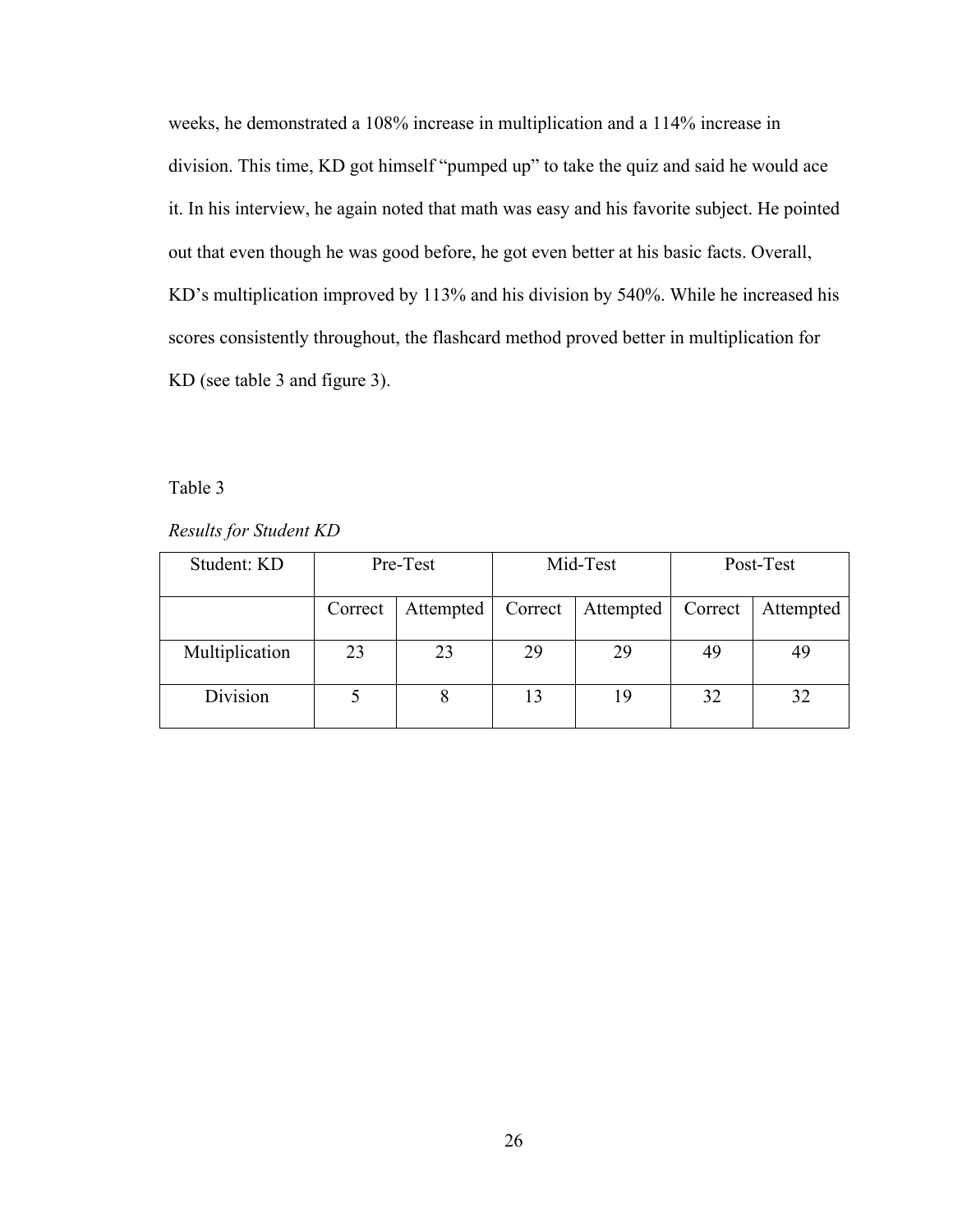weeks, he demonstrated a 108% increase in multiplication and a 114% increase in division. This time, KD got himself "pumped up" to take the quiz and said he would ace it. In his interview, he again noted that math was easy and his favorite subject. He pointed out that even though he was good before, he got even better at his basic facts. Overall, KD's multiplication improved by 113% and his division by 540%. While he increased his scores consistently throughout, the flashcard method proved better in multiplication for KD (see table 3 and figure 3).

Table 3

*Results for Student KD*

| Student: KD | Pre-Test | | Mid-Test | | Post-Test | |
|---|---|---|---|---|---|---|
| | Correct | Attempted | Correct | Attempted | Correct | Attempted |
| Multiplication | 23 | 23 | 29 | 29 | 49 | 49 |
| Division | 5 | 8 | 13 | 19 | 32 | 32 |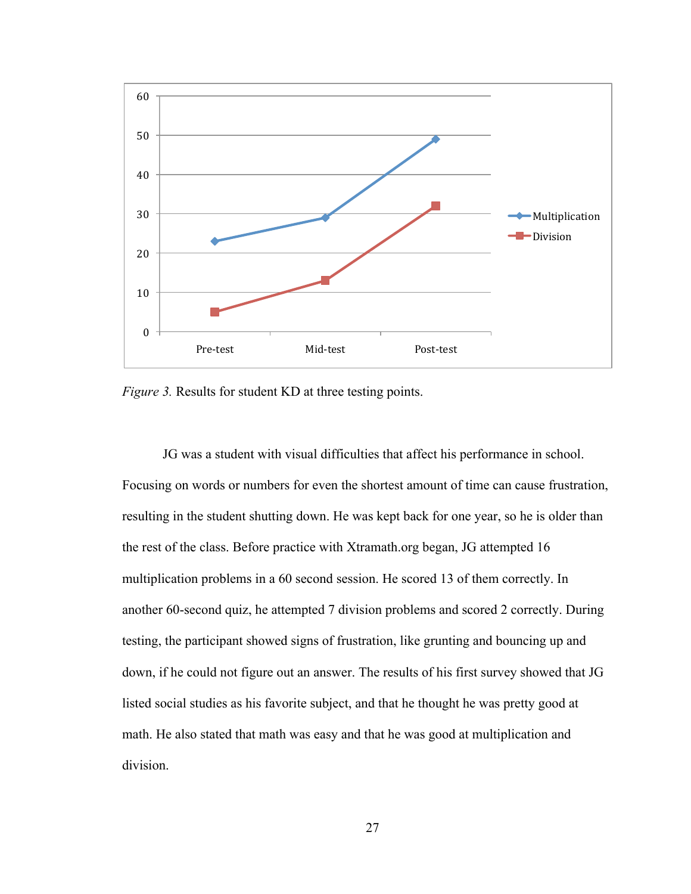*Figure 3.* Results for student KD at three testing points.

JG was a student with visual difficulties that affect his performance in school. Focusing on words or numbers for even the shortest amount of time can cause frustration, resulting in the student shutting down. He was kept back for one year, so he is older than the rest of the class. Before practice with Xtramath.org began, JG attempted 16 multiplication problems in a 60 second session. He scored 13 of them correctly. In another 60-second quiz, he attempted 7 division problems and scored 2 correctly. During testing, the participant showed signs of frustration, like grunting and bouncing up and down, if he could not figure out an answer. The results of his first survey showed that JG listed social studies as his favorite subject, and that he thought he was pretty good at math. He also stated that math was easy and that he was good at multiplication and division.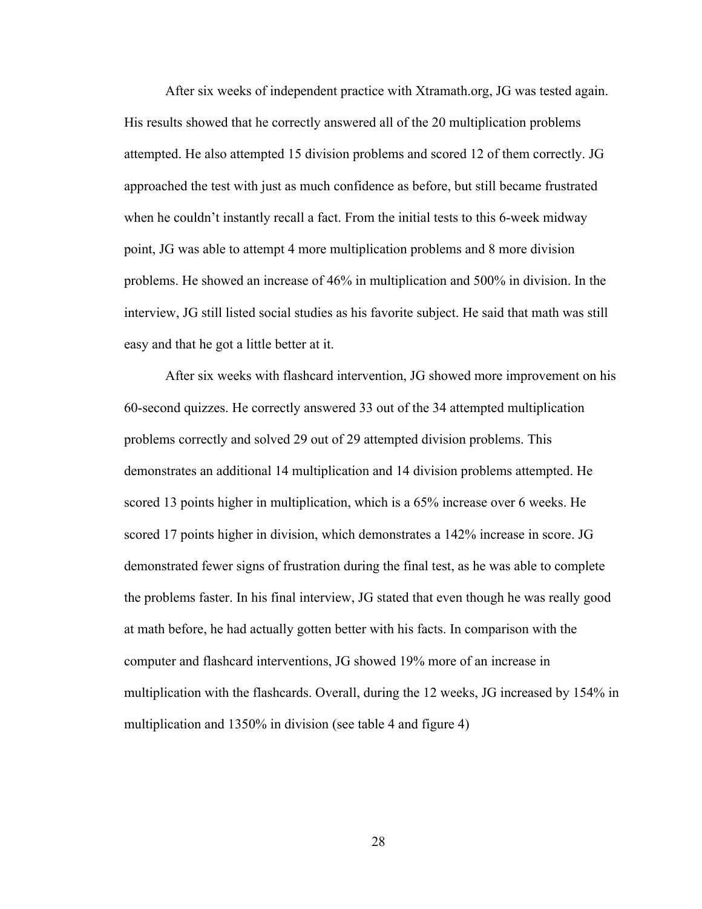After six weeks of independent practice with Xtramath.org, JG was tested again. His results showed that he correctly answered all of the 20 multiplication problems attempted. He also attempted 15 division problems and scored 12 of them correctly. JG approached the test with just as much confidence as before, but still became frustrated when he couldn't instantly recall a fact. From the initial tests to this 6-week midway point, JG was able to attempt 4 more multiplication problems and 8 more division problems. He showed an increase of 46% in multiplication and 500% in division. In the interview, JG still listed social studies as his favorite subject. He said that math was still easy and that he got a little better at it.

After six weeks with flashcard intervention, JG showed more improvement on his 60-second quizzes. He correctly answered 33 out of the 34 attempted multiplication problems correctly and solved 29 out of 29 attempted division problems. This demonstrates an additional 14 multiplication and 14 division problems attempted. He scored 13 points higher in multiplication, which is a 65% increase over 6 weeks. He scored 17 points higher in division, which demonstrates a 142% increase in score. JG demonstrated fewer signs of frustration during the final test, as he was able to complete the problems faster. In his final interview, JG stated that even though he was really good at math before, he had actually gotten better with his facts. In comparison with the computer and flashcard interventions, JG showed 19% more of an increase in multiplication with the flashcards. Overall, during the 12 weeks, JG increased by 154% in multiplication and 1350% in division (see table 4 and figure 4)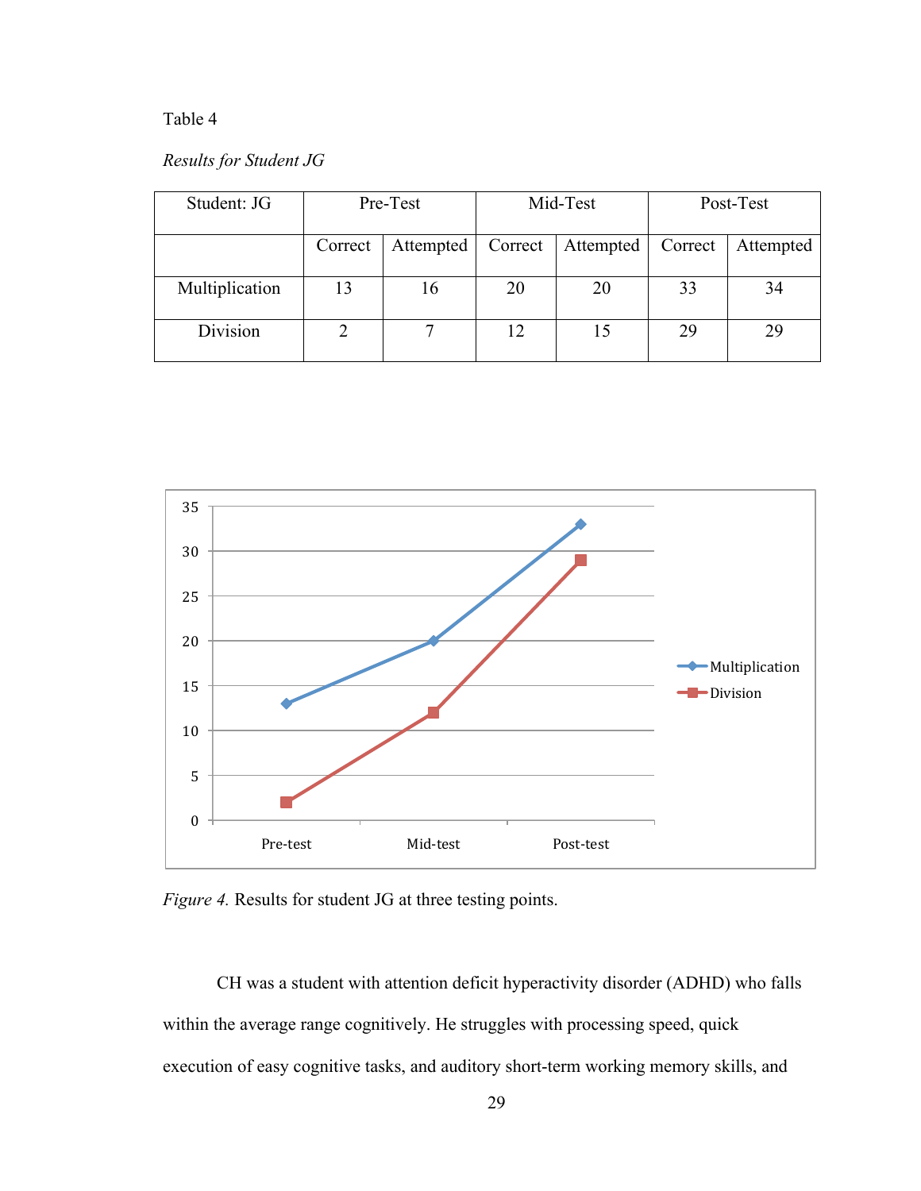Table 4

*Results for Student JG*

| Student: JG | Pre-Test | | Mid-Test | | Post-Test | |
|---|---|---|---|---|---|---|
| | Correct | Attempted | Correct | Attempted | Correct | Attempted |
| Multiplication | 13 | 16 | 20 | 20 | 33 | 34 |
| Division | 2 | 7 | 12 | 15 | 29 | 29 |

*Figure 4.* Results for student JG at three testing points.

CH was a student with attention deficit hyperactivity disorder (ADHD) who falls within the average range cognitively. He struggles with processing speed, quick execution of easy cognitive tasks, and auditory short-term working memory skills, and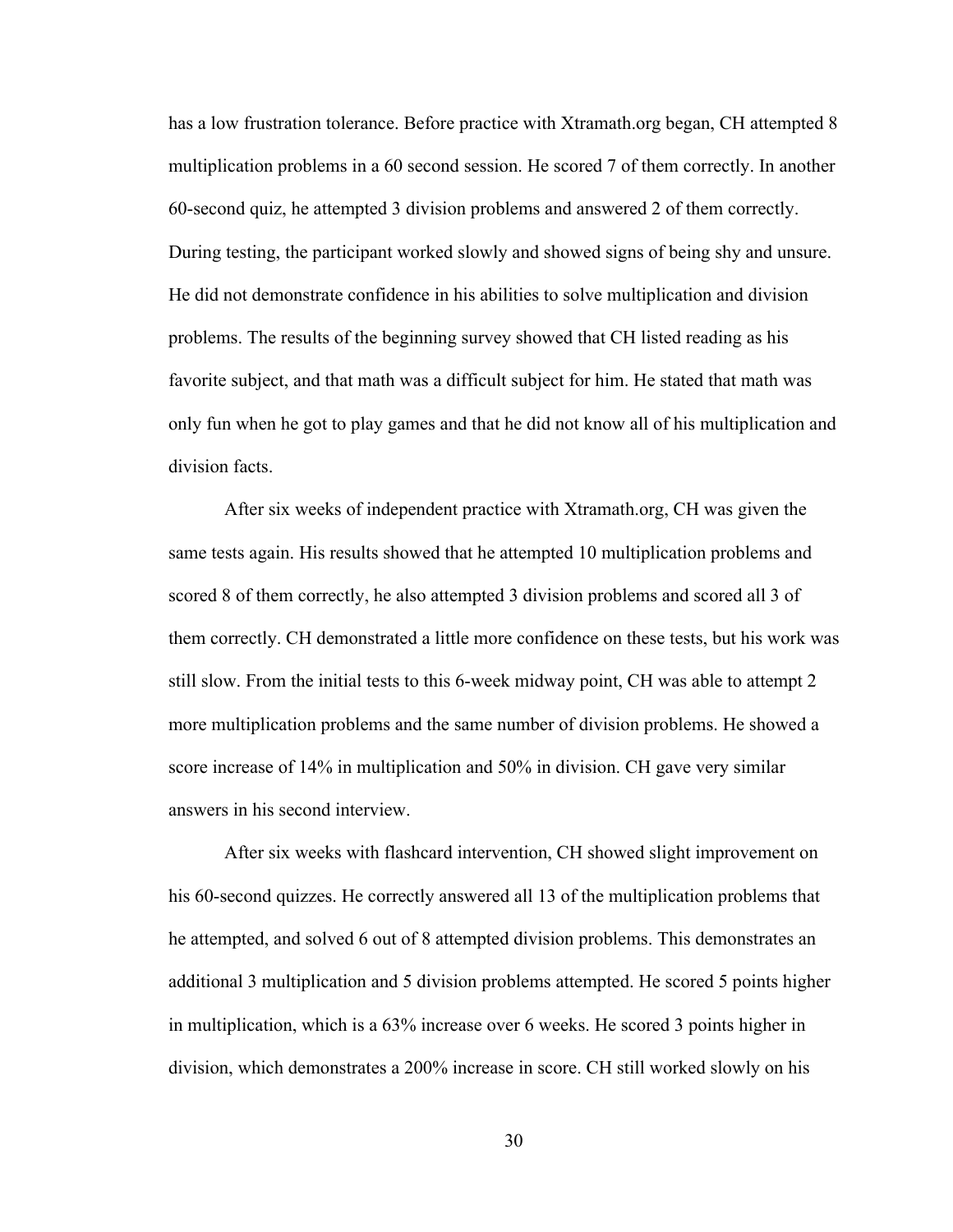has a low frustration tolerance. Before practice with Xtramath.org began, CH attempted 8 multiplication problems in a 60 second session. He scored 7 of them correctly. In another 60-second quiz, he attempted 3 division problems and answered 2 of them correctly. During testing, the participant worked slowly and showed signs of being shy and unsure. He did not demonstrate confidence in his abilities to solve multiplication and division problems. The results of the beginning survey showed that CH listed reading as his favorite subject, and that math was a difficult subject for him. He stated that math was only fun when he got to play games and that he did not know all of his multiplication and division facts.

After six weeks of independent practice with Xtramath.org, CH was given the same tests again. His results showed that he attempted 10 multiplication problems and scored 8 of them correctly, he also attempted 3 division problems and scored all 3 of them correctly. CH demonstrated a little more confidence on these tests, but his work was still slow. From the initial tests to this 6-week midway point, CH was able to attempt 2 more multiplication problems and the same number of division problems. He showed a score increase of 14% in multiplication and 50% in division. CH gave very similar answers in his second interview.

After six weeks with flashcard intervention, CH showed slight improvement on his 60-second quizzes. He correctly answered all 13 of the multiplication problems that he attempted, and solved 6 out of 8 attempted division problems. This demonstrates an additional 3 multiplication and 5 division problems attempted. He scored 5 points higher in multiplication, which is a 63% increase over 6 weeks. He scored 3 points higher in division, which demonstrates a 200% increase in score. CH still worked slowly on his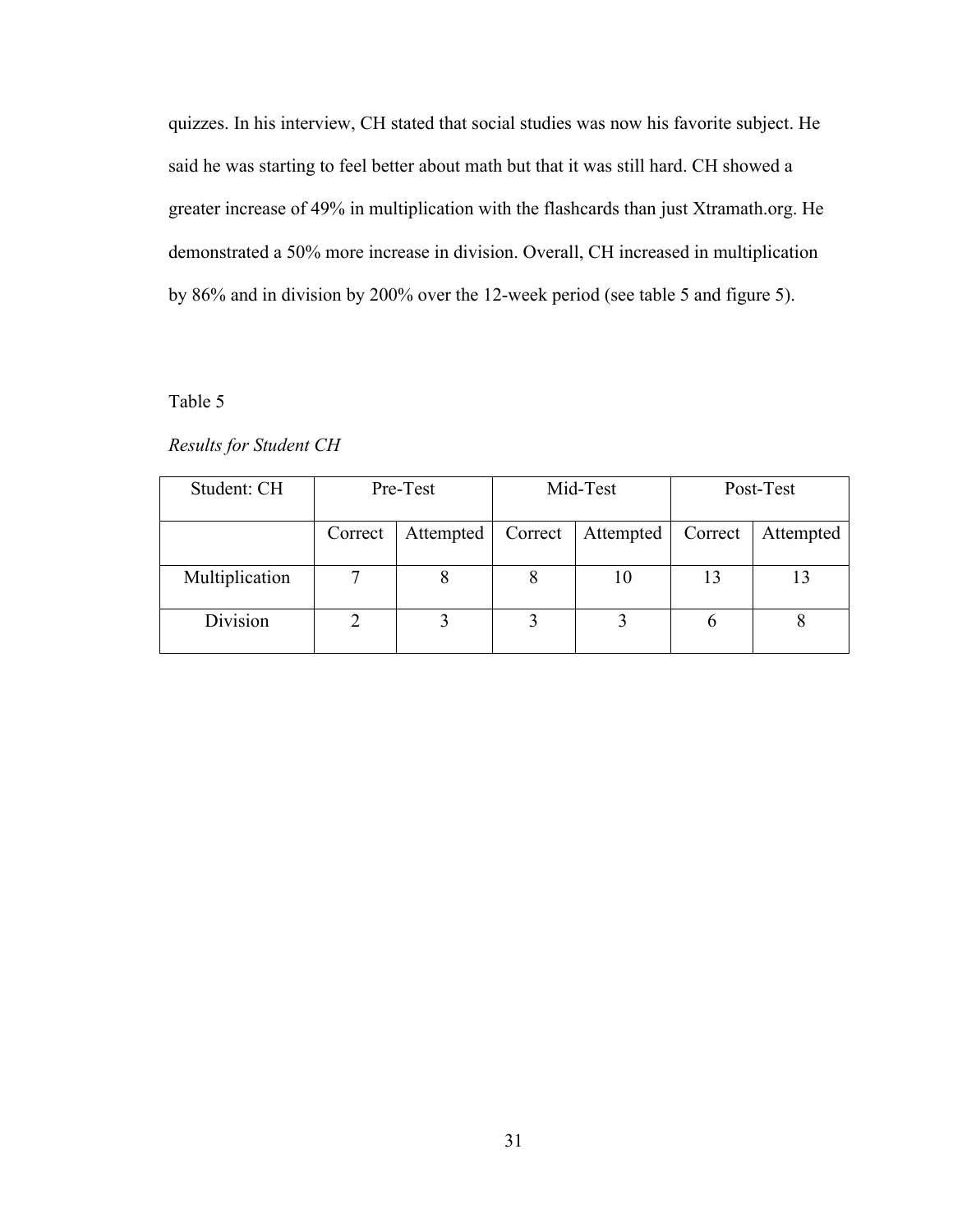quizzes. In his interview, CH stated that social studies was now his favorite subject. He said he was starting to feel better about math but that it was still hard. CH showed a greater increase of 49% in multiplication with the flashcards than just Xtramath.org. He demonstrated a 50% more increase in division. Overall, CH increased in multiplication by 86% and in division by 200% over the 12-week period (see table 5 and figure 5).

Table 5

*Results for Student CH*

| Student: CH | Pre-Test | | Mid-Test | | Post-Test | |
|---|---|---|---|---|---|---|
| | Correct | Attempted | Correct | Attempted | Correct | Attempted |
| Multiplication | 7 | 8 | 8 | 10 | 13 | 13 |
| Division | 2 | 3 | 3 | 3 | 6 | 8 |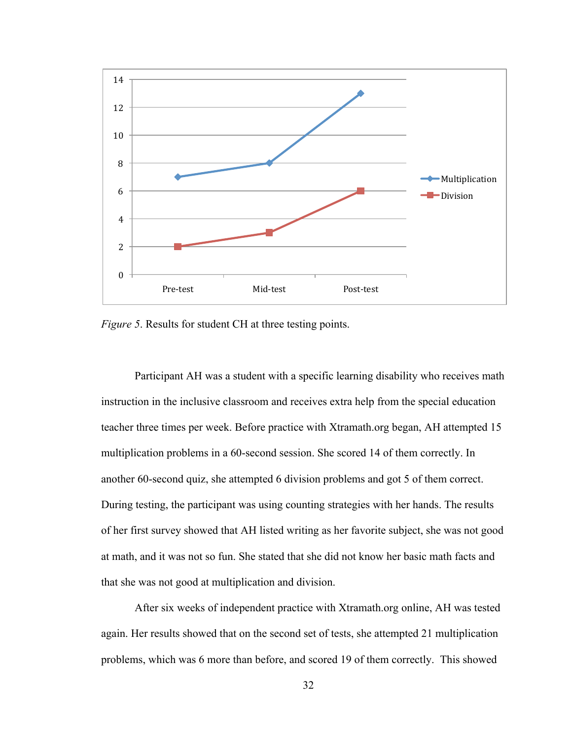*Figure 5*. Results for student CH at three testing points.

Participant AH was a student with a specific learning disability who receives math instruction in the inclusive classroom and receives extra help from the special education teacher three times per week. Before practice with Xtramath.org began, AH attempted 15 multiplication problems in a 60-second session. She scored 14 of them correctly. In another 60-second quiz, she attempted 6 division problems and got 5 of them correct. During testing, the participant was using counting strategies with her hands. The results of her first survey showed that AH listed writing as her favorite subject, she was not good at math, and it was not so fun. She stated that she did not know her basic math facts and that she was not good at multiplication and division.

After six weeks of independent practice with Xtramath.org online, AH was tested again. Her results showed that on the second set of tests, she attempted 21 multiplication problems, which was 6 more than before, and scored 19 of them correctly. This showed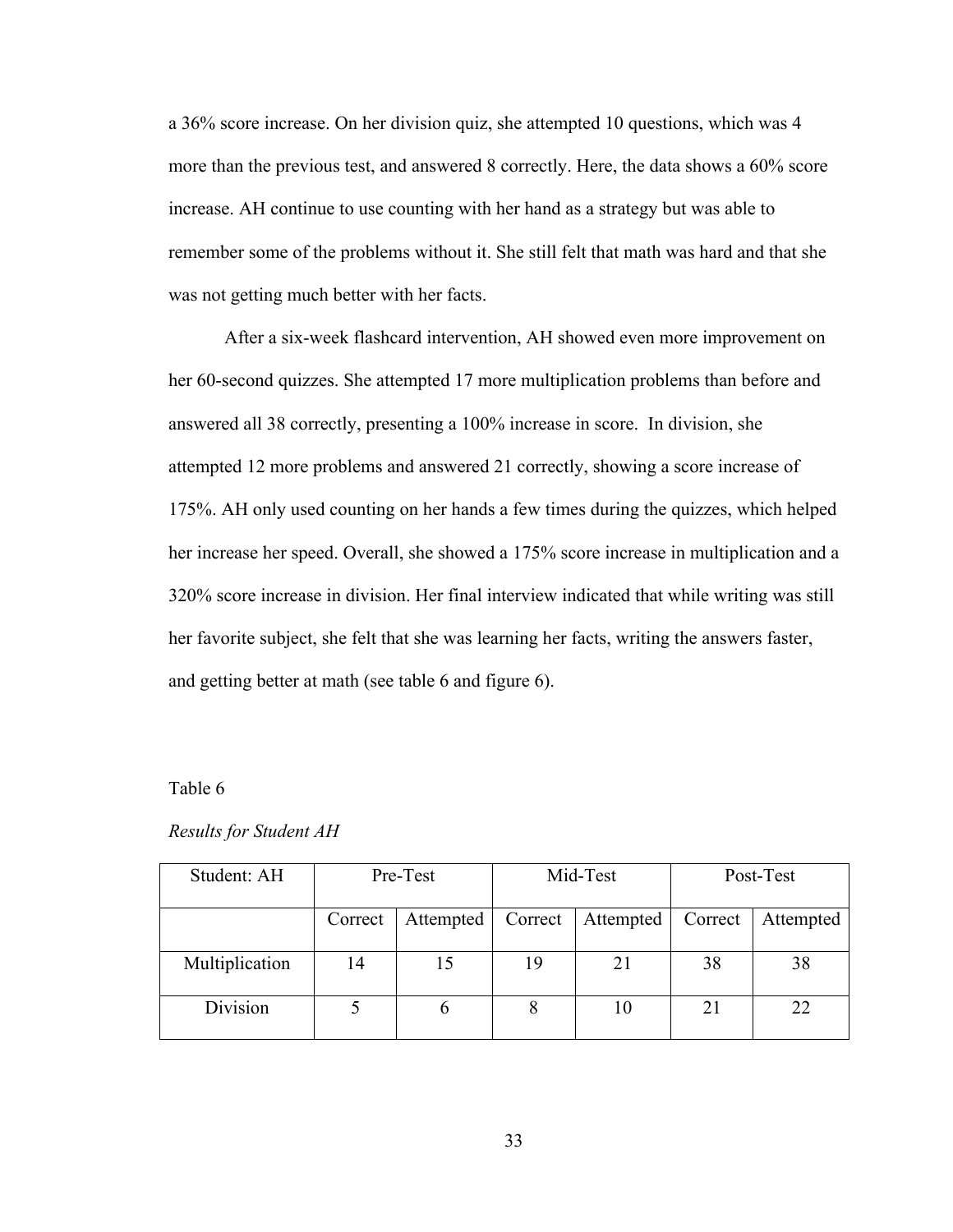a 36% score increase. On her division quiz, she attempted 10 questions, which was 4 more than the previous test, and answered 8 correctly. Here, the data shows a 60% score increase. AH continue to use counting with her hand as a strategy but was able to remember some of the problems without it. She still felt that math was hard and that she was not getting much better with her facts.

After a six-week flashcard intervention, AH showed even more improvement on her 60-second quizzes. She attempted 17 more multiplication problems than before and answered all 38 correctly, presenting a 100% increase in score. In division, she attempted 12 more problems and answered 21 correctly, showing a score increase of 175%. AH only used counting on her hands a few times during the quizzes, which helped her increase her speed. Overall, she showed a 175% score increase in multiplication and a 320% score increase in division. Her final interview indicated that while writing was still her favorite subject, she felt that she was learning her facts, writing the answers faster, and getting better at math (see table 6 and figure 6).

Table 6

*Results for Student AH*

| Student: AH | Pre-Test | | Mid-Test | | Post-Test | |
|---|---|---|---|---|---|---|
| | Correct | Attempted | Correct | Attempted | Correct | Attempted |
| Multiplication | 14 | 15 | 19 | 21 | 38 | 38 |
| Division | 5 | 6 | 8 | 10 | 21 | 22 |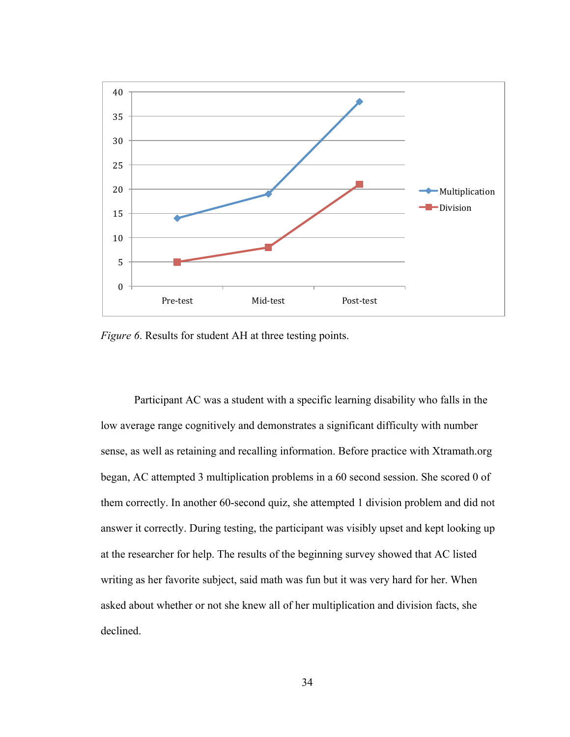*Figure 6*. Results for student AH at three testing points.

Participant AC was a student with a specific learning disability who falls in the low average range cognitively and demonstrates a significant difficulty with number sense, as well as retaining and recalling information. Before practice with Xtramath.org began, AC attempted 3 multiplication problems in a 60 second session. She scored 0 of them correctly. In another 60-second quiz, she attempted 1 division problem and did not answer it correctly. During testing, the participant was visibly upset and kept looking up at the researcher for help. The results of the beginning survey showed that AC listed writing as her favorite subject, said math was fun but it was very hard for her. When asked about whether or not she knew all of her multiplication and division facts, she declined.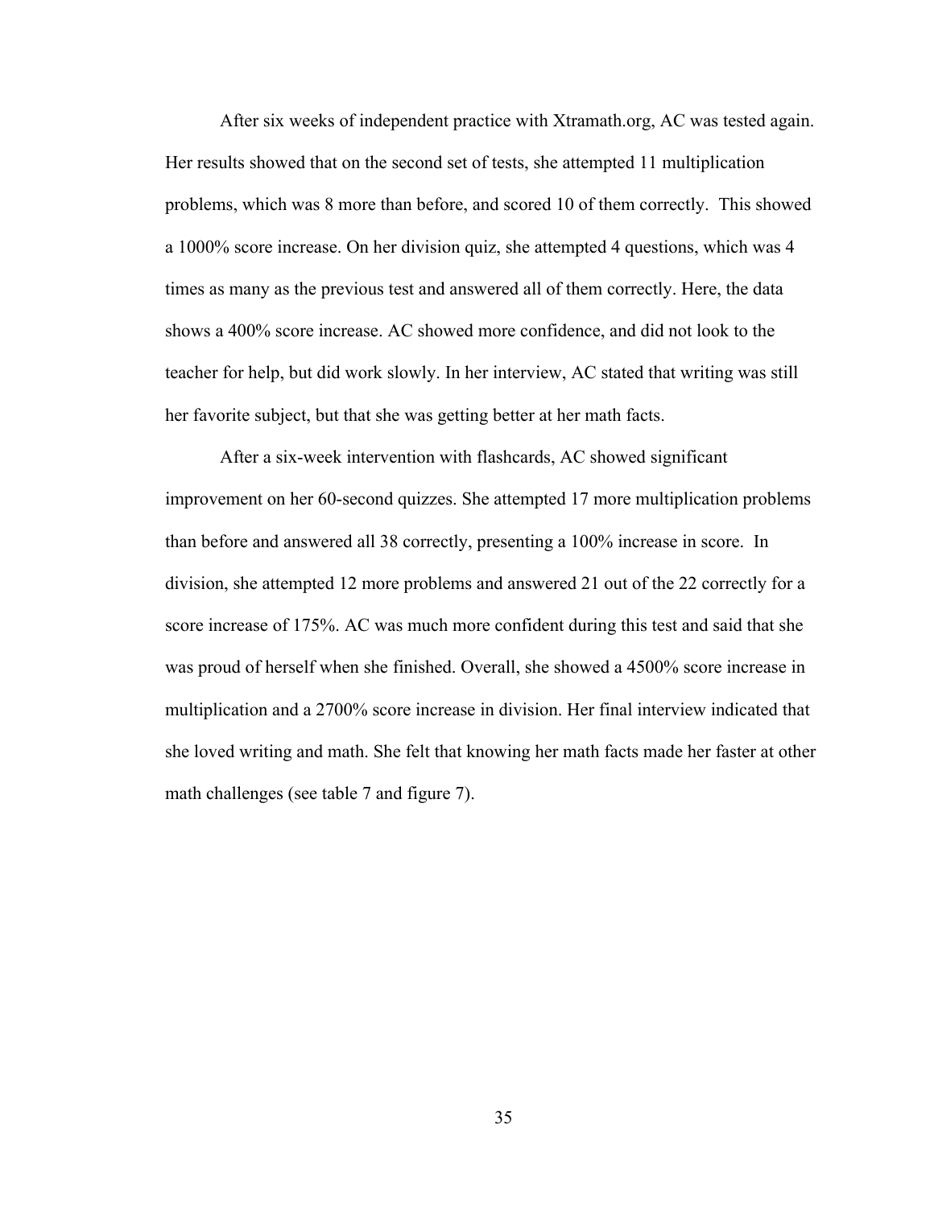After six weeks of independent practice with Xtramath.org, AC was tested again. Her results showed that on the second set of tests, she attempted 11 multiplication problems, which was 8 more than before, and scored 10 of them correctly.  This showed a 1000% score increase. On her division quiz, she attempted 4 questions, which was 4 times as many as the previous test and answered all of them correctly. Here, the data shows a 400% score increase. AC showed more confidence, and did not look to the teacher for help, but did work slowly. In her interview, AC stated that writing was still her favorite subject, but that she was getting better at her math facts.

After a six-week intervention with flashcards, AC showed significant improvement on her 60-second quizzes. She attempted 17 more multiplication problems than before and answered all 38 correctly, presenting a 100% increase in score.  In division, she attempted 12 more problems and answered 21 out of the 22 correctly for a score increase of 175%. AC was much more confident during this test and said that she was proud of herself when she finished. Overall, she showed a 4500% score increase in multiplication and a 2700% score increase in division. Her final interview indicated that she loved writing and math. She felt that knowing her math facts made her faster at other math challenges (see table 7 and figure 7).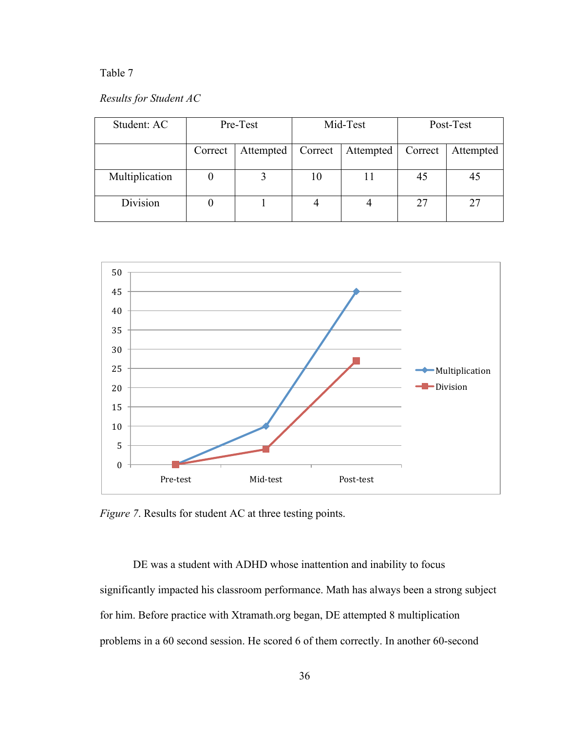Table 7

*Results for Student AC*

| Student: AC | Pre-Test | | Mid-Test | | Post-Test | |
|---|---|---|---|---|---|---|
| | Correct | Attempted | Correct | Attempted | Correct | Attempted |
| Multiplication | 0 | 3 | 10 | 11 | 45 | 45 |
| Division | 0 | 1 | 4 | 4 | 27 | 27 |

*Figure 7*. Results for student AC at three testing points.

DE was a student with ADHD whose inattention and inability to focus significantly impacted his classroom performance. Math has always been a strong subject for him. Before practice with Xtramath.org began, DE attempted 8 multiplication problems in a 60 second session. He scored 6 of them correctly. In another 60-second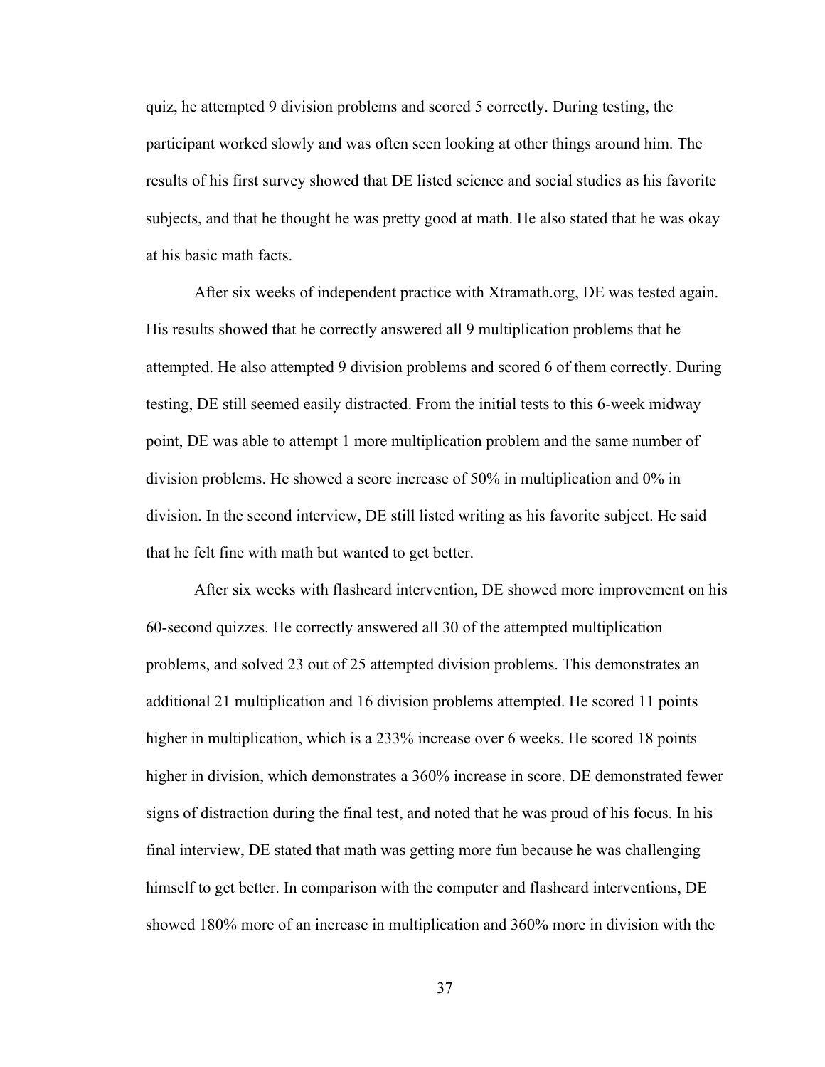quiz, he attempted 9 division problems and scored 5 correctly. During testing, the participant worked slowly and was often seen looking at other things around him. The results of his first survey showed that DE listed science and social studies as his favorite subjects, and that he thought he was pretty good at math. He also stated that he was okay at his basic math facts.

After six weeks of independent practice with Xtramath.org, DE was tested again. His results showed that he correctly answered all 9 multiplication problems that he attempted. He also attempted 9 division problems and scored 6 of them correctly. During testing, DE still seemed easily distracted. From the initial tests to this 6-week midway point, DE was able to attempt 1 more multiplication problem and the same number of division problems. He showed a score increase of 50% in multiplication and 0% in division. In the second interview, DE still listed writing as his favorite subject. He said that he felt fine with math but wanted to get better.

After six weeks with flashcard intervention, DE showed more improvement on his 60-second quizzes. He correctly answered all 30 of the attempted multiplication problems, and solved 23 out of 25 attempted division problems. This demonstrates an additional 21 multiplication and 16 division problems attempted. He scored 11 points higher in multiplication, which is a 233% increase over 6 weeks. He scored 18 points higher in division, which demonstrates a 360% increase in score. DE demonstrated fewer signs of distraction during the final test, and noted that he was proud of his focus. In his final interview, DE stated that math was getting more fun because he was challenging himself to get better. In comparison with the computer and flashcard interventions, DE showed 180% more of an increase in multiplication and 360% more in division with the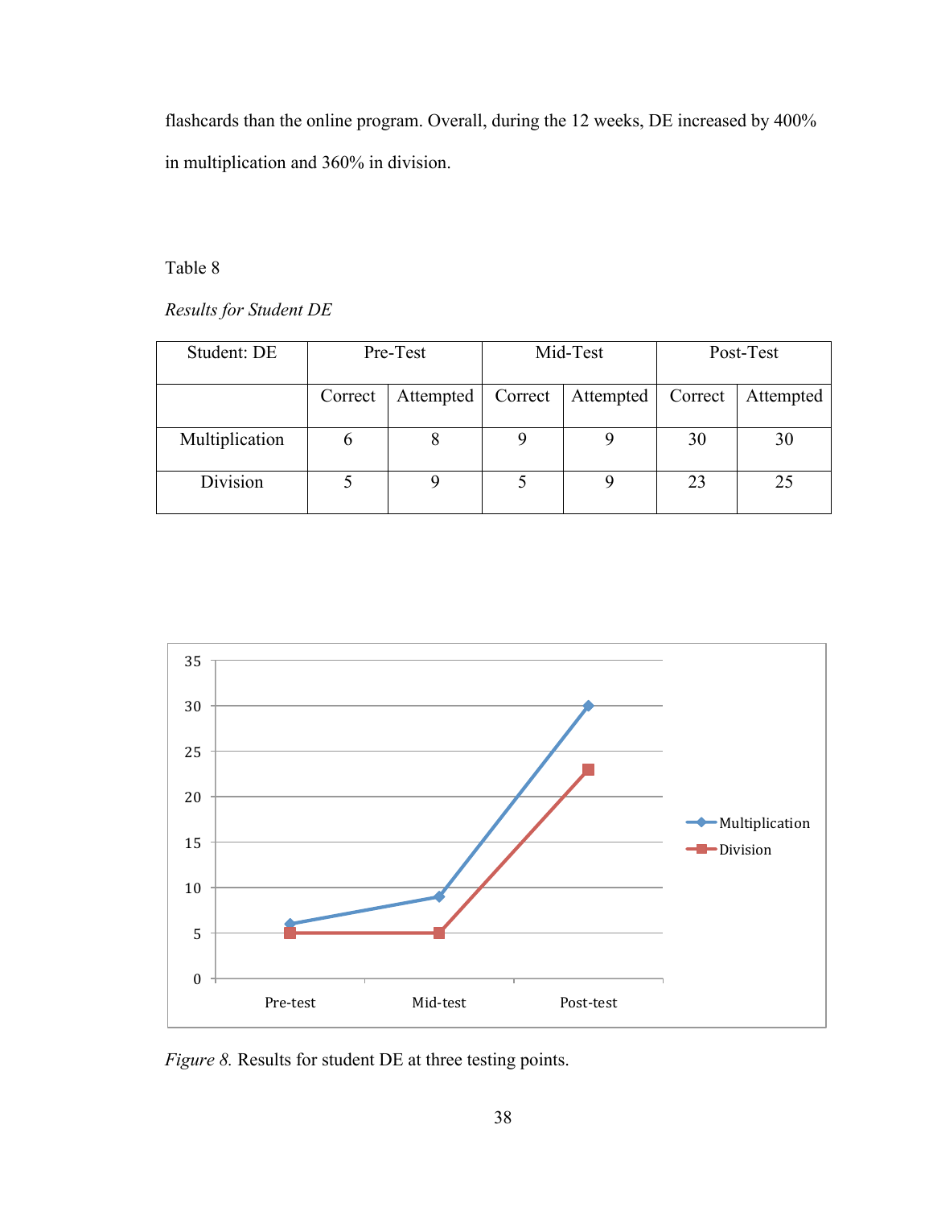flashcards than the online program. Overall, during the 12 weeks, DE increased by 400% in multiplication and 360% in division.

Table 8

*Results for Student DE*

| Student: DE | Pre-Test | | Mid-Test | | Post-Test | |
|---|---|---|---|---|---|---|
| | Correct | Attempted | Correct | Attempted | Correct | Attempted |
| Multiplication | 6 | 8 | 9 | 9 | 30 | 30 |
| Division | 5 | 9 | 5 | 9 | 23 | 25 |

*Figure 8.* Results for student DE at three testing points.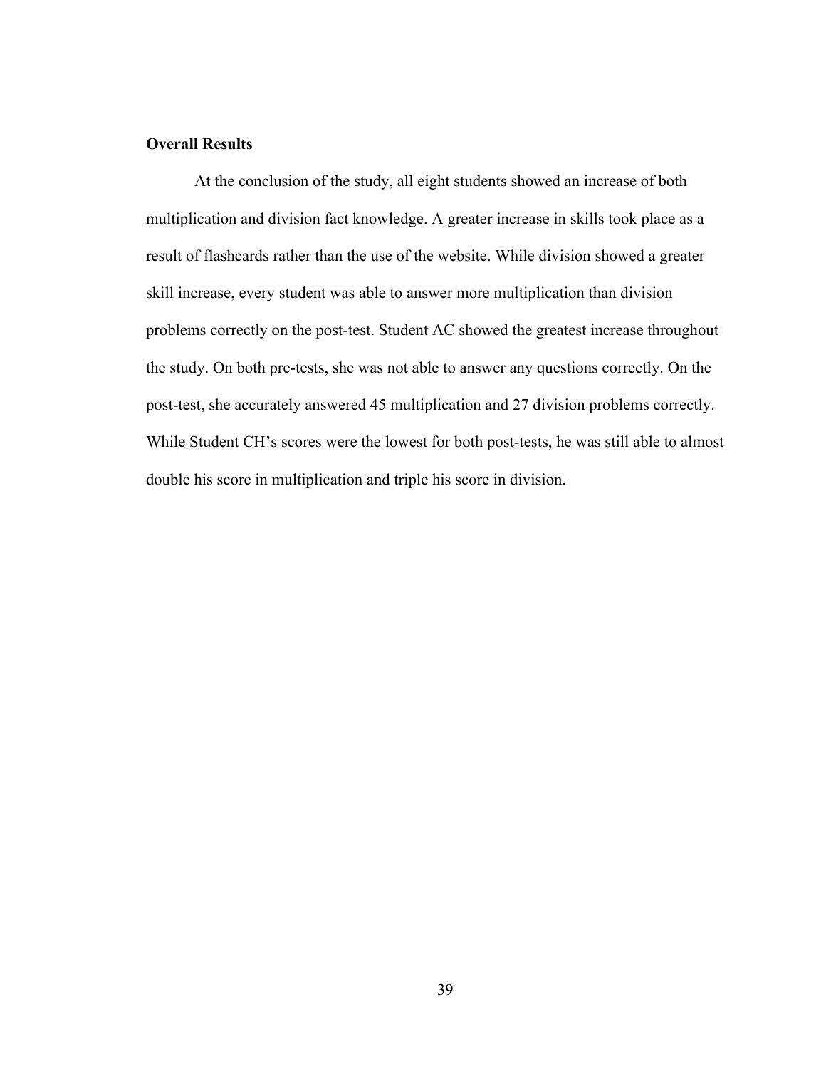**Overall Results**

At the conclusion of the study, all eight students showed an increase of both multiplication and division fact knowledge. A greater increase in skills took place as a result of flashcards rather than the use of the website. While division showed a greater skill increase, every student was able to answer more multiplication than division problems correctly on the post-test. Student AC showed the greatest increase throughout the study. On both pre-tests, she was not able to answer any questions correctly. On the post-test, she accurately answered 45 multiplication and 27 division problems correctly. While Student CH's scores were the lowest for both post-tests, he was still able to almost double his score in multiplication and triple his score in division.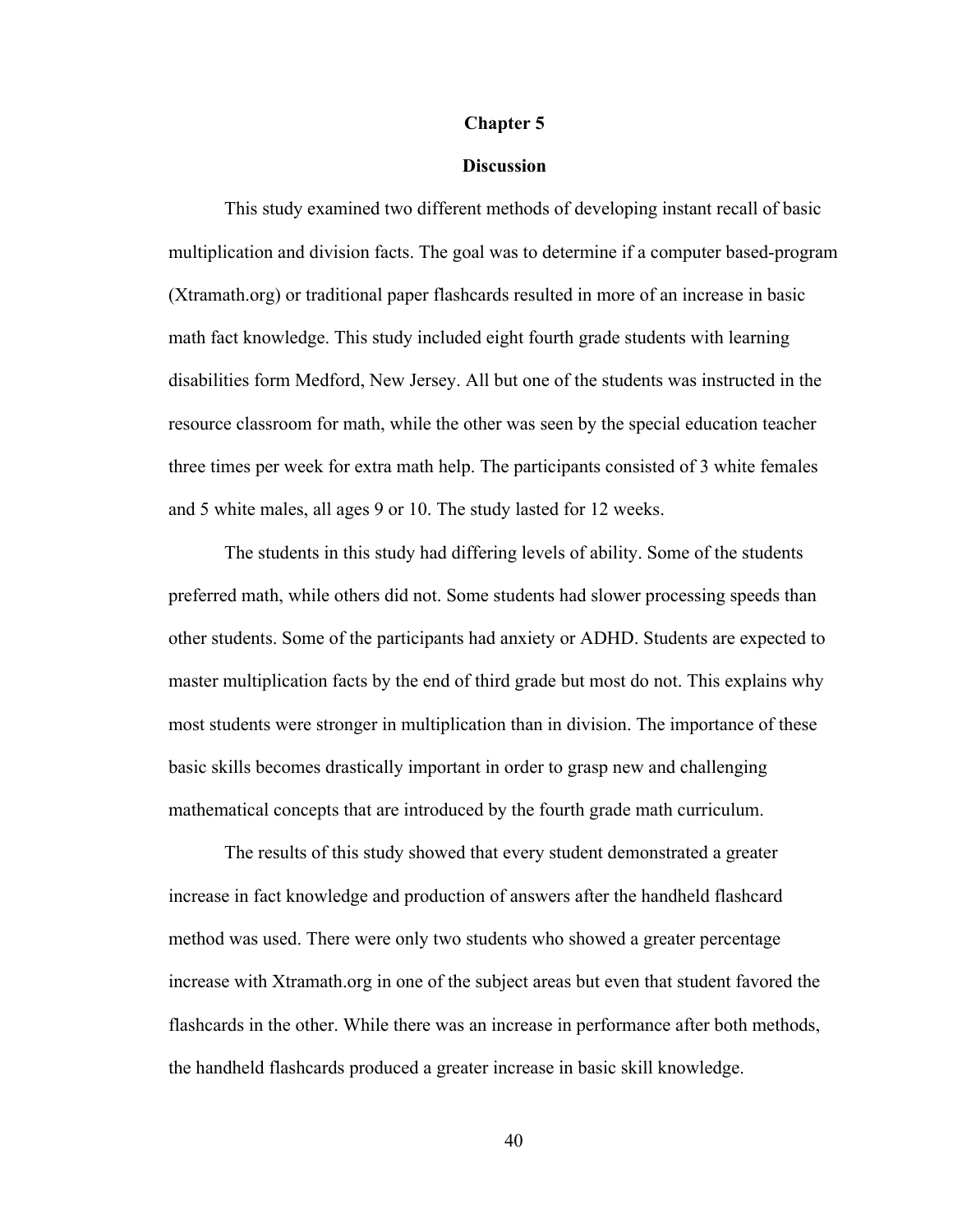# Chapter 5

## Discussion

This study examined two different methods of developing instant recall of basic multiplication and division facts. The goal was to determine if a computer based-program (Xtramath.org) or traditional paper flashcards resulted in more of an increase in basic math fact knowledge. This study included eight fourth grade students with learning disabilities form Medford, New Jersey. All but one of the students was instructed in the resource classroom for math, while the other was seen by the special education teacher three times per week for extra math help. The participants consisted of 3 white females and 5 white males, all ages 9 or 10. The study lasted for 12 weeks.

The students in this study had differing levels of ability. Some of the students preferred math, while others did not. Some students had slower processing speeds than other students. Some of the participants had anxiety or ADHD. Students are expected to master multiplication facts by the end of third grade but most do not. This explains why most students were stronger in multiplication than in division. The importance of these basic skills becomes drastically important in order to grasp new and challenging mathematical concepts that are introduced by the fourth grade math curriculum.

The results of this study showed that every student demonstrated a greater increase in fact knowledge and production of answers after the handheld flashcard method was used. There were only two students who showed a greater percentage increase with Xtramath.org in one of the subject areas but even that student favored the flashcards in the other. While there was an increase in performance after both methods, the handheld flashcards produced a greater increase in basic skill knowledge.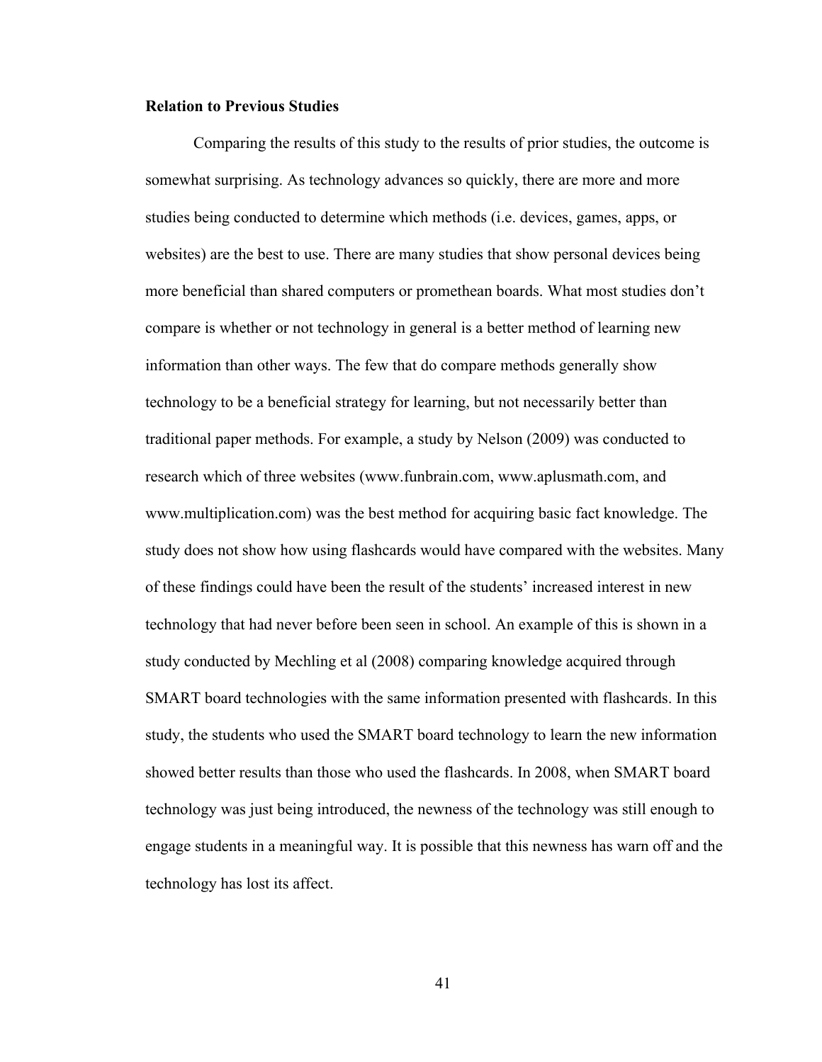**Relation to Previous Studies**

Comparing the results of this study to the results of prior studies, the outcome is somewhat surprising. As technology advances so quickly, there are more and more studies being conducted to determine which methods (i.e. devices, games, apps, or websites) are the best to use. There are many studies that show personal devices being more beneficial than shared computers or promethean boards. What most studies don't compare is whether or not technology in general is a better method of learning new information than other ways. The few that do compare methods generally show technology to be a beneficial strategy for learning, but not necessarily better than traditional paper methods. For example, a study by Nelson (2009) was conducted to research which of three websites (www.funbrain.com, www.aplusmath.com, and www.multiplication.com) was the best method for acquiring basic fact knowledge. The study does not show how using flashcards would have compared with the websites. Many of these findings could have been the result of the students' increased interest in new technology that had never before been seen in school. An example of this is shown in a study conducted by Mechling et al (2008) comparing knowledge acquired through SMART board technologies with the same information presented with flashcards. In this study, the students who used the SMART board technology to learn the new information showed better results than those who used the flashcards. In 2008, when SMART board technology was just being introduced, the newness of the technology was still enough to engage students in a meaningful way. It is possible that this newness has warn off and the technology has lost its affect.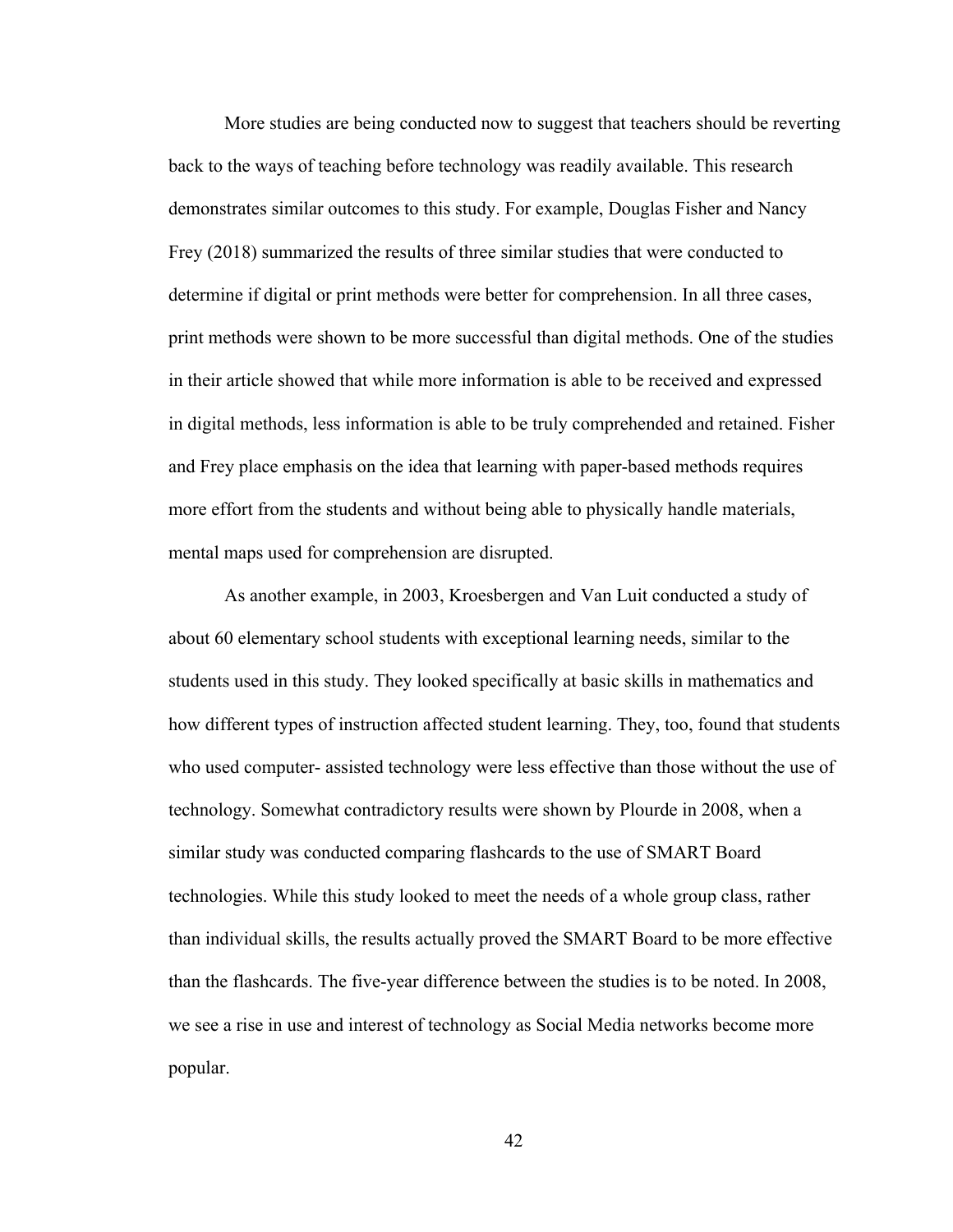More studies are being conducted now to suggest that teachers should be reverting back to the ways of teaching before technology was readily available. This research demonstrates similar outcomes to this study. For example, Douglas Fisher and Nancy Frey (2018) summarized the results of three similar studies that were conducted to determine if digital or print methods were better for comprehension. In all three cases, print methods were shown to be more successful than digital methods. One of the studies in their article showed that while more information is able to be received and expressed in digital methods, less information is able to be truly comprehended and retained. Fisher and Frey place emphasis on the idea that learning with paper-based methods requires more effort from the students and without being able to physically handle materials, mental maps used for comprehension are disrupted.

As another example, in 2003, Kroesbergen and Van Luit conducted a study of about 60 elementary school students with exceptional learning needs, similar to the students used in this study. They looked specifically at basic skills in mathematics and how different types of instruction affected student learning. They, too, found that students who used computer- assisted technology were less effective than those without the use of technology. Somewhat contradictory results were shown by Plourde in 2008, when a similar study was conducted comparing flashcards to the use of SMART Board technologies. While this study looked to meet the needs of a whole group class, rather than individual skills, the results actually proved the SMART Board to be more effective than the flashcards. The five-year difference between the studies is to be noted. In 2008, we see a rise in use and interest of technology as Social Media networks become more popular.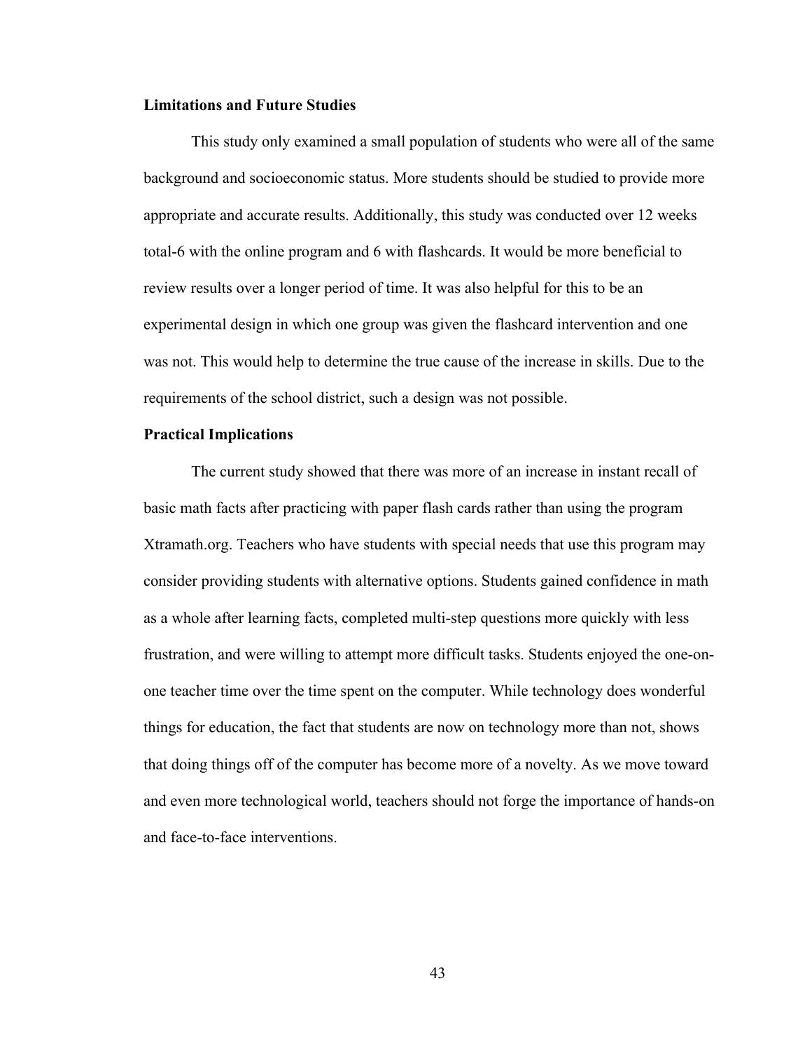### Limitations and Future Studies

This study only examined a small population of students who were all of the same background and socioeconomic status. More students should be studied to provide more appropriate and accurate results. Additionally, this study was conducted over 12 weeks total-6 with the online program and 6 with flashcards. It would be more beneficial to review results over a longer period of time. It was also helpful for this to be an experimental design in which one group was given the flashcard intervention and one was not. This would help to determine the true cause of the increase in skills. Due to the requirements of the school district, such a design was not possible.

### Practical Implications

The current study showed that there was more of an increase in instant recall of basic math facts after practicing with paper flash cards rather than using the program Xtramath.org. Teachers who have students with special needs that use this program may consider providing students with alternative options. Students gained confidence in math as a whole after learning facts, completed multi-step questions more quickly with less frustration, and were willing to attempt more difficult tasks. Students enjoyed the one-on-one teacher time over the time spent on the computer. While technology does wonderful things for education, the fact that students are now on technology more than not, shows that doing things off of the computer has become more of a novelty. As we move toward and even more technological world, teachers should not forge the importance of hands-on and face-to-face interventions.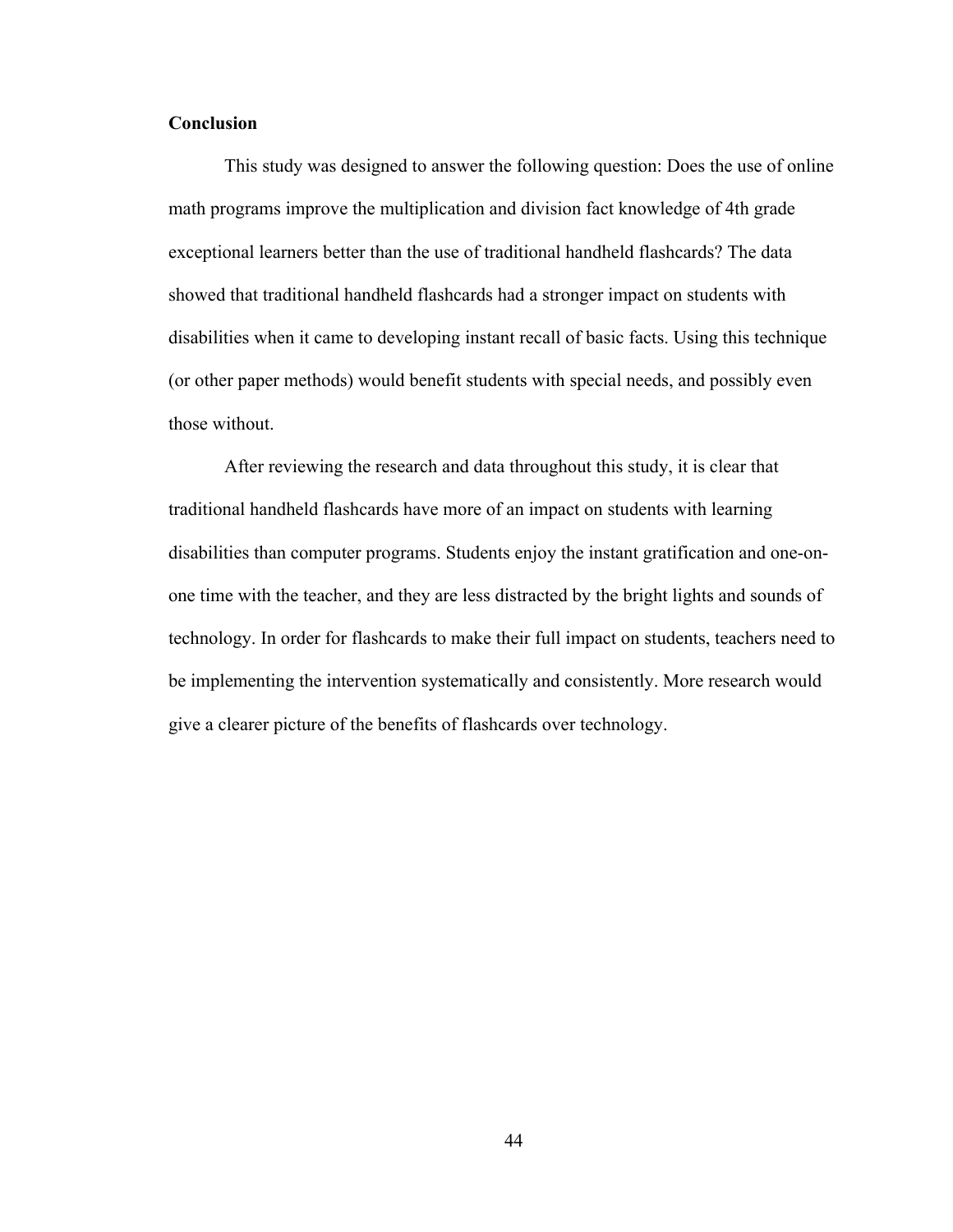## Conclusion

This study was designed to answer the following question: Does the use of online math programs improve the multiplication and division fact knowledge of 4th grade exceptional learners better than the use of traditional handheld flashcards? The data showed that traditional handheld flashcards had a stronger impact on students with disabilities when it came to developing instant recall of basic facts. Using this technique (or other paper methods) would benefit students with special needs, and possibly even those without.

After reviewing the research and data throughout this study, it is clear that traditional handheld flashcards have more of an impact on students with learning disabilities than computer programs. Students enjoy the instant gratification and one-on-one time with the teacher, and they are less distracted by the bright lights and sounds of technology. In order for flashcards to make their full impact on students, teachers need to be implementing the intervention systematically and consistently. More research would give a clearer picture of the benefits of flashcards over technology.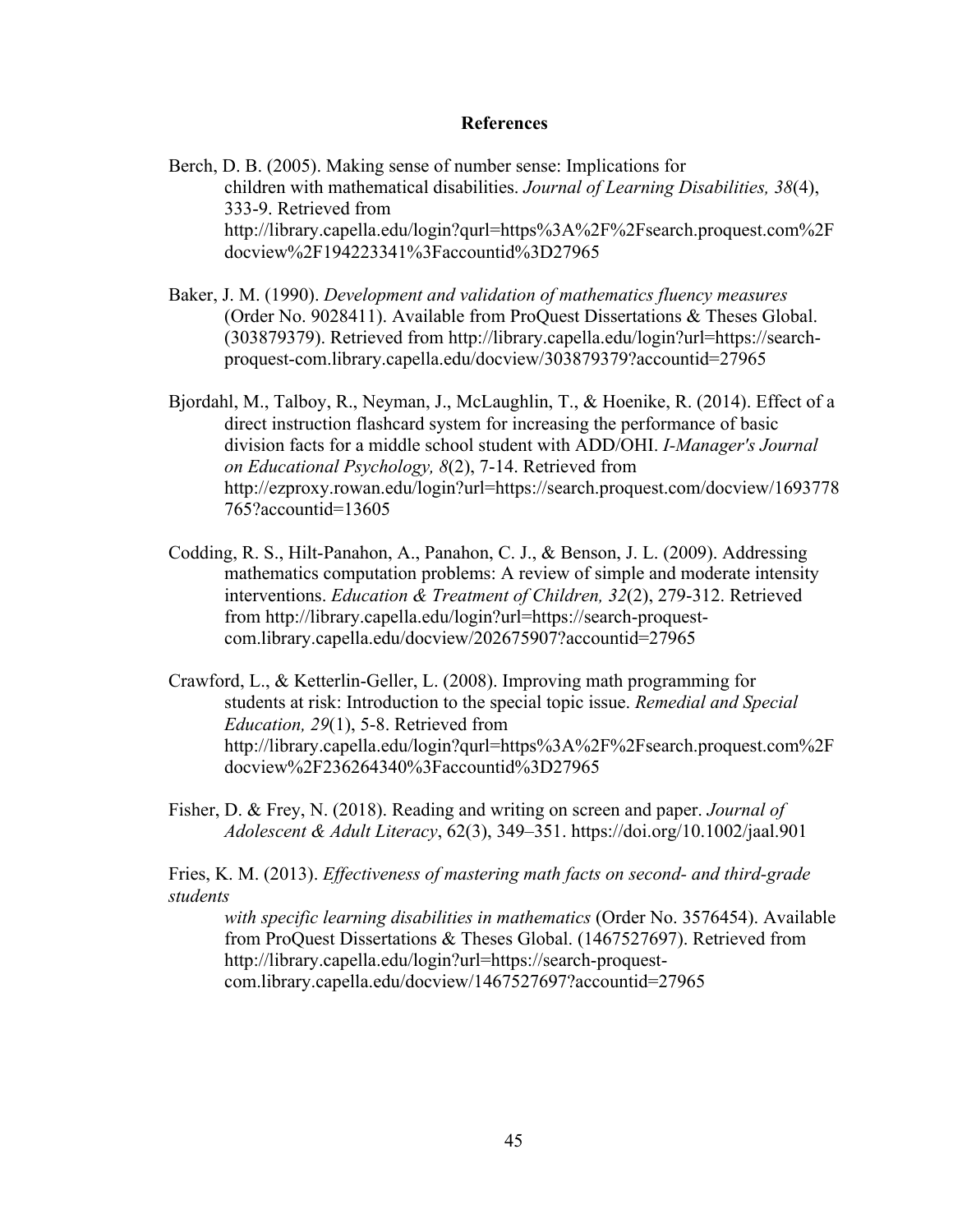# References

Berch, D. B. (2005). Making sense of number sense: Implications for children with mathematical disabilities. *Journal of Learning Disabilities, 38*(4), 333-9. Retrieved from http://library.capella.edu/login?qurl=https%3A%2F%2Fsearch.proquest.com%2Fdocview%2F194223341%3Faccountid%3D27965

Baker, J. M. (1990). *Development and validation of mathematics fluency measures* (Order No. 9028411). Available from ProQuest Dissertations & Theses Global. (303879379). Retrieved from http://library.capella.edu/login?url=https://search-proquest-com.library.capella.edu/docview/303879379?accountid=27965

Bjordahl, M., Talboy, R., Neyman, J., McLaughlin, T., & Hoenike, R. (2014). Effect of a direct instruction flashcard system for increasing the performance of basic division facts for a middle school student with ADD/OHI. *I-Manager's Journal on Educational Psychology, 8*(2), 7-14. Retrieved from http://ezproxy.rowan.edu/login?url=https://search.proquest.com/docview/1693778765?accountid=13605

Codding, R. S., Hilt-Panahon, A., Panahon, C. J., & Benson, J. L. (2009). Addressing mathematics computation problems: A review of simple and moderate intensity interventions. *Education & Treatment of Children, 32*(2), 279-312. Retrieved from http://library.capella.edu/login?url=https://search-proquest-com.library.capella.edu/docview/202675907?accountid=27965

Crawford, L., & Ketterlin-Geller, L. (2008). Improving math programming for students at risk: Introduction to the special topic issue. *Remedial and Special Education, 29*(1), 5-8. Retrieved from http://library.capella.edu/login?qurl=https%3A%2F%2Fsearch.proquest.com%2Fdocview%2F236264340%3Faccountid%3D27965

Fisher, D. & Frey, N. (2018). Reading and writing on screen and paper. *Journal of Adolescent & Adult Literacy*, 62(3), 349–351. https://doi.org/10.1002/jaal.901

Fries, K. M. (2013). *Effectiveness of mastering math facts on second- and third-grade students with specific learning disabilities in mathematics* (Order No. 3576454). Available from ProQuest Dissertations & Theses Global. (1467527697). Retrieved from http://library.capella.edu/login?url=https://search-proquest-com.library.capella.edu/docview/1467527697?accountid=27965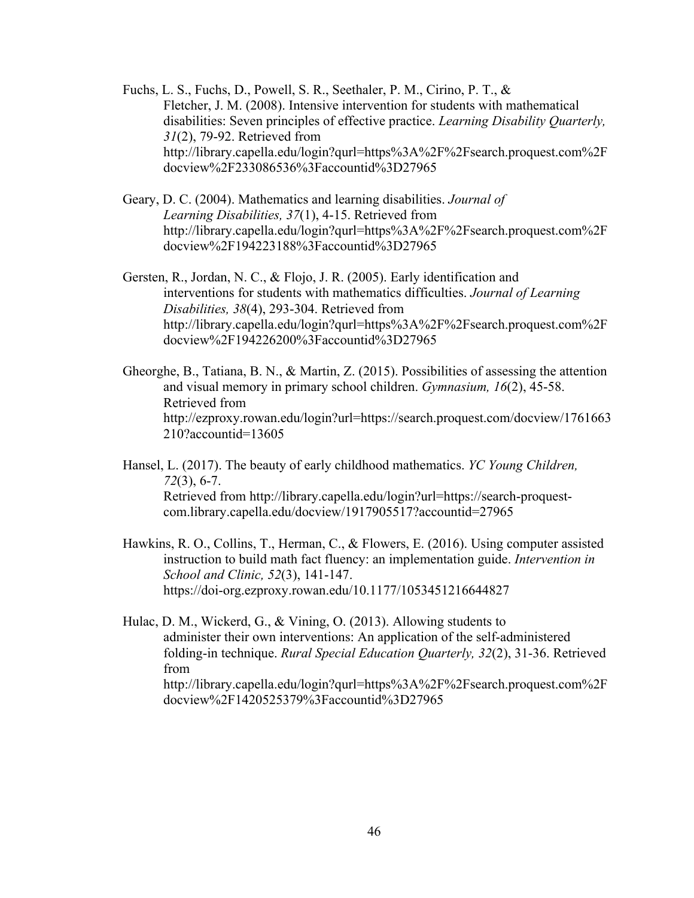Fuchs, L. S., Fuchs, D., Powell, S. R., Seethaler, P. M., Cirino, P. T., & Fletcher, J. M. (2008). Intensive intervention for students with mathematical disabilities: Seven principles of effective practice. *Learning Disability Quarterly, 31*(2), 79-92. Retrieved from http://library.capella.edu/login?qurl=https%3A%2F%2Fsearch.proquest.com%2Fdocview%2F233086536%3Faccountid%3D27965

Geary, D. C. (2004). Mathematics and learning disabilities. *Journal of Learning Disabilities, 37*(1), 4-15. Retrieved from http://library.capella.edu/login?qurl=https%3A%2F%2Fsearch.proquest.com%2Fdocview%2F194223188%3Faccountid%3D27965

Gersten, R., Jordan, N. C., & Flojo, J. R. (2005). Early identification and interventions for students with mathematics difficulties. *Journal of Learning Disabilities, 38*(4), 293-304. Retrieved from http://library.capella.edu/login?qurl=https%3A%2F%2Fsearch.proquest.com%2Fdocview%2F194226200%3Faccountid%3D27965

Gheorghe, B., Tatiana, B. N., & Martin, Z. (2015). Possibilities of assessing the attention and visual memory in primary school children. *Gymnasium, 16*(2), 45-58. Retrieved from http://ezproxy.rowan.edu/login?url=https://search.proquest.com/docview/1761663210?accountid=13605

Hansel, L. (2017). The beauty of early childhood mathematics. *YC Young Children, 72*(3), 6-7. Retrieved from http://library.capella.edu/login?url=https://search-proquest-com.library.capella.edu/docview/1917905517?accountid=27965

Hawkins, R. O., Collins, T., Herman, C., & Flowers, E. (2016). Using computer assisted instruction to build math fact fluency: an implementation guide. *Intervention in School and Clinic, 52*(3), 141-147. https://doi-org.ezproxy.rowan.edu/10.1177/1053451216644827

Hulac, D. M., Wickerd, G., & Vining, O. (2013). Allowing students to administer their own interventions: An application of the self-administered folding-in technique. *Rural Special Education Quarterly, 32*(2), 31-36. Retrieved from http://library.capella.edu/login?qurl=https%3A%2F%2Fsearch.proquest.com%2Fdocview%2F1420525379%3Faccountid%3D27965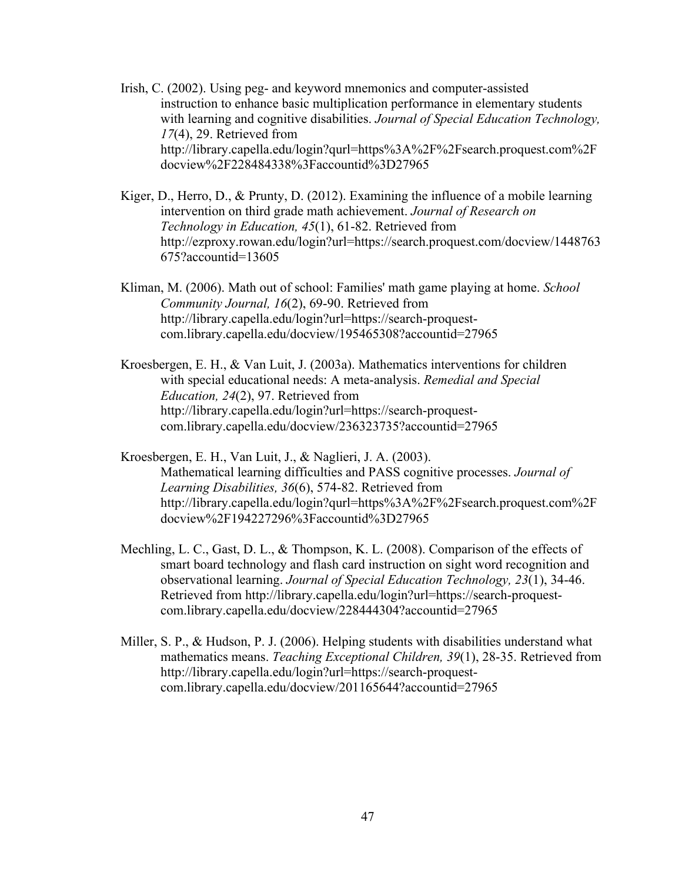Irish, C. (2002). Using peg- and keyword mnemonics and computer-assisted instruction to enhance basic multiplication performance in elementary students with learning and cognitive disabilities. *Journal of Special Education Technology, 17*(4), 29. Retrieved from http://library.capella.edu/login?qurl=https%3A%2F%2Fsearch.proquest.com%2Fdocview%2F228484338%3Faccountid%3D27965

Kiger, D., Herro, D., & Prunty, D. (2012). Examining the influence of a mobile learning intervention on third grade math achievement. *Journal of Research on Technology in Education, 45*(1), 61-82. Retrieved from http://ezproxy.rowan.edu/login?url=https://search.proquest.com/docview/1448763675?accountid=13605

Kliman, M. (2006). Math out of school: Families' math game playing at home. *School Community Journal, 16*(2), 69-90. Retrieved from http://library.capella.edu/login?url=https://search-proquest-com.library.capella.edu/docview/195465308?accountid=27965

Kroesbergen, E. H., & Van Luit, J. (2003a). Mathematics interventions for children with special educational needs: A meta-analysis. *Remedial and Special Education, 24*(2), 97. Retrieved from http://library.capella.edu/login?url=https://search-proquest-com.library.capella.edu/docview/236323735?accountid=27965

Kroesbergen, E. H., Van Luit, J., & Naglieri, J. A. (2003). Mathematical learning difficulties and PASS cognitive processes. *Journal of Learning Disabilities, 36*(6), 574-82. Retrieved from http://library.capella.edu/login?qurl=https%3A%2F%2Fsearch.proquest.com%2Fdocview%2F194227296%3Faccountid%3D27965

Mechling, L. C., Gast, D. L., & Thompson, K. L. (2008). Comparison of the effects of smart board technology and flash card instruction on sight word recognition and observational learning. *Journal of Special Education Technology, 23*(1), 34-46. Retrieved from http://library.capella.edu/login?url=https://search-proquest-com.library.capella.edu/docview/228444304?accountid=27965

Miller, S. P., & Hudson, P. J. (2006). Helping students with disabilities understand what mathematics means. *Teaching Exceptional Children, 39*(1), 28-35. Retrieved from http://library.capella.edu/login?url=https://search-proquest-com.library.capella.edu/docview/201165644?accountid=27965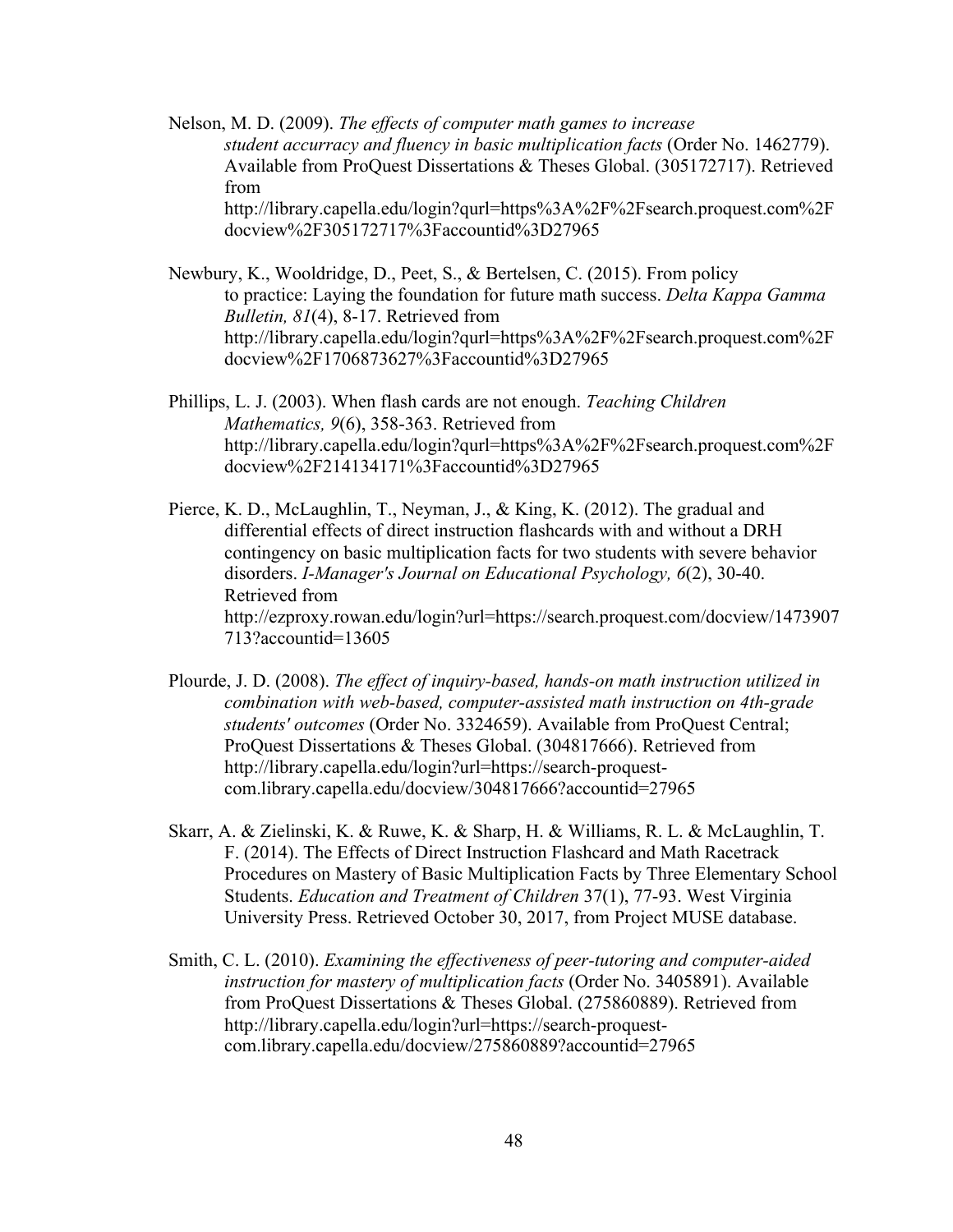Nelson, M. D. (2009). *The effects of computer math games to increase student accurracy and fluency in basic multiplication facts* (Order No. 1462779). Available from ProQuest Dissertations & Theses Global. (305172717). Retrieved from http://library.capella.edu/login?qurl=https%3A%2F%2Fsearch.proquest.com%2Fdocview%2F305172717%3Faccountid%3D27965

Newbury, K., Wooldridge, D., Peet, S., & Bertelsen, C. (2015). From policy to practice: Laying the foundation for future math success. *Delta Kappa Gamma Bulletin, 81*(4), 8-17. Retrieved from http://library.capella.edu/login?qurl=https%3A%2F%2Fsearch.proquest.com%2Fdocview%2F1706873627%3Faccountid%3D27965

Phillips, L. J. (2003). When flash cards are not enough. *Teaching Children Mathematics, 9*(6), 358-363. Retrieved from http://library.capella.edu/login?qurl=https%3A%2F%2Fsearch.proquest.com%2Fdocview%2F214134171%3Faccountid%3D27965

Pierce, K. D., McLaughlin, T., Neyman, J., & King, K. (2012). The gradual and differential effects of direct instruction flashcards with and without a DRH contingency on basic multiplication facts for two students with severe behavior disorders. *I-Manager's Journal on Educational Psychology, 6*(2), 30-40. Retrieved from http://ezproxy.rowan.edu/login?url=https://search.proquest.com/docview/1473907713?accountid=13605

Plourde, J. D. (2008). *The effect of inquiry-based, hands-on math instruction utilized in combination with web-based, computer-assisted math instruction on 4th-grade students' outcomes* (Order No. 3324659). Available from ProQuest Central; ProQuest Dissertations & Theses Global. (304817666). Retrieved from http://library.capella.edu/login?url=https://search-proquest-com.library.capella.edu/docview/304817666?accountid=27965

Skarr, A. & Zielinski, K. & Ruwe, K. & Sharp, H. & Williams, R. L. & McLaughlin, T. F. (2014). The Effects of Direct Instruction Flashcard and Math Racetrack Procedures on Mastery of Basic Multiplication Facts by Three Elementary School Students. *Education and Treatment of Children* 37(1), 77-93. West Virginia University Press. Retrieved October 30, 2017, from Project MUSE database.

Smith, C. L. (2010). *Examining the effectiveness of peer-tutoring and computer-aided instruction for mastery of multiplication facts* (Order No. 3405891). Available from ProQuest Dissertations & Theses Global. (275860889). Retrieved from http://library.capella.edu/login?url=https://search-proquest-com.library.capella.edu/docview/275860889?accountid=27965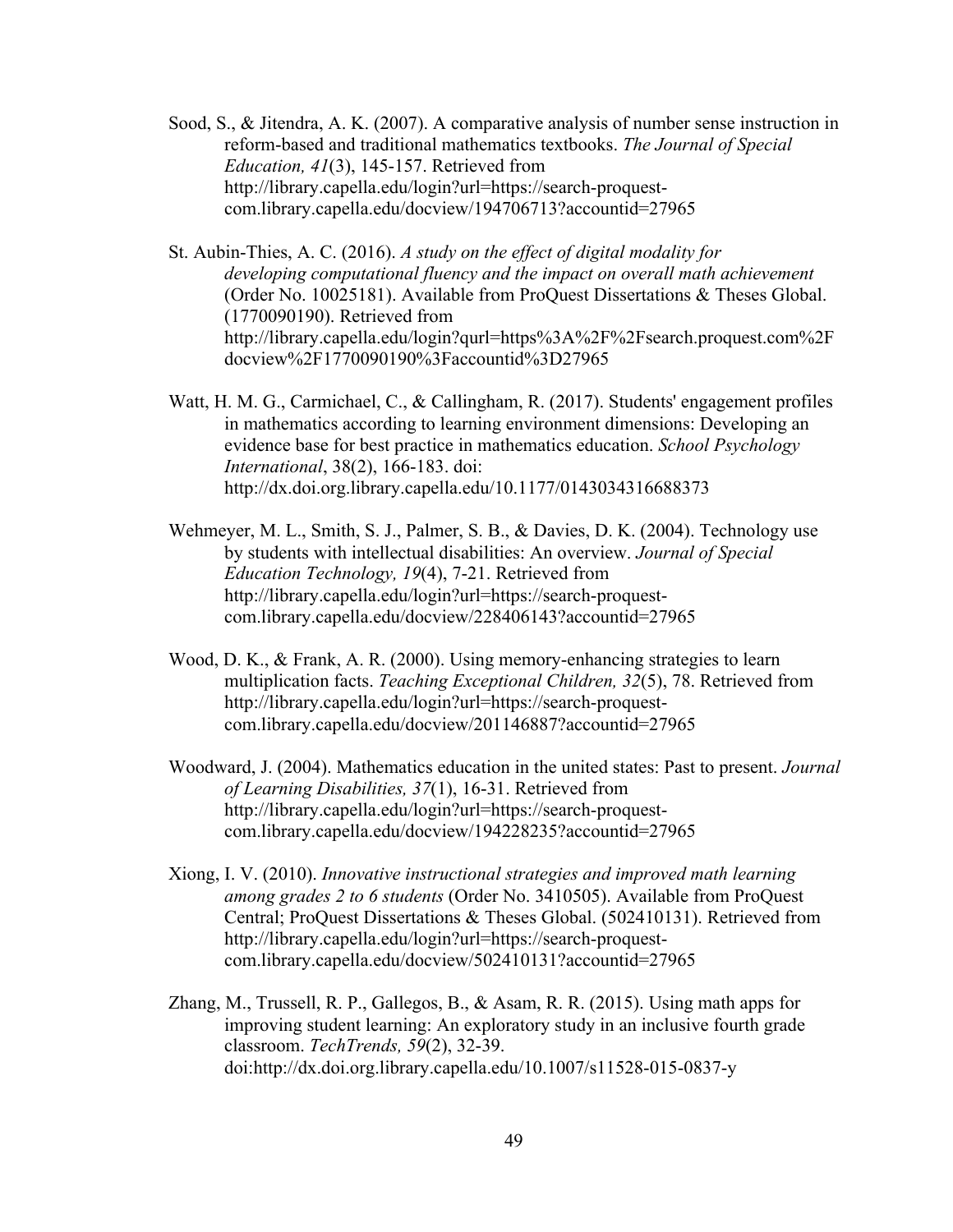Sood, S., & Jitendra, A. K. (2007). A comparative analysis of number sense instruction in reform-based and traditional mathematics textbooks. *The Journal of Special Education, 41*(3), 145-157. Retrieved from http://library.capella.edu/login?url=https://search-proquest-com.library.capella.edu/docview/194706713?accountid=27965

St. Aubin-Thies, A. C. (2016). *A study on the effect of digital modality for developing computational fluency and the impact on overall math achievement* (Order No. 10025181). Available from ProQuest Dissertations & Theses Global. (1770090190). Retrieved from http://library.capella.edu/login?qurl=https%3A%2F%2Fsearch.proquest.com%2Fdocview%2F1770090190%3Faccountid%3D27965

Watt, H. M. G., Carmichael, C., & Callingham, R. (2017). Students' engagement profiles in mathematics according to learning environment dimensions: Developing an evidence base for best practice in mathematics education. *School Psychology International*, 38(2), 166-183. doi: http://dx.doi.org.library.capella.edu/10.1177/0143034316688373

Wehmeyer, M. L., Smith, S. J., Palmer, S. B., & Davies, D. K. (2004). Technology use by students with intellectual disabilities: An overview. *Journal of Special Education Technology, 19*(4), 7-21. Retrieved from http://library.capella.edu/login?url=https://search-proquest-com.library.capella.edu/docview/228406143?accountid=27965

Wood, D. K., & Frank, A. R. (2000). Using memory-enhancing strategies to learn multiplication facts. *Teaching Exceptional Children, 32*(5), 78. Retrieved from http://library.capella.edu/login?url=https://search-proquest-com.library.capella.edu/docview/201146887?accountid=27965

Woodward, J. (2004). Mathematics education in the united states: Past to present. *Journal of Learning Disabilities, 37*(1), 16-31. Retrieved from http://library.capella.edu/login?url=https://search-proquest-com.library.capella.edu/docview/194228235?accountid=27965

Xiong, I. V. (2010). *Innovative instructional strategies and improved math learning among grades 2 to 6 students* (Order No. 3410505). Available from ProQuest Central; ProQuest Dissertations & Theses Global. (502410131). Retrieved from http://library.capella.edu/login?url=https://search-proquest-com.library.capella.edu/docview/502410131?accountid=27965

Zhang, M., Trussell, R. P., Gallegos, B., & Asam, R. R. (2015). Using math apps for improving student learning: An exploratory study in an inclusive fourth grade classroom. *TechTrends, 59*(2), 32-39. doi:http://dx.doi.org.library.capella.edu/10.1007/s11528-015-0837-y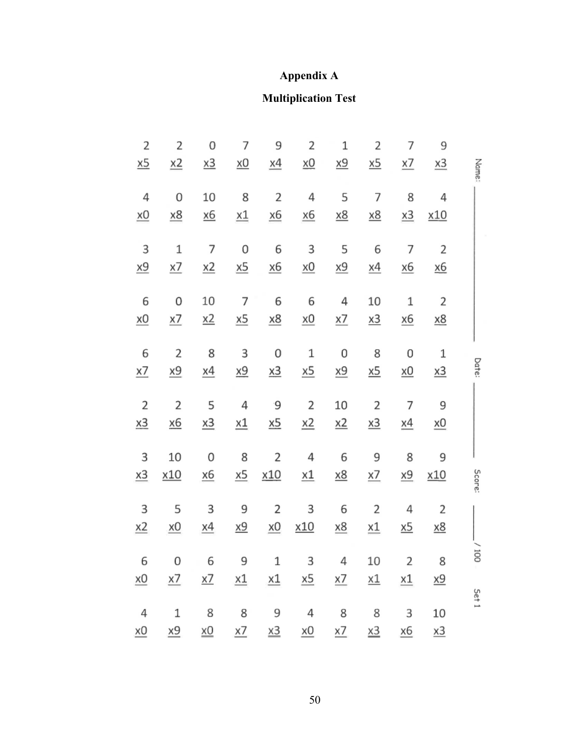# Appendix A

## Multiplication Test

| | | | | | | | | | |
|---|---|---|---|---|---|---|---|---|---|
| 2 x5 | 2 x2 | 0 x3 | 7 x0 | 9 x4 | 2 x0 | 1 x9 | 2 x5 | 7 x7 | 9 x3 |
| 4 x0 | 0 x8 | 10 x6 | 8 x1 | 2 x6 | 4 x6 | 5 x8 | 7 x8 | 8 x3 | 4 x10 |
| 3 x9 | 1 x7 | 7 x2 | 0 x5 | 6 x6 | 3 x0 | 5 x9 | 6 x4 | 7 x6 | 2 x6 |
| 6 x0 | 0 x7 | 10 x2 | 7 x5 | 6 x8 | 6 x0 | 4 x7 | 10 x3 | 1 x6 | 2 x8 |
| 6 x7 | 2 x9 | 8 x4 | 3 x9 | 0 x3 | 1 x5 | 0 x9 | 8 x5 | 0 x0 | 1 x3 |
| 2 x3 | 2 x6 | 5 x3 | 4 x1 | 9 x5 | 2 x2 | 10 x2 | 2 x3 | 7 x4 | 9 x0 |
| 3 x3 | 10 x10 | 0 x6 | 8 x5 | 2 x10 | 4 x1 | 6 x8 | 9 x7 | 8 x9 | 9 x10 |
| 3 x2 | 5 x0 | 3 x4 | 9 x9 | 2 x0 | 3 x10 | 6 x8 | 2 x1 | 4 x5 | 2 x8 |
| 6 x0 | 0 x7 | 6 x7 | 9 x1 | 1 x1 | 3 x5 | 4 x7 | 10 x1 | 2 x1 | 8 x9 |
| 4 x0 | 1 x9 | 8 x0 | 8 x7 | 9 x3 | 4 x0 | 8 x7 | 8 x3 | 3 x6 | 10 x3 |

Name: ____________________ Date: ____________ Score: ______ / 100 Set 1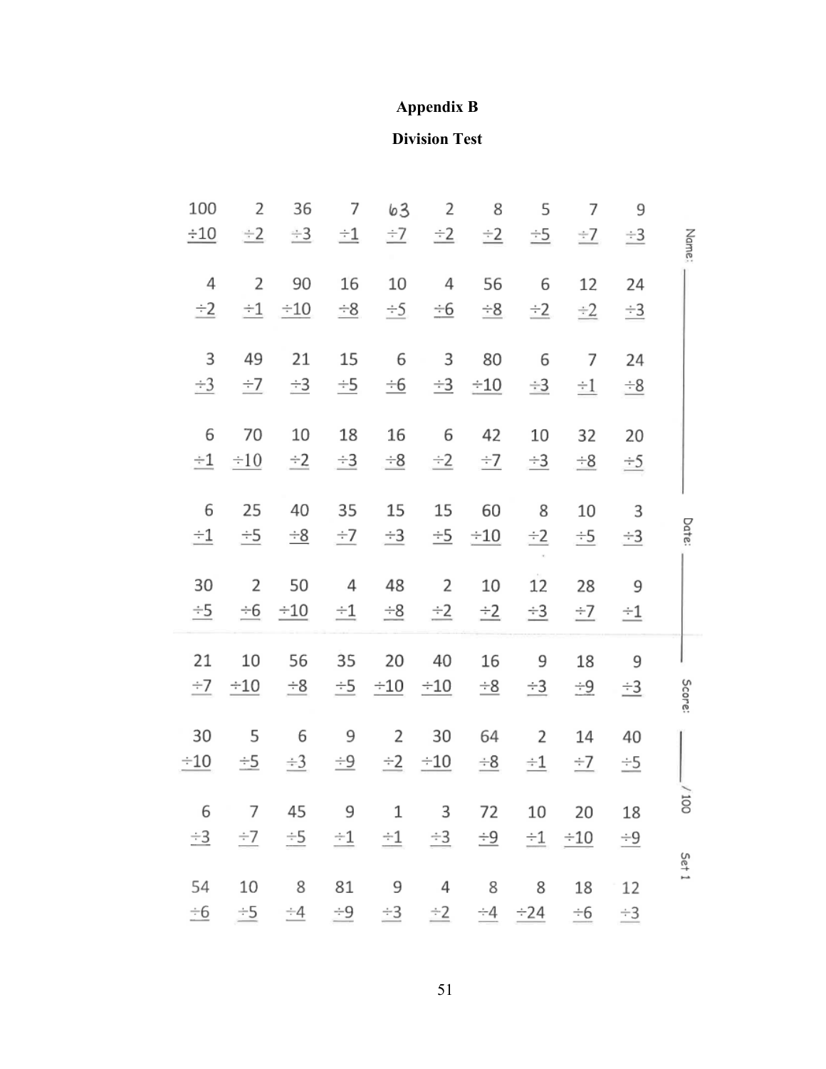**Appendix B**

**Division Test**

| | | | | | | | | | |
|---|---|---|---|---|---|---|---|---|---|
| 100 ÷10 | 2 ÷2 | 36 ÷3 | 7 ÷1 | 63 ÷7 | 2 ÷2 | 8 ÷2 | 5 ÷5 | 7 ÷7 | 9 ÷3 |
| 4 ÷2 | 2 ÷1 | 90 ÷10 | 16 ÷8 | 10 ÷5 | 4 ÷6 | 56 ÷8 | 6 ÷2 | 12 ÷2 | 24 ÷3 |
| 3 ÷3 | 49 ÷7 | 21 ÷3 | 15 ÷5 | 6 ÷6 | 3 ÷3 | 80 ÷10 | 6 ÷3 | 7 ÷1 | 24 ÷8 |
| 6 ÷1 | 70 ÷10 | 10 ÷2 | 18 ÷3 | 16 ÷8 | 6 ÷2 | 42 ÷7 | 10 ÷3 | 32 ÷8 | 20 ÷5 |
| 6 ÷1 | 25 ÷5 | 40 ÷8 | 35 ÷7 | 15 ÷3 | 15 ÷5 | 60 ÷10 | 8 ÷2 | 10 ÷5 | 3 ÷3 |
| 30 ÷5 | 2 ÷6 | 50 ÷10 | 4 ÷1 | 48 ÷8 | 2 ÷2 | 10 ÷2 | 12 ÷3 | 28 ÷7 | 9 ÷1 |
| 21 ÷7 | 10 ÷10 | 56 ÷8 | 35 ÷5 | 20 ÷10 | 40 ÷10 | 16 ÷8 | 9 ÷3 | 18 ÷9 | 9 ÷3 |
| 30 ÷10 | 5 ÷5 | 6 ÷3 | 9 ÷9 | 2 ÷2 | 30 ÷10 | 64 ÷8 | 2 ÷1 | 14 ÷7 | 40 ÷5 |
| 6 ÷3 | 7 ÷7 | 45 ÷5 | 9 ÷1 | 1 ÷1 | 3 ÷3 | 72 ÷9 | 10 ÷1 | 20 ÷10 | 18 ÷9 |
| 54 ÷6 | 10 ÷5 | 8 ÷4 | 81 ÷9 | 9 ÷3 | 4 ÷2 | 8 ÷4 | 8 ÷24 | 18 ÷6 | 12 ÷3 |

Name: \_\_\_\_\_\_\_\_\_\_ Date: \_\_\_\_\_\_\_\_\_\_ Score: \_\_\_\_\_ / 100

Set 1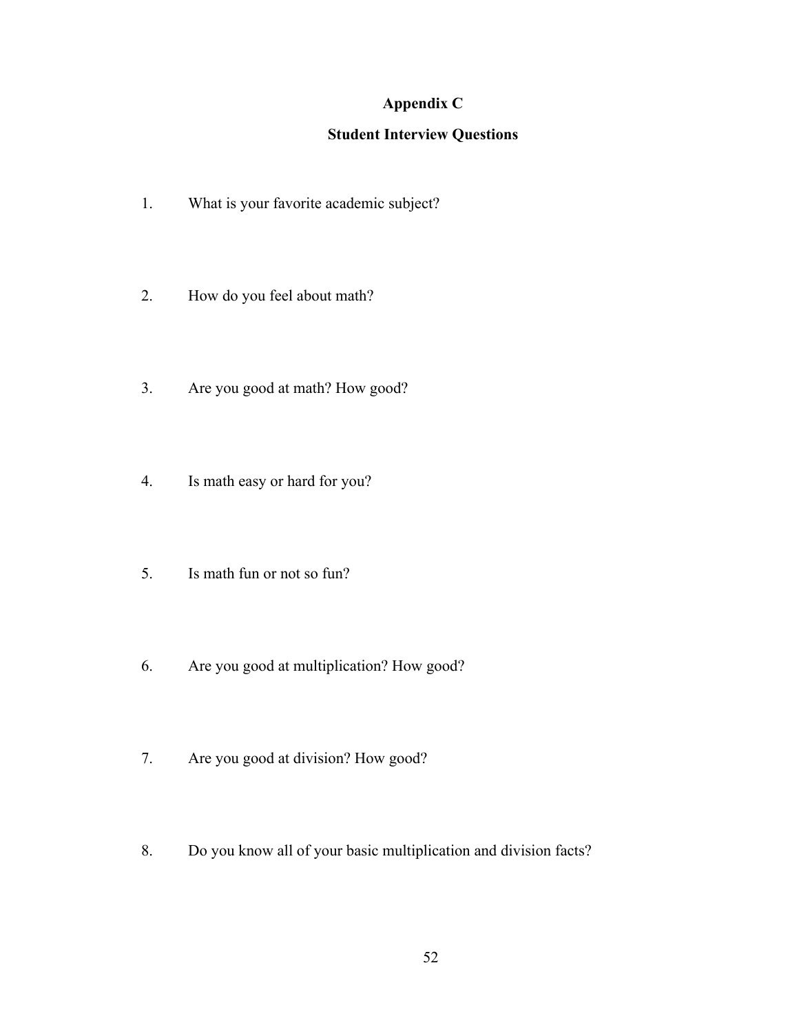# Appendix C

## Student Interview Questions

1. What is your favorite academic subject?

2. How do you feel about math?

3. Are you good at math? How good?

4. Is math easy or hard for you?

5. Is math fun or not so fun?

6. Are you good at multiplication? How good?

7. Are you good at division? How good?

8. Do you know all of your basic multiplication and division facts?